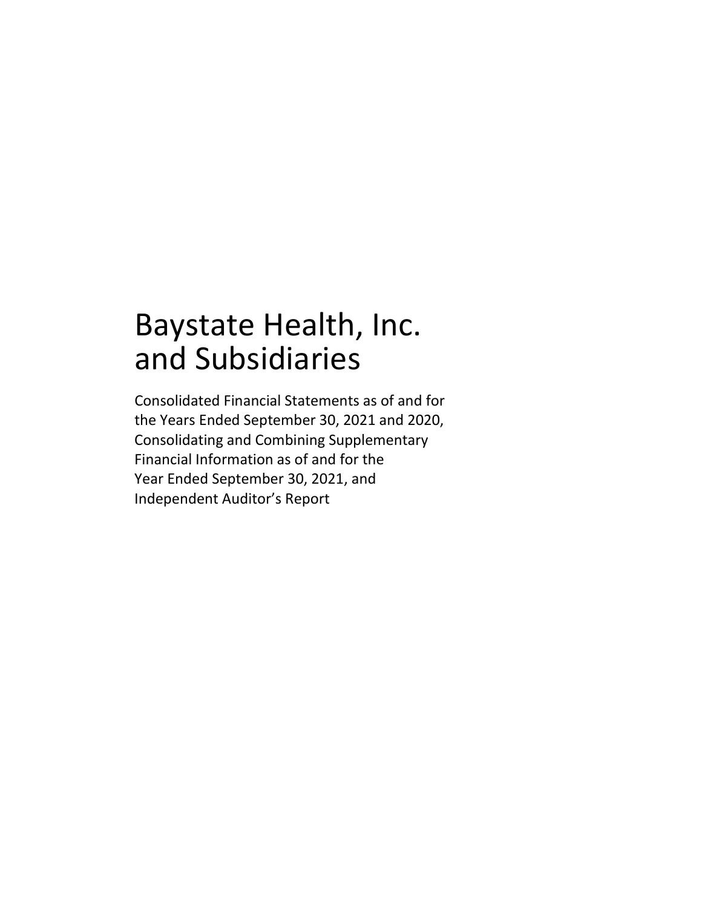# Baystate Health, Inc. and Subsidiaries

Consolidated Financial Statements as of and for the Years Ended September 30, 2021 and 2020, Consolidating and Combining Supplementary Financial Information as of and for the Year Ended September 30, 2021, and Independent Auditor's Report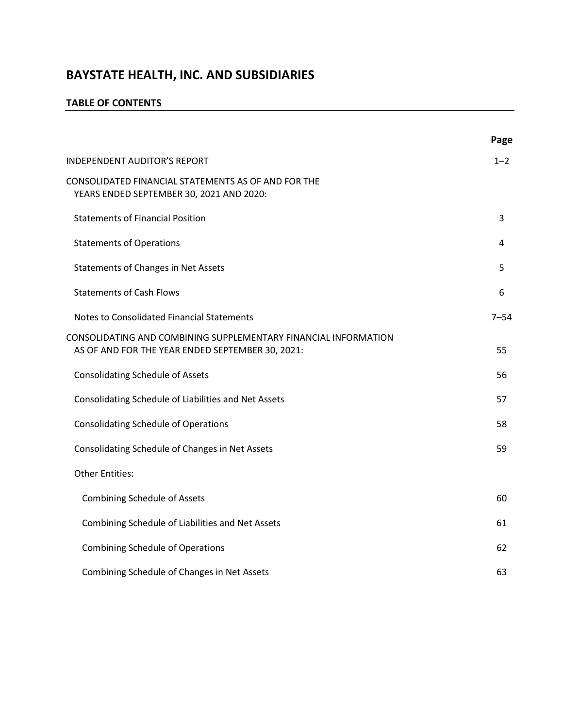# BAYSTATE HEALTH, INC. AND SUBSIDIARIES

## TABLE OF CONTENTS

| | Page |
|---|---|
| INDEPENDENT AUDITOR'S REPORT | 1–2 |
| CONSOLIDATED FINANCIAL STATEMENTS AS OF AND FOR THE YEARS ENDED SEPTEMBER 30, 2021 AND 2020: | |
| Statements of Financial Position | 3 |
| Statements of Operations | 4 |
| Statements of Changes in Net Assets | 5 |
| Statements of Cash Flows | 6 |
| Notes to Consolidated Financial Statements | 7–54 |
| CONSOLIDATING AND COMBINING SUPPLEMENTARY FINANCIAL INFORMATION AS OF AND FOR THE YEAR ENDED SEPTEMBER 30, 2021: | 55 |
| Consolidating Schedule of Assets | 56 |
| Consolidating Schedule of Liabilities and Net Assets | 57 |
| Consolidating Schedule of Operations | 58 |
| Consolidating Schedule of Changes in Net Assets | 59 |
| Other Entities: | |
| Combining Schedule of Assets | 60 |
| Combining Schedule of Liabilities and Net Assets | 61 |
| Combining Schedule of Operations | 62 |
| Combining Schedule of Changes in Net Assets | 63 |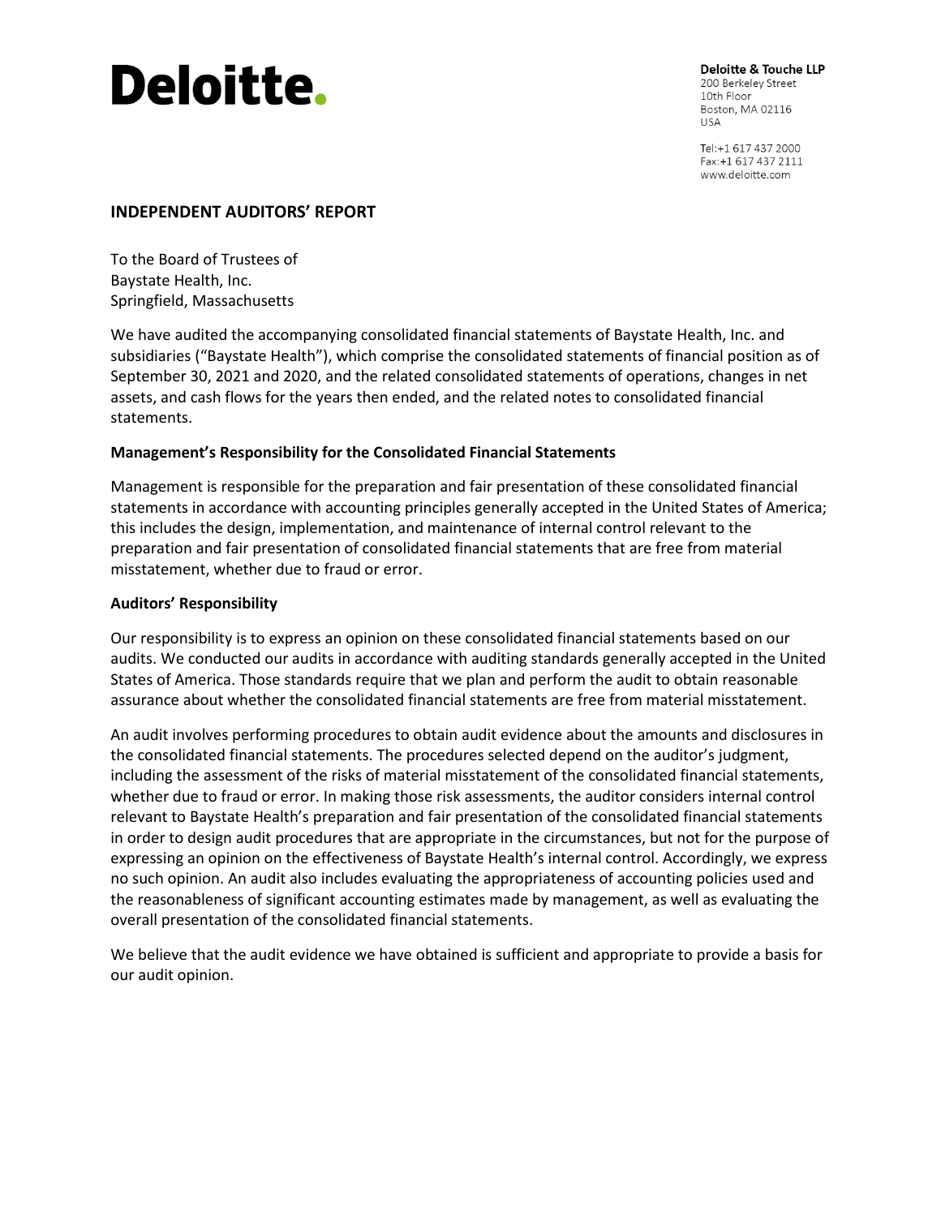**Deloitte.**

**Deloitte & Touche LLP**
200 Berkeley Street
10th Floor
Boston, MA 02116
USA

Tel:+1 617 437 2000
Fax:+1 617 437 2111
www.deloitte.com

## INDEPENDENT AUDITORS' REPORT

To the Board of Trustees of
Baystate Health, Inc.
Springfield, Massachusetts

We have audited the accompanying consolidated financial statements of Baystate Health, Inc. and subsidiaries ("Baystate Health"), which comprise the consolidated statements of financial position as of September 30, 2021 and 2020, and the related consolidated statements of operations, changes in net assets, and cash flows for the years then ended, and the related notes to consolidated financial statements.

### Management's Responsibility for the Consolidated Financial Statements

Management is responsible for the preparation and fair presentation of these consolidated financial statements in accordance with accounting principles generally accepted in the United States of America; this includes the design, implementation, and maintenance of internal control relevant to the preparation and fair presentation of consolidated financial statements that are free from material misstatement, whether due to fraud or error.

### Auditors' Responsibility

Our responsibility is to express an opinion on these consolidated financial statements based on our audits. We conducted our audits in accordance with auditing standards generally accepted in the United States of America. Those standards require that we plan and perform the audit to obtain reasonable assurance about whether the consolidated financial statements are free from material misstatement.

An audit involves performing procedures to obtain audit evidence about the amounts and disclosures in the consolidated financial statements. The procedures selected depend on the auditor's judgment, including the assessment of the risks of material misstatement of the consolidated financial statements, whether due to fraud or error. In making those risk assessments, the auditor considers internal control relevant to Baystate Health's preparation and fair presentation of the consolidated financial statements in order to design audit procedures that are appropriate in the circumstances, but not for the purpose of expressing an opinion on the effectiveness of Baystate Health's internal control. Accordingly, we express no such opinion. An audit also includes evaluating the appropriateness of accounting policies used and the reasonableness of significant accounting estimates made by management, as well as evaluating the overall presentation of the consolidated financial statements.

We believe that the audit evidence we have obtained is sufficient and appropriate to provide a basis for our audit opinion.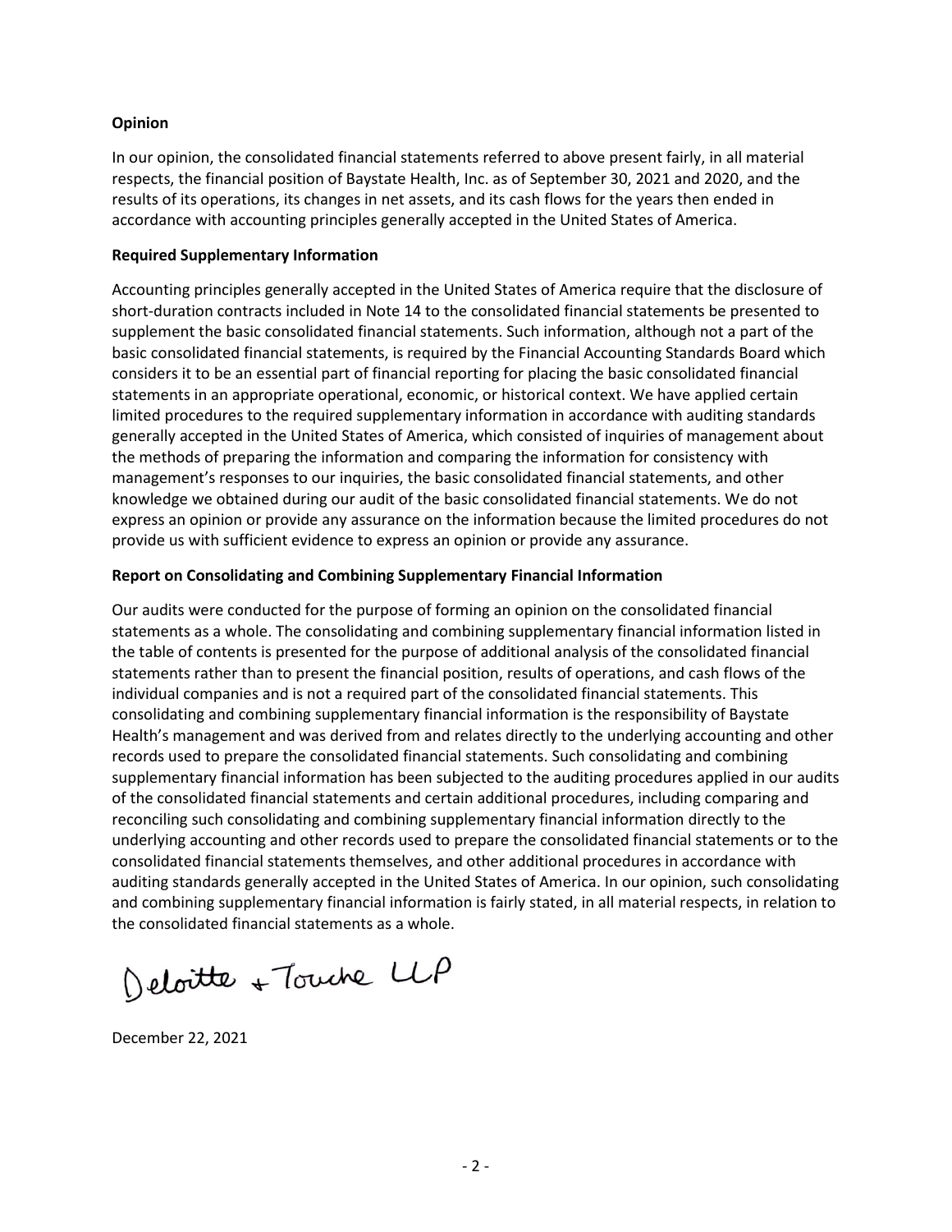**Opinion**

In our opinion, the consolidated financial statements referred to above present fairly, in all material respects, the financial position of Baystate Health, Inc. as of September 30, 2021 and 2020, and the results of its operations, its changes in net assets, and its cash flows for the years then ended in accordance with accounting principles generally accepted in the United States of America.

**Required Supplementary Information**

Accounting principles generally accepted in the United States of America require that the disclosure of short-duration contracts included in Note 14 to the consolidated financial statements be presented to supplement the basic consolidated financial statements. Such information, although not a part of the basic consolidated financial statements, is required by the Financial Accounting Standards Board which considers it to be an essential part of financial reporting for placing the basic consolidated financial statements in an appropriate operational, economic, or historical context. We have applied certain limited procedures to the required supplementary information in accordance with auditing standards generally accepted in the United States of America, which consisted of inquiries of management about the methods of preparing the information and comparing the information for consistency with management's responses to our inquiries, the basic consolidated financial statements, and other knowledge we obtained during our audit of the basic consolidated financial statements. We do not express an opinion or provide any assurance on the information because the limited procedures do not provide us with sufficient evidence to express an opinion or provide any assurance.

**Report on Consolidating and Combining Supplementary Financial Information**

Our audits were conducted for the purpose of forming an opinion on the consolidated financial statements as a whole. The consolidating and combining supplementary financial information listed in the table of contents is presented for the purpose of additional analysis of the consolidated financial statements rather than to present the financial position, results of operations, and cash flows of the individual companies and is not a required part of the consolidated financial statements. This consolidating and combining supplementary financial information is the responsibility of Baystate Health's management and was derived from and relates directly to the underlying accounting and other records used to prepare the consolidated financial statements. Such consolidating and combining supplementary financial information has been subjected to the auditing procedures applied in our audits of the consolidated financial statements and certain additional procedures, including comparing and reconciling such consolidating and combining supplementary financial information directly to the underlying accounting and other records used to prepare the consolidated financial statements or to the consolidated financial statements themselves, and other additional procedures in accordance with auditing standards generally accepted in the United States of America. In our opinion, such consolidating and combining supplementary financial information is fairly stated, in all material respects, in relation to the consolidated financial statements as a whole.

Deloitte & Touche LLP

December 22, 2021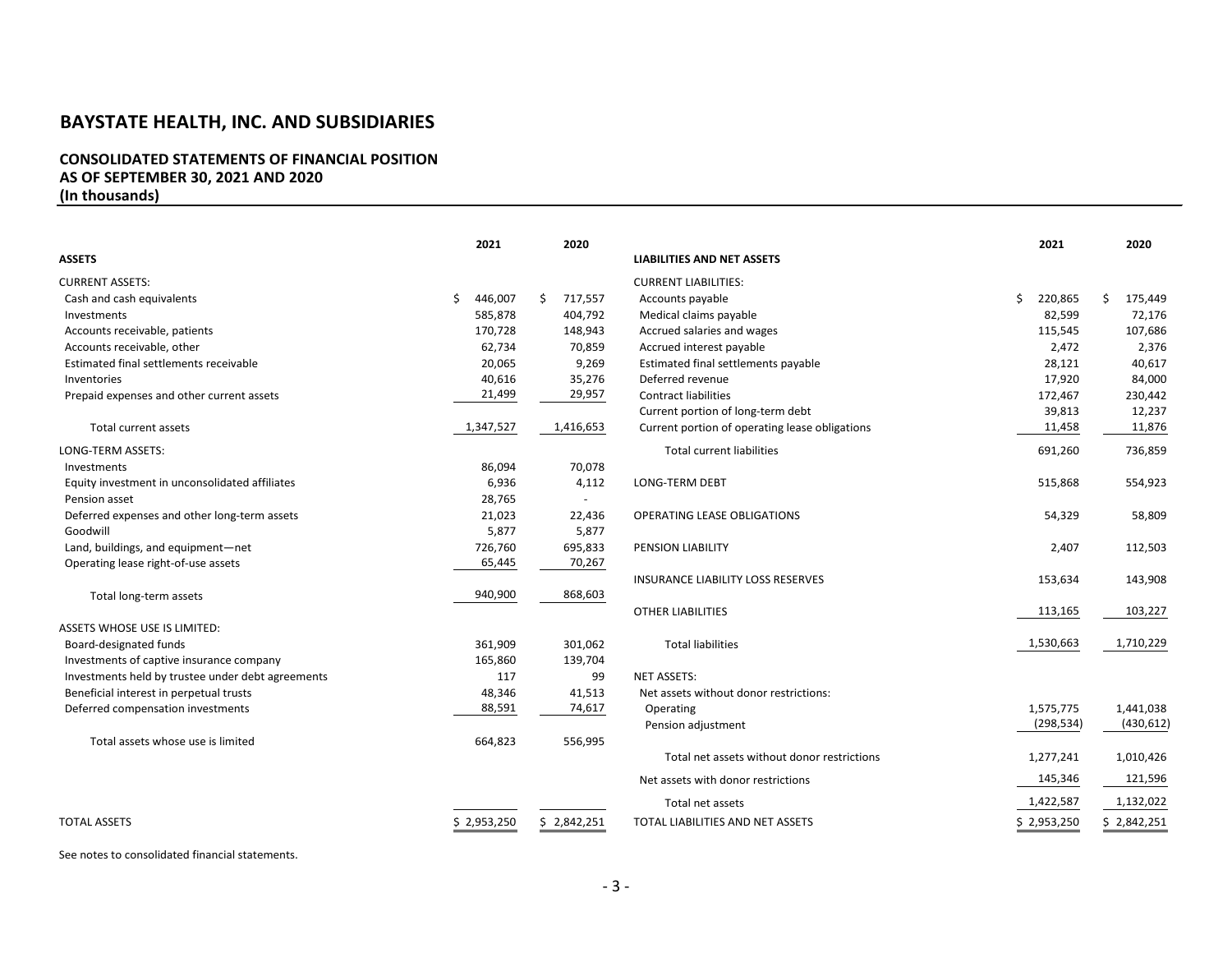# BAYSTATE HEALTH, INC. AND SUBSIDIARIES

## CONSOLIDATED STATEMENTS OF FINANCIAL POSITION
## AS OF SEPTEMBER 30, 2021 AND 2020
## (In thousands)

| ASSETS | 2021 | 2020 |
|---|---|---|
| CURRENT ASSETS: | | |
| Cash and cash equivalents | $ 446,007 | $ 717,557 |
| Investments | 585,878 | 404,792 |
| Accounts receivable, patients | 170,728 | 148,943 |
| Accounts receivable, other | 62,734 | 70,859 |
| Estimated final settlements receivable | 20,065 | 9,269 |
| Inventories | 40,616 | 35,276 |
| Prepaid expenses and other current assets | 21,499 | 29,957 |
| Total current assets | 1,347,527 | 1,416,653 |
| LONG-TERM ASSETS: | | |
| Investments | 86,094 | 70,078 |
| Equity investment in unconsolidated affiliates | 6,936 | 4,112 |
| Pension asset | 28,765 | - |
| Deferred expenses and other long-term assets | 21,023 | 22,436 |
| Goodwill | 5,877 | 5,877 |
| Land, buildings, and equipment—net | 726,760 | 695,833 |
| Operating lease right-of-use assets | 65,445 | 70,267 |
| Total long-term assets | 940,900 | 868,603 |
| ASSETS WHOSE USE IS LIMITED: | | |
| Board-designated funds | 361,909 | 301,062 |
| Investments of captive insurance company | 165,860 | 139,704 |
| Investments held by trustee under debt agreements | 117 | 99 |
| Beneficial interest in perpetual trusts | 48,346 | 41,513 |
| Deferred compensation investments | 88,591 | 74,617 |
| Total assets whose use is limited | 664,823 | 556,995 |
| TOTAL ASSETS | $ 2,953,250 | $ 2,842,251 |

| LIABILITIES AND NET ASSETS | 2021 | 2020 |
|---|---|---|
| CURRENT LIABILITIES: | | |
| Accounts payable | $ 220,865 | $ 175,449 |
| Medical claims payable | 82,599 | 72,176 |
| Accrued salaries and wages | 115,545 | 107,686 |
| Accrued interest payable | 2,472 | 2,376 |
| Estimated final settlements payable | 28,121 | 40,617 |
| Deferred revenue | 17,920 | 84,000 |
| Contract liabilities | 172,467 | 230,442 |
| Current portion of long-term debt | 39,813 | 12,237 |
| Current portion of operating lease obligations | 11,458 | 11,876 |
| Total current liabilities | 691,260 | 736,859 |
| LONG-TERM DEBT | 515,868 | 554,923 |
| OPERATING LEASE OBLIGATIONS | 54,329 | 58,809 |
| PENSION LIABILITY | 2,407 | 112,503 |
| INSURANCE LIABILITY LOSS RESERVES | 153,634 | 143,908 |
| OTHER LIABILITIES | 113,165 | 103,227 |
| Total liabilities | 1,530,663 | 1,710,229 |
| NET ASSETS: | | |
| Net assets without donor restrictions: | | |
| Operating | 1,575,775 | 1,441,038 |
| Pension adjustment | (298,534) | (430,612) |
| Total net assets without donor restrictions | 1,277,241 | 1,010,426 |
| Net assets with donor restrictions | 145,346 | 121,596 |
| Total net assets | 1,422,587 | 1,132,022 |
| TOTAL LIABILITIES AND NET ASSETS | $ 2,953,250 | $ 2,842,251 |

See notes to consolidated financial statements.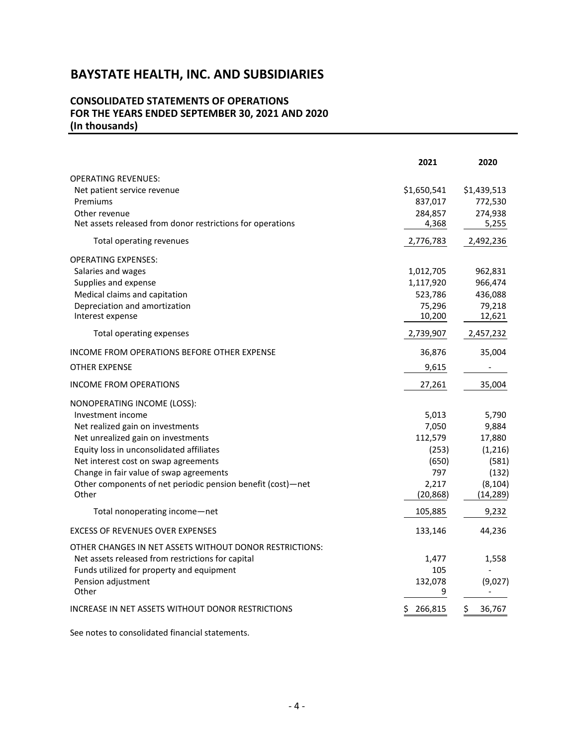# BAYSTATE HEALTH, INC. AND SUBSIDIARIES

## CONSOLIDATED STATEMENTS OF OPERATIONS FOR THE YEARS ENDED SEPTEMBER 30, 2021 AND 2020 (In thousands)

| | 2021 | 2020 |
|---|---|---|
| OPERATING REVENUES: | | |
| Net patient service revenue | $1,650,541 | $1,439,513 |
| Premiums | 837,017 | 772,530 |
| Other revenue | 284,857 | 274,938 |
| Net assets released from donor restrictions for operations | 4,368 | 5,255 |
| Total operating revenues | 2,776,783 | 2,492,236 |
| OPERATING EXPENSES: | | |
| Salaries and wages | 1,012,705 | 962,831 |
| Supplies and expense | 1,117,920 | 966,474 |
| Medical claims and capitation | 523,786 | 436,088 |
| Depreciation and amortization | 75,296 | 79,218 |
| Interest expense | 10,200 | 12,621 |
| Total operating expenses | 2,739,907 | 2,457,232 |
| INCOME FROM OPERATIONS BEFORE OTHER EXPENSE | 36,876 | 35,004 |
| OTHER EXPENSE | 9,615 | - |
| INCOME FROM OPERATIONS | 27,261 | 35,004 |
| NONOPERATING INCOME (LOSS): | | |
| Investment income | 5,013 | 5,790 |
| Net realized gain on investments | 7,050 | 9,884 |
| Net unrealized gain on investments | 112,579 | 17,880 |
| Equity loss in unconsolidated affiliates | (253) | (1,216) |
| Net interest cost on swap agreements | (650) | (581) |
| Change in fair value of swap agreements | 797 | (132) |
| Other components of net periodic pension benefit (cost)—net | 2,217 | (8,104) |
| Other | (20,868) | (14,289) |
| Total nonoperating income—net | 105,885 | 9,232 |
| EXCESS OF REVENUES OVER EXPENSES | 133,146 | 44,236 |
| OTHER CHANGES IN NET ASSETS WITHOUT DONOR RESTRICTIONS: | | |
| Net assets released from restrictions for capital | 1,477 | 1,558 |
| Funds utilized for property and equipment | 105 | - |
| Pension adjustment | 132,078 | (9,027) |
| Other | 9 | - |
| INCREASE IN NET ASSETS WITHOUT DONOR RESTRICTIONS | $ 266,815 | $ 36,767 |

See notes to consolidated financial statements.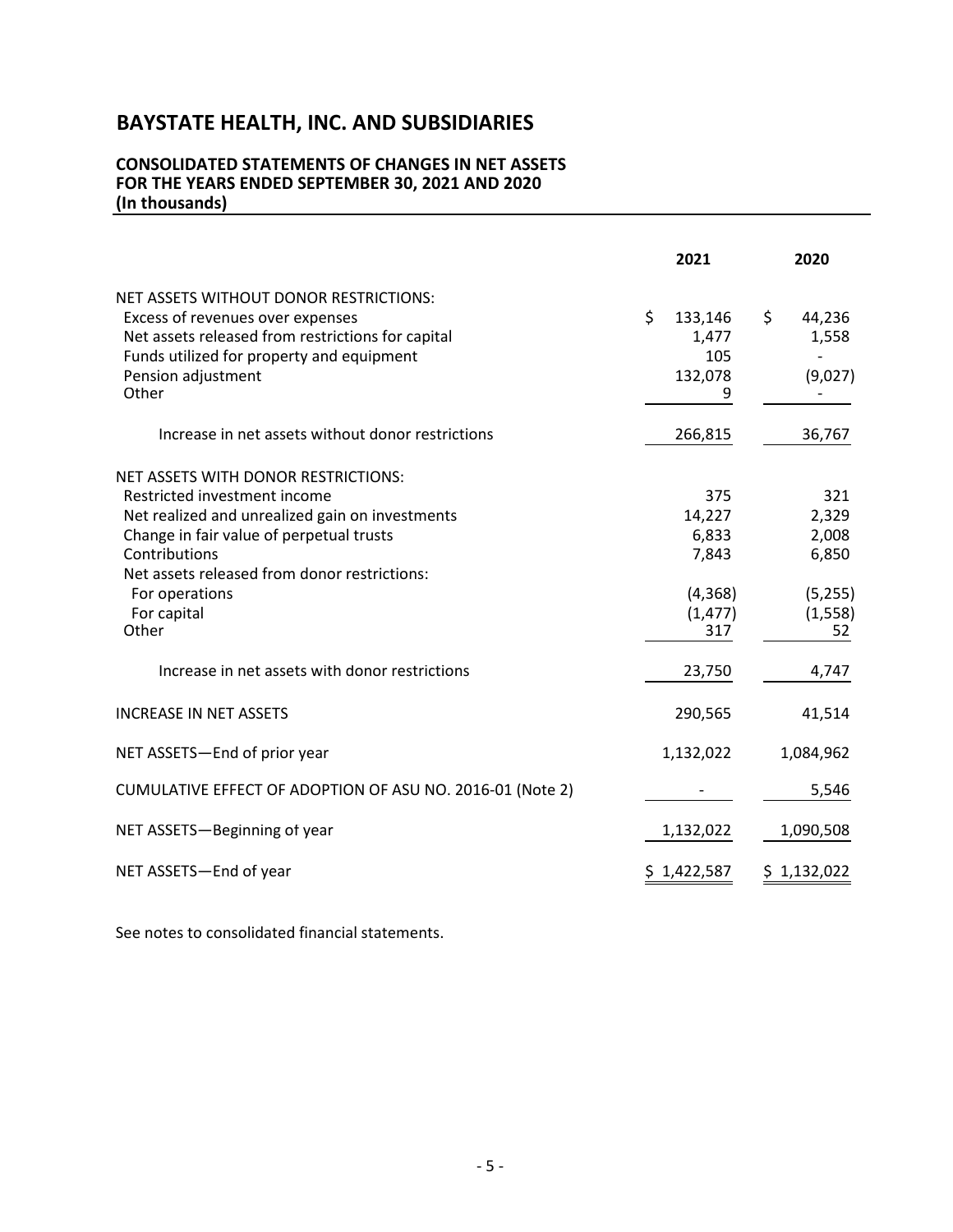# BAYSTATE HEALTH, INC. AND SUBSIDIARIES

## CONSOLIDATED STATEMENTS OF CHANGES IN NET ASSETS FOR THE YEARS ENDED SEPTEMBER 30, 2021 AND 2020 (In thousands)

| | 2021 | 2020 |
|---|---|---|
| NET ASSETS WITHOUT DONOR RESTRICTIONS: | | |
| Excess of revenues over expenses | $ 133,146 | $ 44,236 |
| Net assets released from restrictions for capital | 1,477 | 1,558 |
| Funds utilized for property and equipment | 105 | - |
| Pension adjustment | 132,078 | (9,027) |
| Other | 9 | - |
| Increase in net assets without donor restrictions | 266,815 | 36,767 |
| NET ASSETS WITH DONOR RESTRICTIONS: | | |
| Restricted investment income | 375 | 321 |
| Net realized and unrealized gain on investments | 14,227 | 2,329 |
| Change in fair value of perpetual trusts | 6,833 | 2,008 |
| Contributions | 7,843 | 6,850 |
| Net assets released from donor restrictions: | | |
| For operations | (4,368) | (5,255) |
| For capital | (1,477) | (1,558) |
| Other | 317 | 52 |
| Increase in net assets with donor restrictions | 23,750 | 4,747 |
| INCREASE IN NET ASSETS | 290,565 | 41,514 |
| NET ASSETS—End of prior year | 1,132,022 | 1,084,962 |
| CUMULATIVE EFFECT OF ADOPTION OF ASU NO. 2016-01 (Note 2) | - | 5,546 |
| NET ASSETS—Beginning of year | 1,132,022 | 1,090,508 |
| NET ASSETS—End of year | $ 1,422,587 | $ 1,132,022 |

See notes to consolidated financial statements.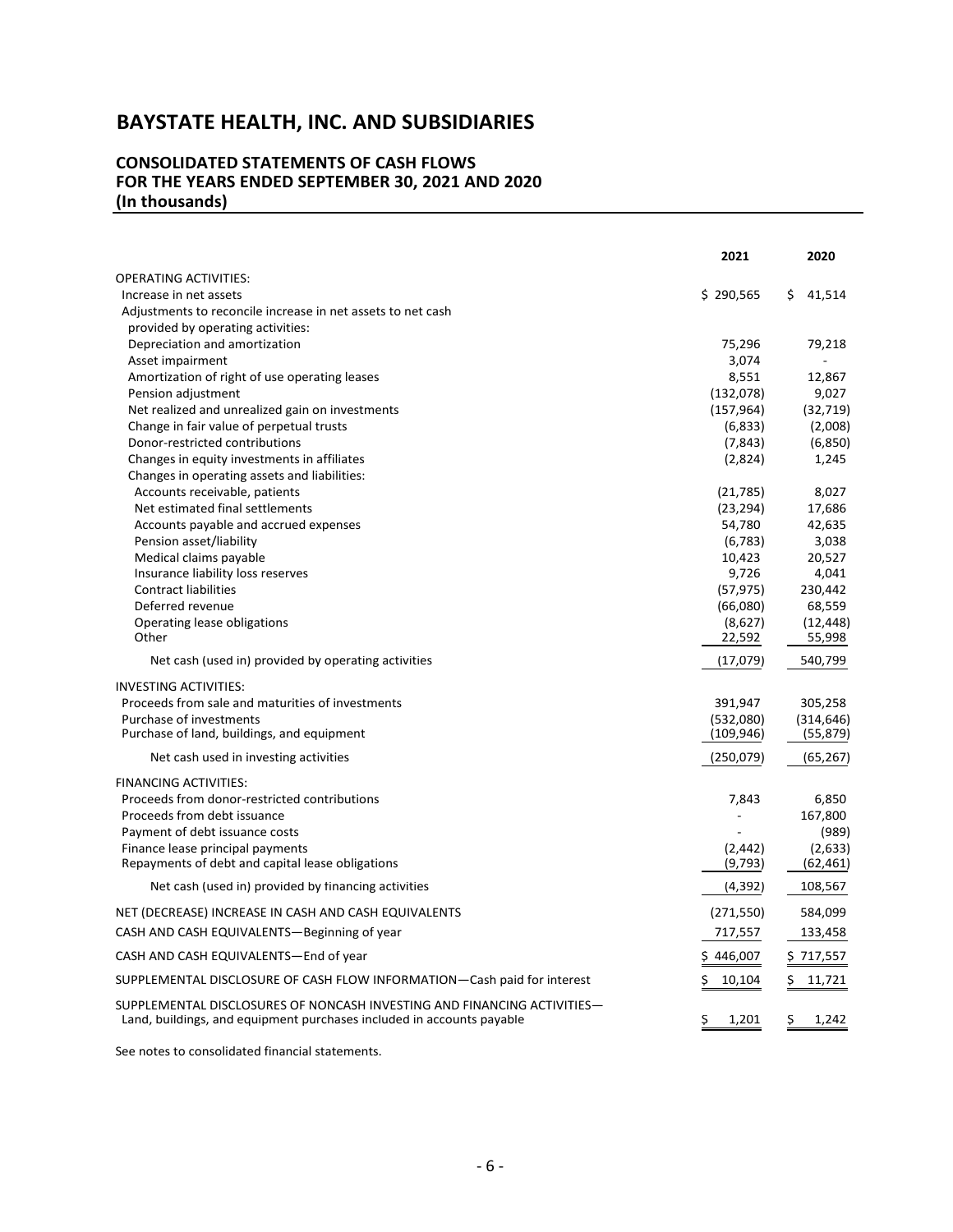# BAYSTATE HEALTH, INC. AND SUBSIDIARIES

## CONSOLIDATED STATEMENTS OF CASH FLOWS
## FOR THE YEARS ENDED SEPTEMBER 30, 2021 AND 2020
## (In thousands)

| | 2021 | 2020 |
|---|---|---|
| OPERATING ACTIVITIES: | | |
| Increase in net assets | $ 290,565 | $ 41,514 |
| Adjustments to reconcile increase in net assets to net cash provided by operating activities: | | |
| Depreciation and amortization | 75,296 | 79,218 |
| Asset impairment | 3,074 | - |
| Amortization of right of use operating leases | 8,551 | 12,867 |
| Pension adjustment | (132,078) | 9,027 |
| Net realized and unrealized gain on investments | (157,964) | (32,719) |
| Change in fair value of perpetual trusts | (6,833) | (2,008) |
| Donor-restricted contributions | (7,843) | (6,850) |
| Changes in equity investments in affiliates | (2,824) | 1,245 |
| Changes in operating assets and liabilities: | | |
| Accounts receivable, patients | (21,785) | 8,027 |
| Net estimated final settlements | (23,294) | 17,686 |
| Accounts payable and accrued expenses | 54,780 | 42,635 |
| Pension asset/liability | (6,783) | 3,038 |
| Medical claims payable | 10,423 | 20,527 |
| Insurance liability loss reserves | 9,726 | 4,041 |
| Contract liabilities | (57,975) | 230,442 |
| Deferred revenue | (66,080) | 68,559 |
| Operating lease obligations | (8,627) | (12,448) |
| Other | 22,592 | 55,998 |
| Net cash (used in) provided by operating activities | (17,079) | 540,799 |
| INVESTING ACTIVITIES: | | |
| Proceeds from sale and maturities of investments | 391,947 | 305,258 |
| Purchase of investments | (532,080) | (314,646) |
| Purchase of land, buildings, and equipment | (109,946) | (55,879) |
| Net cash used in investing activities | (250,079) | (65,267) |
| FINANCING ACTIVITIES: | | |
| Proceeds from donor-restricted contributions | 7,843 | 6,850 |
| Proceeds from debt issuance | - | 167,800 |
| Payment of debt issuance costs | - | (989) |
| Finance lease principal payments | (2,442) | (2,633) |
| Repayments of debt and capital lease obligations | (9,793) | (62,461) |
| Net cash (used in) provided by financing activities | (4,392) | 108,567 |
| NET (DECREASE) INCREASE IN CASH AND CASH EQUIVALENTS | (271,550) | 584,099 |
| CASH AND CASH EQUIVALENTS—Beginning of year | 717,557 | 133,458 |
| CASH AND CASH EQUIVALENTS—End of year | $ 446,007 | $ 717,557 |
| SUPPLEMENTAL DISCLOSURE OF CASH FLOW INFORMATION—Cash paid for interest | $ 10,104 | $ 11,721 |
| SUPPLEMENTAL DISCLOSURES OF NONCASH INVESTING AND FINANCING ACTIVITIES—Land, buildings, and equipment purchases included in accounts payable | $ 1,201 | $ 1,242 |

See notes to consolidated financial statements.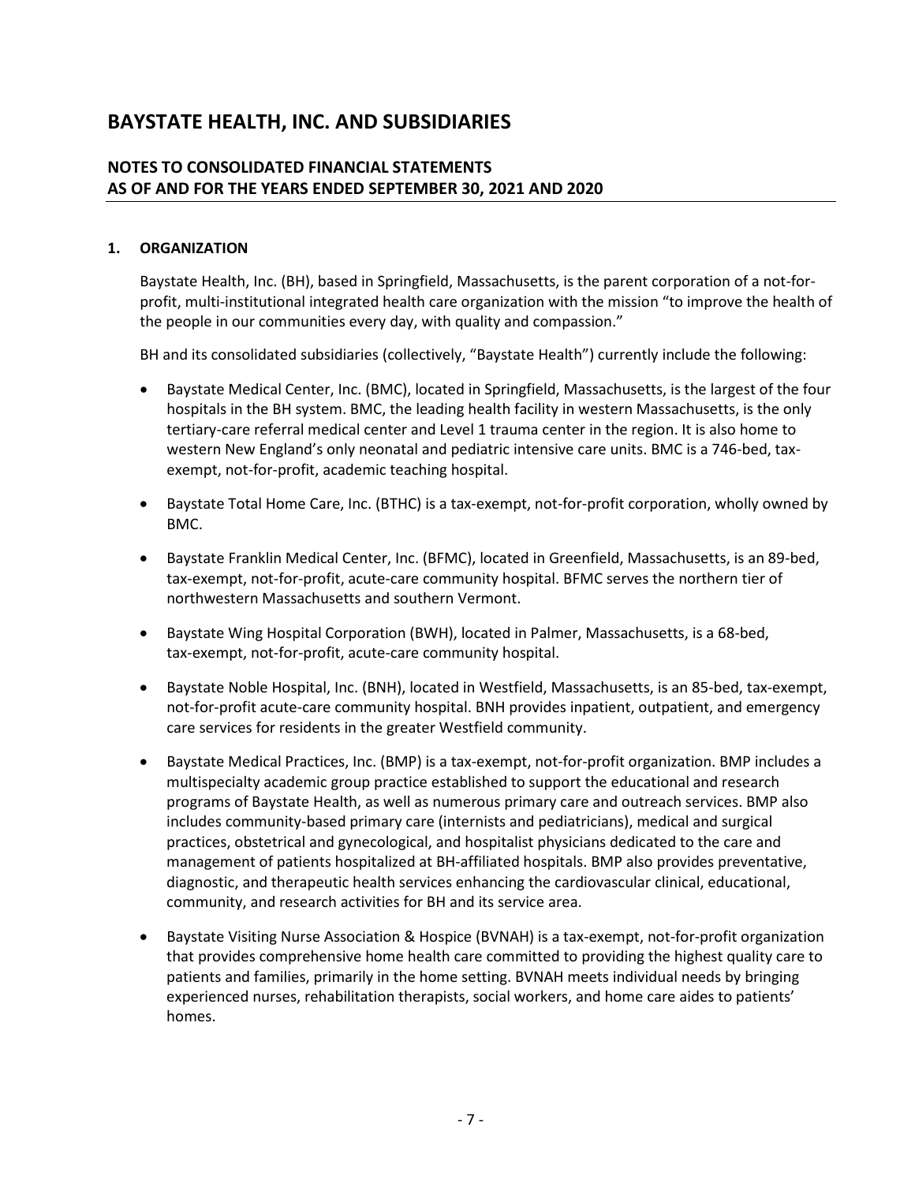# BAYSTATE HEALTH, INC. AND SUBSIDIARIES

## NOTES TO CONSOLIDATED FINANCIAL STATEMENTS AS OF AND FOR THE YEARS ENDED SEPTEMBER 30, 2021 AND 2020

### 1. ORGANIZATION

Baystate Health, Inc. (BH), based in Springfield, Massachusetts, is the parent corporation of a not-for-profit, multi-institutional integrated health care organization with the mission "to improve the health of the people in our communities every day, with quality and compassion."

BH and its consolidated subsidiaries (collectively, "Baystate Health") currently include the following:

- Baystate Medical Center, Inc. (BMC), located in Springfield, Massachusetts, is the largest of the four hospitals in the BH system. BMC, the leading health facility in western Massachusetts, is the only tertiary-care referral medical center and Level 1 trauma center in the region. It is also home to western New England's only neonatal and pediatric intensive care units. BMC is a 746-bed, tax-exempt, not-for-profit, academic teaching hospital.
- Baystate Total Home Care, Inc. (BTHC) is a tax-exempt, not-for-profit corporation, wholly owned by BMC.
- Baystate Franklin Medical Center, Inc. (BFMC), located in Greenfield, Massachusetts, is an 89-bed, tax-exempt, not-for-profit, acute-care community hospital. BFMC serves the northern tier of northwestern Massachusetts and southern Vermont.
- Baystate Wing Hospital Corporation (BWH), located in Palmer, Massachusetts, is a 68-bed, tax-exempt, not-for-profit, acute-care community hospital.
- Baystate Noble Hospital, Inc. (BNH), located in Westfield, Massachusetts, is an 85-bed, tax-exempt, not-for-profit acute-care community hospital. BNH provides inpatient, outpatient, and emergency care services for residents in the greater Westfield community.
- Baystate Medical Practices, Inc. (BMP) is a tax-exempt, not-for-profit organization. BMP includes a multispecialty academic group practice established to support the educational and research programs of Baystate Health, as well as numerous primary care and outreach services. BMP also includes community-based primary care (internists and pediatricians), medical and surgical practices, obstetrical and gynecological, and hospitalist physicians dedicated to the care and management of patients hospitalized at BH-affiliated hospitals. BMP also provides preventative, diagnostic, and therapeutic health services enhancing the cardiovascular clinical, educational, community, and research activities for BH and its service area.
- Baystate Visiting Nurse Association & Hospice (BVNAH) is a tax-exempt, not-for-profit organization that provides comprehensive home health care committed to providing the highest quality care to patients and families, primarily in the home setting. BVNAH meets individual needs by bringing experienced nurses, rehabilitation therapists, social workers, and home care aides to patients' homes.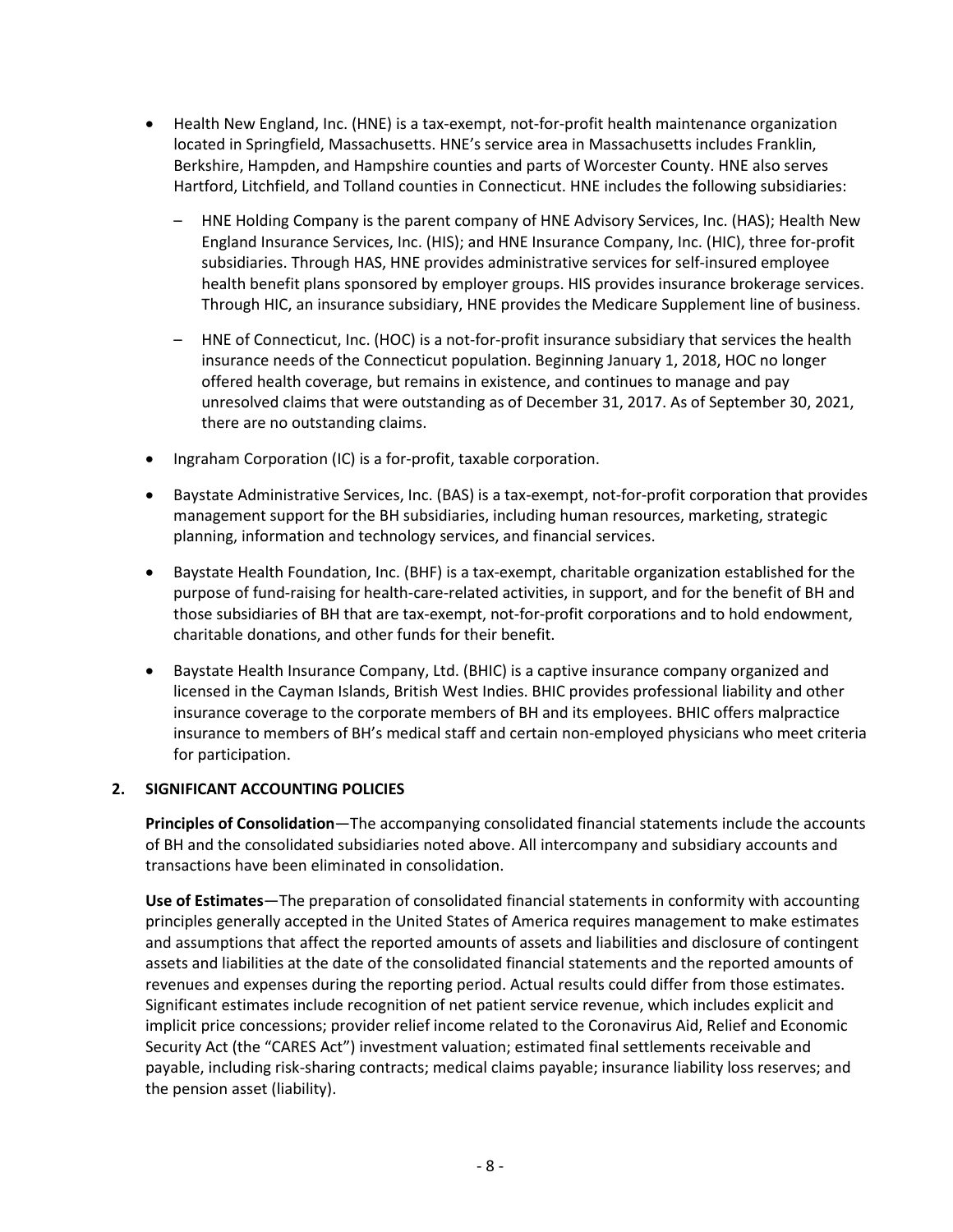- Health New England, Inc. (HNE) is a tax-exempt, not-for-profit health maintenance organization located in Springfield, Massachusetts. HNE's service area in Massachusetts includes Franklin, Berkshire, Hampden, and Hampshire counties and parts of Worcester County. HNE also serves Hartford, Litchfield, and Tolland counties in Connecticut. HNE includes the following subsidiaries:
  - HNE Holding Company is the parent company of HNE Advisory Services, Inc. (HAS); Health New England Insurance Services, Inc. (HIS); and HNE Insurance Company, Inc. (HIC), three for-profit subsidiaries. Through HAS, HNE provides administrative services for self-insured employee health benefit plans sponsored by employer groups. HIS provides insurance brokerage services. Through HIC, an insurance subsidiary, HNE provides the Medicare Supplement line of business.
  - HNE of Connecticut, Inc. (HOC) is a not-for-profit insurance subsidiary that services the health insurance needs of the Connecticut population. Beginning January 1, 2018, HOC no longer offered health coverage, but remains in existence, and continues to manage and pay unresolved claims that were outstanding as of December 31, 2017. As of September 30, 2021, there are no outstanding claims.
- Ingraham Corporation (IC) is a for-profit, taxable corporation.
- Baystate Administrative Services, Inc. (BAS) is a tax-exempt, not-for-profit corporation that provides management support for the BH subsidiaries, including human resources, marketing, strategic planning, information and technology services, and financial services.
- Baystate Health Foundation, Inc. (BHF) is a tax-exempt, charitable organization established for the purpose of fund-raising for health-care-related activities, in support, and for the benefit of BH and those subsidiaries of BH that are tax-exempt, not-for-profit corporations and to hold endowment, charitable donations, and other funds for their benefit.
- Baystate Health Insurance Company, Ltd. (BHIC) is a captive insurance company organized and licensed in the Cayman Islands, British West Indies. BHIC provides professional liability and other insurance coverage to the corporate members of BH and its employees. BHIC offers malpractice insurance to members of BH's medical staff and certain non-employed physicians who meet criteria for participation.

## 2. SIGNIFICANT ACCOUNTING POLICIES

**Principles of Consolidation**—The accompanying consolidated financial statements include the accounts of BH and the consolidated subsidiaries noted above. All intercompany and subsidiary accounts and transactions have been eliminated in consolidation.

**Use of Estimates**—The preparation of consolidated financial statements in conformity with accounting principles generally accepted in the United States of America requires management to make estimates and assumptions that affect the reported amounts of assets and liabilities and disclosure of contingent assets and liabilities at the date of the consolidated financial statements and the reported amounts of revenues and expenses during the reporting period. Actual results could differ from those estimates. Significant estimates include recognition of net patient service revenue, which includes explicit and implicit price concessions; provider relief income related to the Coronavirus Aid, Relief and Economic Security Act (the "CARES Act") investment valuation; estimated final settlements receivable and payable, including risk-sharing contracts; medical claims payable; insurance liability loss reserves; and the pension asset (liability).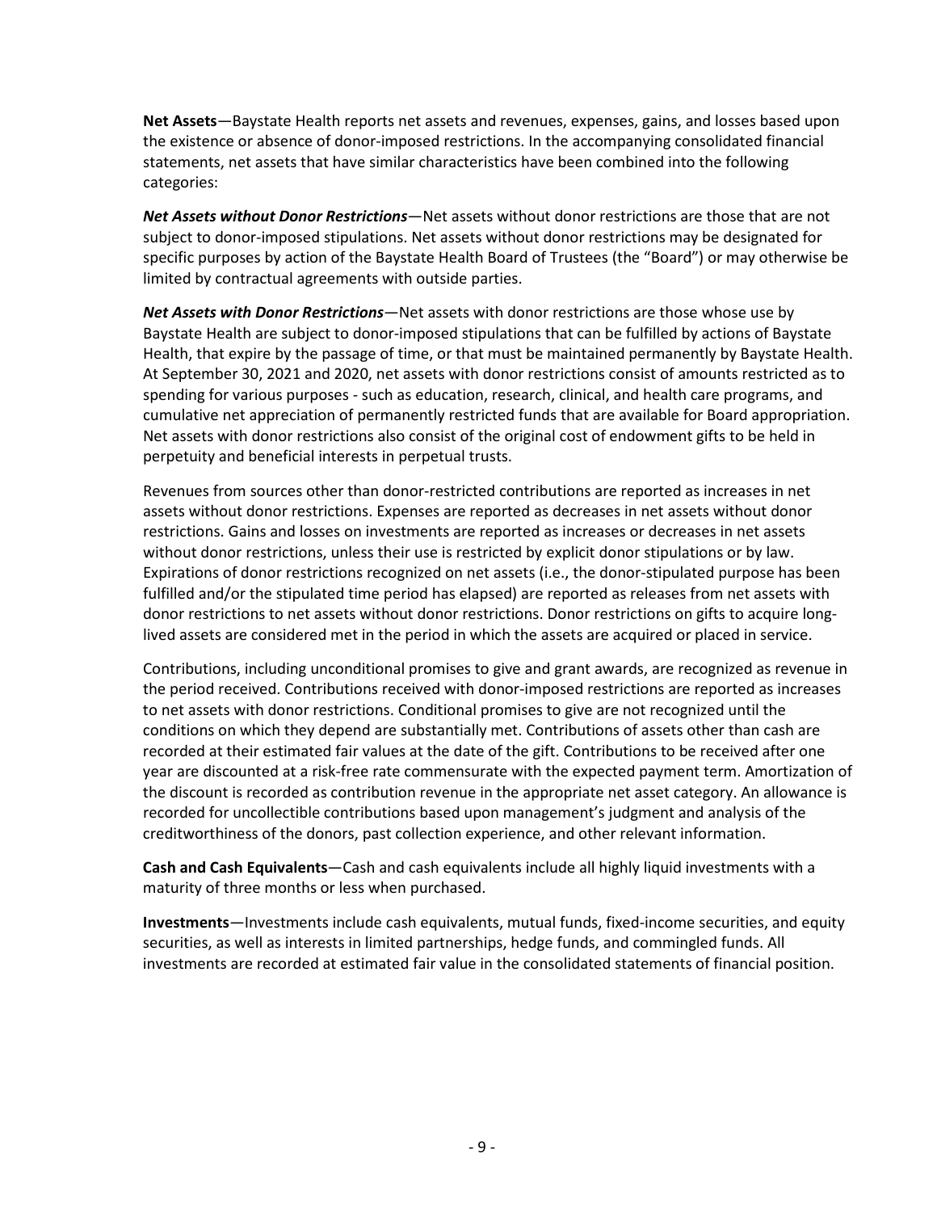**Net Assets**—Baystate Health reports net assets and revenues, expenses, gains, and losses based upon the existence or absence of donor-imposed restrictions. In the accompanying consolidated financial statements, net assets that have similar characteristics have been combined into the following categories:

***Net Assets without Donor Restrictions***—Net assets without donor restrictions are those that are not subject to donor-imposed stipulations. Net assets without donor restrictions may be designated for specific purposes by action of the Baystate Health Board of Trustees (the "Board") or may otherwise be limited by contractual agreements with outside parties.

***Net Assets with Donor Restrictions***—Net assets with donor restrictions are those whose use by Baystate Health are subject to donor-imposed stipulations that can be fulfilled by actions of Baystate Health, that expire by the passage of time, or that must be maintained permanently by Baystate Health. At September 30, 2021 and 2020, net assets with donor restrictions consist of amounts restricted as to spending for various purposes - such as education, research, clinical, and health care programs, and cumulative net appreciation of permanently restricted funds that are available for Board appropriation. Net assets with donor restrictions also consist of the original cost of endowment gifts to be held in perpetuity and beneficial interests in perpetual trusts.

Revenues from sources other than donor-restricted contributions are reported as increases in net assets without donor restrictions. Expenses are reported as decreases in net assets without donor restrictions. Gains and losses on investments are reported as increases or decreases in net assets without donor restrictions, unless their use is restricted by explicit donor stipulations or by law. Expirations of donor restrictions recognized on net assets (i.e., the donor-stipulated purpose has been fulfilled and/or the stipulated time period has elapsed) are reported as releases from net assets with donor restrictions to net assets without donor restrictions. Donor restrictions on gifts to acquire long-lived assets are considered met in the period in which the assets are acquired or placed in service.

Contributions, including unconditional promises to give and grant awards, are recognized as revenue in the period received. Contributions received with donor-imposed restrictions are reported as increases to net assets with donor restrictions. Conditional promises to give are not recognized until the conditions on which they depend are substantially met. Contributions of assets other than cash are recorded at their estimated fair values at the date of the gift. Contributions to be received after one year are discounted at a risk-free rate commensurate with the expected payment term. Amortization of the discount is recorded as contribution revenue in the appropriate net asset category. An allowance is recorded for uncollectible contributions based upon management's judgment and analysis of the creditworthiness of the donors, past collection experience, and other relevant information.

**Cash and Cash Equivalents**—Cash and cash equivalents include all highly liquid investments with a maturity of three months or less when purchased.

**Investments**—Investments include cash equivalents, mutual funds, fixed-income securities, and equity securities, as well as interests in limited partnerships, hedge funds, and commingled funds. All investments are recorded at estimated fair value in the consolidated statements of financial position.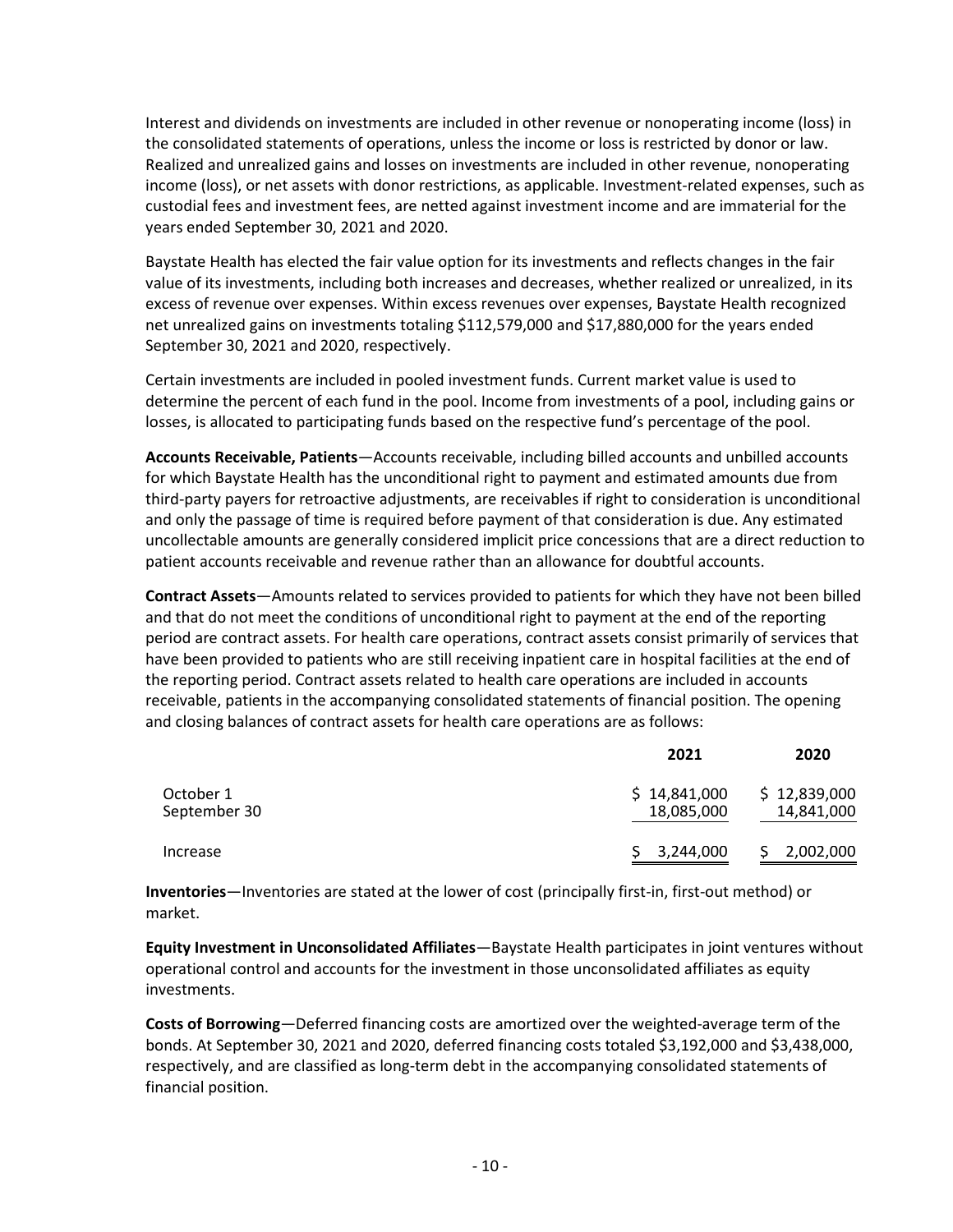Interest and dividends on investments are included in other revenue or nonoperating income (loss) in the consolidated statements of operations, unless the income or loss is restricted by donor or law. Realized and unrealized gains and losses on investments are included in other revenue, nonoperating income (loss), or net assets with donor restrictions, as applicable. Investment-related expenses, such as custodial fees and investment fees, are netted against investment income and are immaterial for the years ended September 30, 2021 and 2020.

Baystate Health has elected the fair value option for its investments and reflects changes in the fair value of its investments, including both increases and decreases, whether realized or unrealized, in its excess of revenue over expenses. Within excess revenues over expenses, Baystate Health recognized net unrealized gains on investments totaling $112,579,000 and $17,880,000 for the years ended September 30, 2021 and 2020, respectively.

Certain investments are included in pooled investment funds. Current market value is used to determine the percent of each fund in the pool. Income from investments of a pool, including gains or losses, is allocated to participating funds based on the respective fund's percentage of the pool.

**Accounts Receivable, Patients**—Accounts receivable, including billed accounts and unbilled accounts for which Baystate Health has the unconditional right to payment and estimated amounts due from third-party payers for retroactive adjustments, are receivables if right to consideration is unconditional and only the passage of time is required before payment of that consideration is due. Any estimated uncollectable amounts are generally considered implicit price concessions that are a direct reduction to patient accounts receivable and revenue rather than an allowance for doubtful accounts.

**Contract Assets**—Amounts related to services provided to patients for which they have not been billed and that do not meet the conditions of unconditional right to payment at the end of the reporting period are contract assets. For health care operations, contract assets consist primarily of services that have been provided to patients who are still receiving inpatient care in hospital facilities at the end of the reporting period. Contract assets related to health care operations are included in accounts receivable, patients in the accompanying consolidated statements of financial position. The opening and closing balances of contract assets for health care operations are as follows:

| | 2021 | 2020 |
|---|---|---|
| October 1 | $ 14,841,000 | $ 12,839,000 |
| September 30 | 18,085,000 | 14,841,000 |
| Increase | $ 3,244,000 | $ 2,002,000 |

**Inventories**—Inventories are stated at the lower of cost (principally first-in, first-out method) or market.

**Equity Investment in Unconsolidated Affiliates**—Baystate Health participates in joint ventures without operational control and accounts for the investment in those unconsolidated affiliates as equity investments.

**Costs of Borrowing**—Deferred financing costs are amortized over the weighted-average term of the bonds. At September 30, 2021 and 2020, deferred financing costs totaled $3,192,000 and $3,438,000, respectively, and are classified as long-term debt in the accompanying consolidated statements of financial position.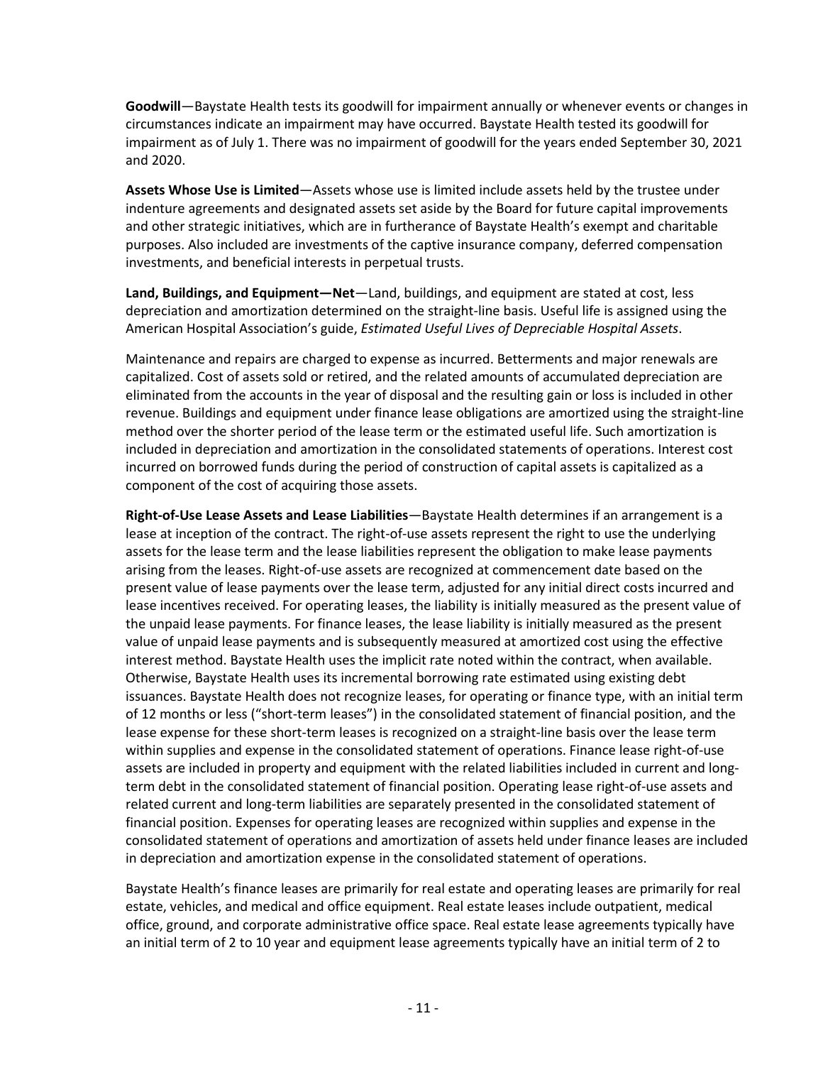**Goodwill**—Baystate Health tests its goodwill for impairment annually or whenever events or changes in circumstances indicate an impairment may have occurred. Baystate Health tested its goodwill for impairment as of July 1. There was no impairment of goodwill for the years ended September 30, 2021 and 2020.

**Assets Whose Use is Limited**—Assets whose use is limited include assets held by the trustee under indenture agreements and designated assets set aside by the Board for future capital improvements and other strategic initiatives, which are in furtherance of Baystate Health's exempt and charitable purposes. Also included are investments of the captive insurance company, deferred compensation investments, and beneficial interests in perpetual trusts.

**Land, Buildings, and Equipment—Net**—Land, buildings, and equipment are stated at cost, less depreciation and amortization determined on the straight-line basis. Useful life is assigned using the American Hospital Association's guide, *Estimated Useful Lives of Depreciable Hospital Assets*.

Maintenance and repairs are charged to expense as incurred. Betterments and major renewals are capitalized. Cost of assets sold or retired, and the related amounts of accumulated depreciation are eliminated from the accounts in the year of disposal and the resulting gain or loss is included in other revenue. Buildings and equipment under finance lease obligations are amortized using the straight-line method over the shorter period of the lease term or the estimated useful life. Such amortization is included in depreciation and amortization in the consolidated statements of operations. Interest cost incurred on borrowed funds during the period of construction of capital assets is capitalized as a component of the cost of acquiring those assets.

**Right-of-Use Lease Assets and Lease Liabilities**—Baystate Health determines if an arrangement is a lease at inception of the contract. The right-of-use assets represent the right to use the underlying assets for the lease term and the lease liabilities represent the obligation to make lease payments arising from the leases. Right-of-use assets are recognized at commencement date based on the present value of lease payments over the lease term, adjusted for any initial direct costs incurred and lease incentives received. For operating leases, the liability is initially measured as the present value of the unpaid lease payments. For finance leases, the lease liability is initially measured as the present value of unpaid lease payments and is subsequently measured at amortized cost using the effective interest method. Baystate Health uses the implicit rate noted within the contract, when available. Otherwise, Baystate Health uses its incremental borrowing rate estimated using existing debt issuances. Baystate Health does not recognize leases, for operating or finance type, with an initial term of 12 months or less ("short-term leases") in the consolidated statement of financial position, and the lease expense for these short-term leases is recognized on a straight-line basis over the lease term within supplies and expense in the consolidated statement of operations. Finance lease right-of-use assets are included in property and equipment with the related liabilities included in current and long-term debt in the consolidated statement of financial position. Operating lease right-of-use assets and related current and long-term liabilities are separately presented in the consolidated statement of financial position. Expenses for operating leases are recognized within supplies and expense in the consolidated statement of operations and amortization of assets held under finance leases are included in depreciation and amortization expense in the consolidated statement of operations.

Baystate Health's finance leases are primarily for real estate and operating leases are primarily for real estate, vehicles, and medical and office equipment. Real estate leases include outpatient, medical office, ground, and corporate administrative office space. Real estate lease agreements typically have an initial term of 2 to 10 year and equipment lease agreements typically have an initial term of 2 to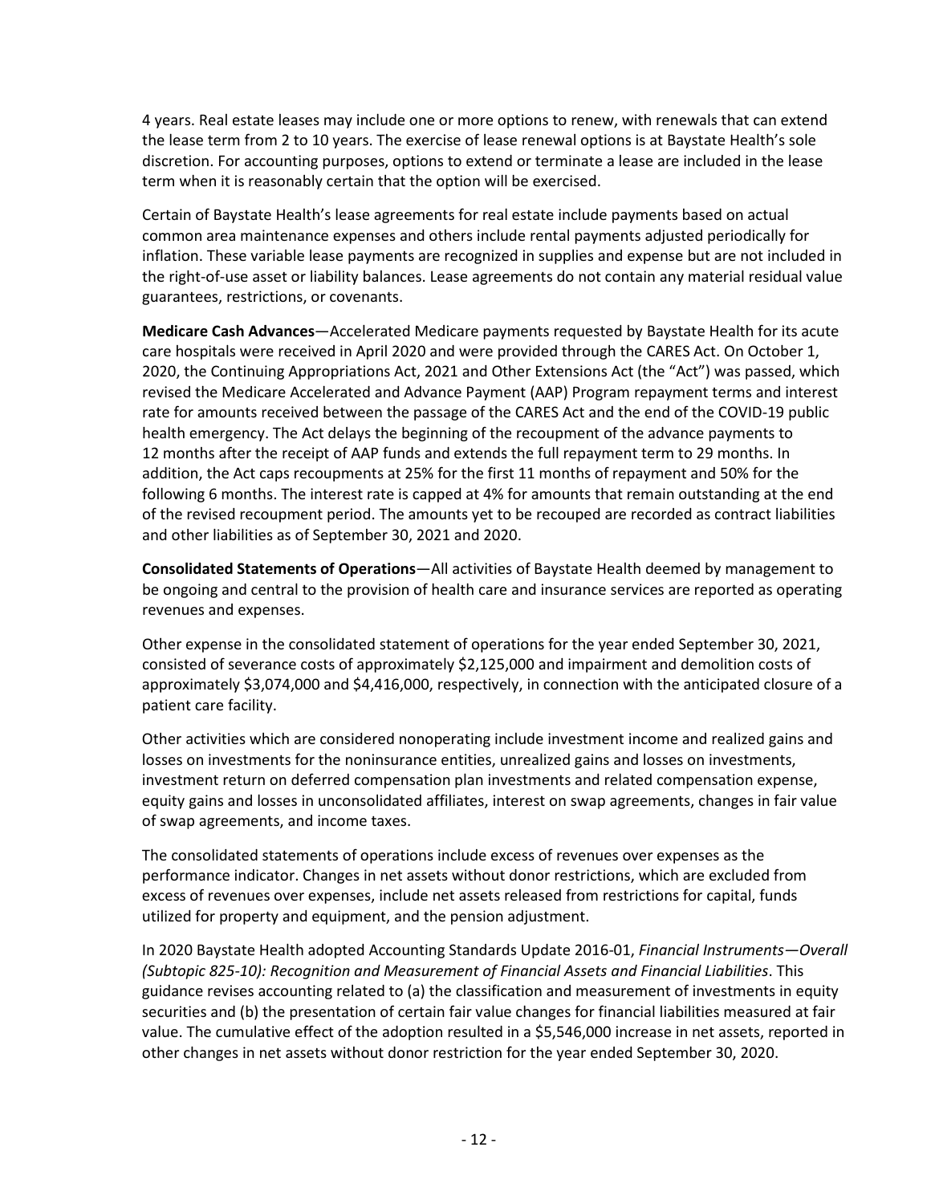4 years. Real estate leases may include one or more options to renew, with renewals that can extend the lease term from 2 to 10 years. The exercise of lease renewal options is at Baystate Health's sole discretion. For accounting purposes, options to extend or terminate a lease are included in the lease term when it is reasonably certain that the option will be exercised.

Certain of Baystate Health's lease agreements for real estate include payments based on actual common area maintenance expenses and others include rental payments adjusted periodically for inflation. These variable lease payments are recognized in supplies and expense but are not included in the right-of-use asset or liability balances. Lease agreements do not contain any material residual value guarantees, restrictions, or covenants.

**Medicare Cash Advances**—Accelerated Medicare payments requested by Baystate Health for its acute care hospitals were received in April 2020 and were provided through the CARES Act. On October 1, 2020, the Continuing Appropriations Act, 2021 and Other Extensions Act (the "Act") was passed, which revised the Medicare Accelerated and Advance Payment (AAP) Program repayment terms and interest rate for amounts received between the passage of the CARES Act and the end of the COVID-19 public health emergency. The Act delays the beginning of the recoupment of the advance payments to 12 months after the receipt of AAP funds and extends the full repayment term to 29 months. In addition, the Act caps recoupments at 25% for the first 11 months of repayment and 50% for the following 6 months. The interest rate is capped at 4% for amounts that remain outstanding at the end of the revised recoupment period. The amounts yet to be recouped are recorded as contract liabilities and other liabilities as of September 30, 2021 and 2020.

**Consolidated Statements of Operations**—All activities of Baystate Health deemed by management to be ongoing and central to the provision of health care and insurance services are reported as operating revenues and expenses.

Other expense in the consolidated statement of operations for the year ended September 30, 2021, consisted of severance costs of approximately $2,125,000 and impairment and demolition costs of approximately $3,074,000 and $4,416,000, respectively, in connection with the anticipated closure of a patient care facility.

Other activities which are considered nonoperating include investment income and realized gains and losses on investments for the noninsurance entities, unrealized gains and losses on investments, investment return on deferred compensation plan investments and related compensation expense, equity gains and losses in unconsolidated affiliates, interest on swap agreements, changes in fair value of swap agreements, and income taxes.

The consolidated statements of operations include excess of revenues over expenses as the performance indicator. Changes in net assets without donor restrictions, which are excluded from excess of revenues over expenses, include net assets released from restrictions for capital, funds utilized for property and equipment, and the pension adjustment.

In 2020 Baystate Health adopted Accounting Standards Update 2016-01, *Financial Instruments—Overall (Subtopic 825-10): Recognition and Measurement of Financial Assets and Financial Liabilities*. This guidance revises accounting related to (a) the classification and measurement of investments in equity securities and (b) the presentation of certain fair value changes for financial liabilities measured at fair value. The cumulative effect of the adoption resulted in a $5,546,000 increase in net assets, reported in other changes in net assets without donor restriction for the year ended September 30, 2020.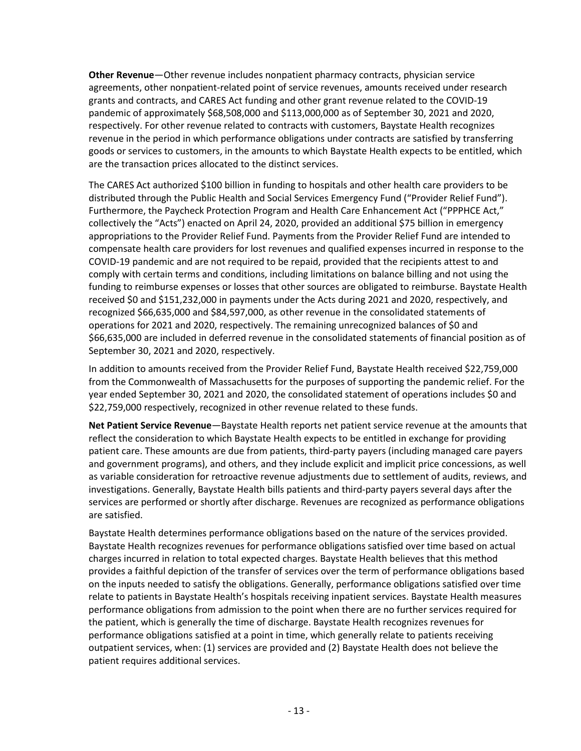**Other Revenue**—Other revenue includes nonpatient pharmacy contracts, physician service agreements, other nonpatient-related point of service revenues, amounts received under research grants and contracts, and CARES Act funding and other grant revenue related to the COVID-19 pandemic of approximately $68,508,000 and $113,000,000 as of September 30, 2021 and 2020, respectively. For other revenue related to contracts with customers, Baystate Health recognizes revenue in the period in which performance obligations under contracts are satisfied by transferring goods or services to customers, in the amounts to which Baystate Health expects to be entitled, which are the transaction prices allocated to the distinct services.

The CARES Act authorized $100 billion in funding to hospitals and other health care providers to be distributed through the Public Health and Social Services Emergency Fund ("Provider Relief Fund"). Furthermore, the Paycheck Protection Program and Health Care Enhancement Act ("PPPHCE Act," collectively the "Acts") enacted on April 24, 2020, provided an additional $75 billion in emergency appropriations to the Provider Relief Fund. Payments from the Provider Relief Fund are intended to compensate health care providers for lost revenues and qualified expenses incurred in response to the COVID-19 pandemic and are not required to be repaid, provided that the recipients attest to and comply with certain terms and conditions, including limitations on balance billing and not using the funding to reimburse expenses or losses that other sources are obligated to reimburse. Baystate Health received $0 and $151,232,000 in payments under the Acts during 2021 and 2020, respectively, and recognized $66,635,000 and $84,597,000, as other revenue in the consolidated statements of operations for 2021 and 2020, respectively. The remaining unrecognized balances of $0 and $66,635,000 are included in deferred revenue in the consolidated statements of financial position as of September 30, 2021 and 2020, respectively.

In addition to amounts received from the Provider Relief Fund, Baystate Health received $22,759,000 from the Commonwealth of Massachusetts for the purposes of supporting the pandemic relief. For the year ended September 30, 2021 and 2020, the consolidated statement of operations includes $0 and $22,759,000 respectively, recognized in other revenue related to these funds.

**Net Patient Service Revenue**—Baystate Health reports net patient service revenue at the amounts that reflect the consideration to which Baystate Health expects to be entitled in exchange for providing patient care. These amounts are due from patients, third-party payers (including managed care payers and government programs), and others, and they include explicit and implicit price concessions, as well as variable consideration for retroactive revenue adjustments due to settlement of audits, reviews, and investigations. Generally, Baystate Health bills patients and third-party payers several days after the services are performed or shortly after discharge. Revenues are recognized as performance obligations are satisfied.

Baystate Health determines performance obligations based on the nature of the services provided. Baystate Health recognizes revenues for performance obligations satisfied over time based on actual charges incurred in relation to total expected charges. Baystate Health believes that this method provides a faithful depiction of the transfer of services over the term of performance obligations based on the inputs needed to satisfy the obligations. Generally, performance obligations satisfied over time relate to patients in Baystate Health's hospitals receiving inpatient services. Baystate Health measures performance obligations from admission to the point when there are no further services required for the patient, which is generally the time of discharge. Baystate Health recognizes revenues for performance obligations satisfied at a point in time, which generally relate to patients receiving outpatient services, when: (1) services are provided and (2) Baystate Health does not believe the patient requires additional services.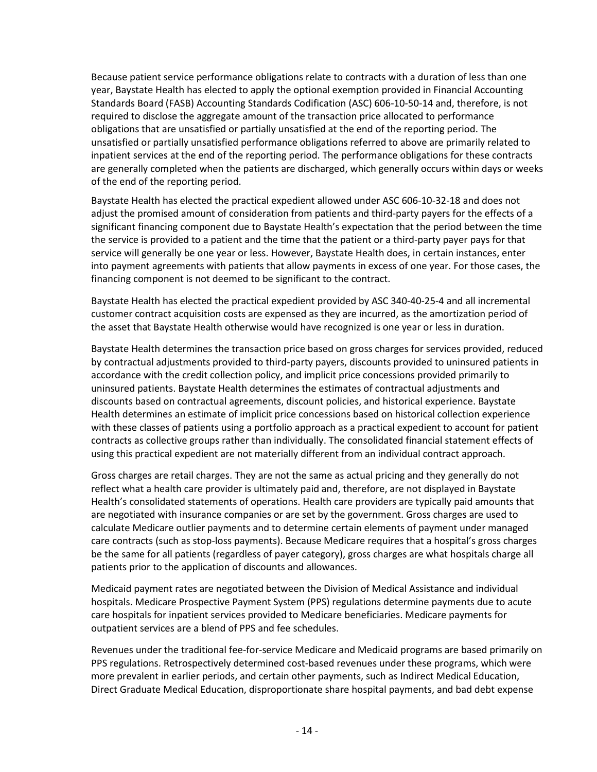Because patient service performance obligations relate to contracts with a duration of less than one year, Baystate Health has elected to apply the optional exemption provided in Financial Accounting Standards Board (FASB) Accounting Standards Codification (ASC) 606-10-50-14 and, therefore, is not required to disclose the aggregate amount of the transaction price allocated to performance obligations that are unsatisfied or partially unsatisfied at the end of the reporting period. The unsatisfied or partially unsatisfied performance obligations referred to above are primarily related to inpatient services at the end of the reporting period. The performance obligations for these contracts are generally completed when the patients are discharged, which generally occurs within days or weeks of the end of the reporting period.

Baystate Health has elected the practical expedient allowed under ASC 606-10-32-18 and does not adjust the promised amount of consideration from patients and third-party payers for the effects of a significant financing component due to Baystate Health's expectation that the period between the time the service is provided to a patient and the time that the patient or a third-party payer pays for that service will generally be one year or less. However, Baystate Health does, in certain instances, enter into payment agreements with patients that allow payments in excess of one year. For those cases, the financing component is not deemed to be significant to the contract.

Baystate Health has elected the practical expedient provided by ASC 340-40-25-4 and all incremental customer contract acquisition costs are expensed as they are incurred, as the amortization period of the asset that Baystate Health otherwise would have recognized is one year or less in duration.

Baystate Health determines the transaction price based on gross charges for services provided, reduced by contractual adjustments provided to third-party payers, discounts provided to uninsured patients in accordance with the credit collection policy, and implicit price concessions provided primarily to uninsured patients. Baystate Health determines the estimates of contractual adjustments and discounts based on contractual agreements, discount policies, and historical experience. Baystate Health determines an estimate of implicit price concessions based on historical collection experience with these classes of patients using a portfolio approach as a practical expedient to account for patient contracts as collective groups rather than individually. The consolidated financial statement effects of using this practical expedient are not materially different from an individual contract approach.

Gross charges are retail charges. They are not the same as actual pricing and they generally do not reflect what a health care provider is ultimately paid and, therefore, are not displayed in Baystate Health's consolidated statements of operations. Health care providers are typically paid amounts that are negotiated with insurance companies or are set by the government. Gross charges are used to calculate Medicare outlier payments and to determine certain elements of payment under managed care contracts (such as stop-loss payments). Because Medicare requires that a hospital's gross charges be the same for all patients (regardless of payer category), gross charges are what hospitals charge all patients prior to the application of discounts and allowances.

Medicaid payment rates are negotiated between the Division of Medical Assistance and individual hospitals. Medicare Prospective Payment System (PPS) regulations determine payments due to acute care hospitals for inpatient services provided to Medicare beneficiaries. Medicare payments for outpatient services are a blend of PPS and fee schedules.

Revenues under the traditional fee-for-service Medicare and Medicaid programs are based primarily on PPS regulations. Retrospectively determined cost-based revenues under these programs, which were more prevalent in earlier periods, and certain other payments, such as Indirect Medical Education, Direct Graduate Medical Education, disproportionate share hospital payments, and bad debt expense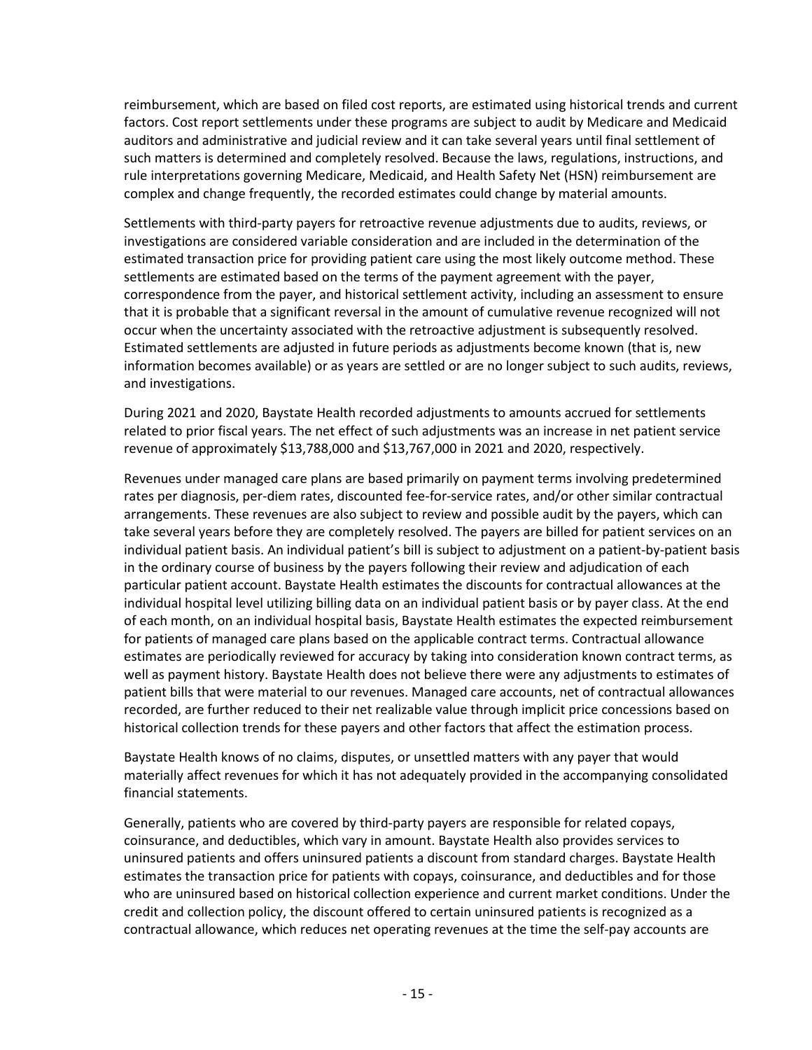reimbursement, which are based on filed cost reports, are estimated using historical trends and current factors. Cost report settlements under these programs are subject to audit by Medicare and Medicaid auditors and administrative and judicial review and it can take several years until final settlement of such matters is determined and completely resolved. Because the laws, regulations, instructions, and rule interpretations governing Medicare, Medicaid, and Health Safety Net (HSN) reimbursement are complex and change frequently, the recorded estimates could change by material amounts.

Settlements with third-party payers for retroactive revenue adjustments due to audits, reviews, or investigations are considered variable consideration and are included in the determination of the estimated transaction price for providing patient care using the most likely outcome method. These settlements are estimated based on the terms of the payment agreement with the payer, correspondence from the payer, and historical settlement activity, including an assessment to ensure that it is probable that a significant reversal in the amount of cumulative revenue recognized will not occur when the uncertainty associated with the retroactive adjustment is subsequently resolved. Estimated settlements are adjusted in future periods as adjustments become known (that is, new information becomes available) or as years are settled or are no longer subject to such audits, reviews, and investigations.

During 2021 and 2020, Baystate Health recorded adjustments to amounts accrued for settlements related to prior fiscal years. The net effect of such adjustments was an increase in net patient service revenue of approximately $13,788,000 and $13,767,000 in 2021 and 2020, respectively.

Revenues under managed care plans are based primarily on payment terms involving predetermined rates per diagnosis, per-diem rates, discounted fee-for-service rates, and/or other similar contractual arrangements. These revenues are also subject to review and possible audit by the payers, which can take several years before they are completely resolved. The payers are billed for patient services on an individual patient basis. An individual patient's bill is subject to adjustment on a patient-by-patient basis in the ordinary course of business by the payers following their review and adjudication of each particular patient account. Baystate Health estimates the discounts for contractual allowances at the individual hospital level utilizing billing data on an individual patient basis or by payer class. At the end of each month, on an individual hospital basis, Baystate Health estimates the expected reimbursement for patients of managed care plans based on the applicable contract terms. Contractual allowance estimates are periodically reviewed for accuracy by taking into consideration known contract terms, as well as payment history. Baystate Health does not believe there were any adjustments to estimates of patient bills that were material to our revenues. Managed care accounts, net of contractual allowances recorded, are further reduced to their net realizable value through implicit price concessions based on historical collection trends for these payers and other factors that affect the estimation process.

Baystate Health knows of no claims, disputes, or unsettled matters with any payer that would materially affect revenues for which it has not adequately provided in the accompanying consolidated financial statements.

Generally, patients who are covered by third-party payers are responsible for related copays, coinsurance, and deductibles, which vary in amount. Baystate Health also provides services to uninsured patients and offers uninsured patients a discount from standard charges. Baystate Health estimates the transaction price for patients with copays, coinsurance, and deductibles and for those who are uninsured based on historical collection experience and current market conditions. Under the credit and collection policy, the discount offered to certain uninsured patients is recognized as a contractual allowance, which reduces net operating revenues at the time the self-pay accounts are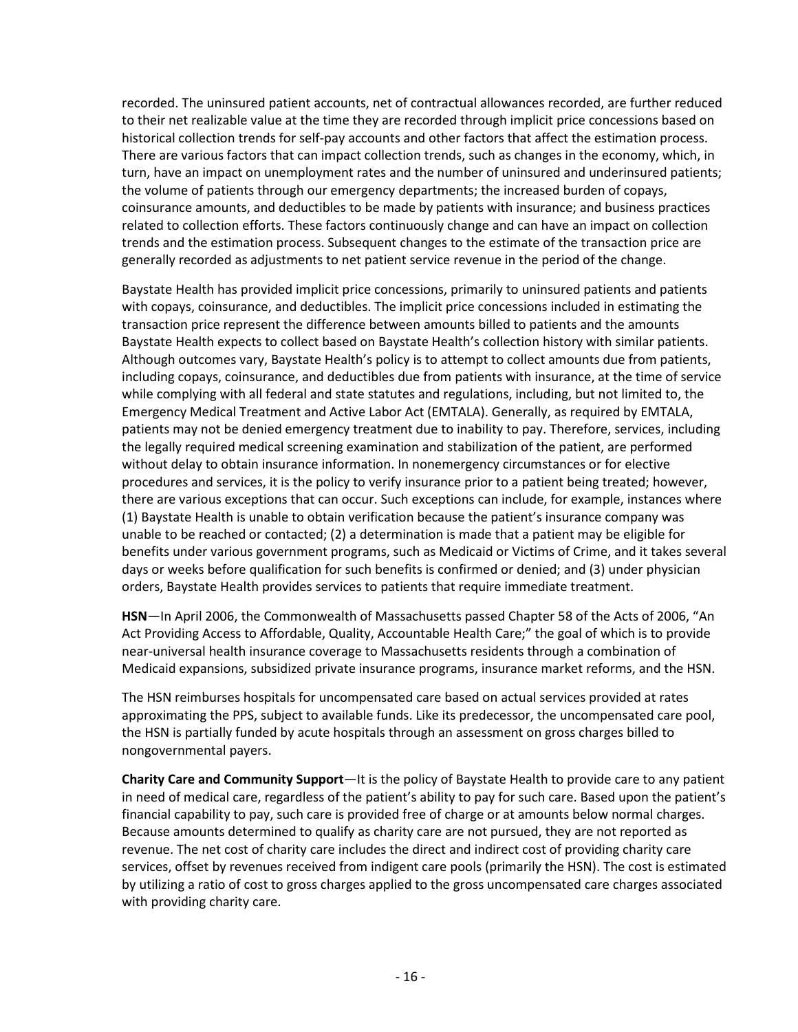recorded. The uninsured patient accounts, net of contractual allowances recorded, are further reduced to their net realizable value at the time they are recorded through implicit price concessions based on historical collection trends for self-pay accounts and other factors that affect the estimation process. There are various factors that can impact collection trends, such as changes in the economy, which, in turn, have an impact on unemployment rates and the number of uninsured and underinsured patients; the volume of patients through our emergency departments; the increased burden of copays, coinsurance amounts, and deductibles to be made by patients with insurance; and business practices related to collection efforts. These factors continuously change and can have an impact on collection trends and the estimation process. Subsequent changes to the estimate of the transaction price are generally recorded as adjustments to net patient service revenue in the period of the change.

Baystate Health has provided implicit price concessions, primarily to uninsured patients and patients with copays, coinsurance, and deductibles. The implicit price concessions included in estimating the transaction price represent the difference between amounts billed to patients and the amounts Baystate Health expects to collect based on Baystate Health's collection history with similar patients. Although outcomes vary, Baystate Health's policy is to attempt to collect amounts due from patients, including copays, coinsurance, and deductibles due from patients with insurance, at the time of service while complying with all federal and state statutes and regulations, including, but not limited to, the Emergency Medical Treatment and Active Labor Act (EMTALA). Generally, as required by EMTALA, patients may not be denied emergency treatment due to inability to pay. Therefore, services, including the legally required medical screening examination and stabilization of the patient, are performed without delay to obtain insurance information. In nonemergency circumstances or for elective procedures and services, it is the policy to verify insurance prior to a patient being treated; however, there are various exceptions that can occur. Such exceptions can include, for example, instances where (1) Baystate Health is unable to obtain verification because the patient's insurance company was unable to be reached or contacted; (2) a determination is made that a patient may be eligible for benefits under various government programs, such as Medicaid or Victims of Crime, and it takes several days or weeks before qualification for such benefits is confirmed or denied; and (3) under physician orders, Baystate Health provides services to patients that require immediate treatment.

**HSN**—In April 2006, the Commonwealth of Massachusetts passed Chapter 58 of the Acts of 2006, "An Act Providing Access to Affordable, Quality, Accountable Health Care;" the goal of which is to provide near-universal health insurance coverage to Massachusetts residents through a combination of Medicaid expansions, subsidized private insurance programs, insurance market reforms, and the HSN.

The HSN reimburses hospitals for uncompensated care based on actual services provided at rates approximating the PPS, subject to available funds. Like its predecessor, the uncompensated care pool, the HSN is partially funded by acute hospitals through an assessment on gross charges billed to nongovernmental payers.

**Charity Care and Community Support**—It is the policy of Baystate Health to provide care to any patient in need of medical care, regardless of the patient's ability to pay for such care. Based upon the patient's financial capability to pay, such care is provided free of charge or at amounts below normal charges. Because amounts determined to qualify as charity care are not pursued, they are not reported as revenue. The net cost of charity care includes the direct and indirect cost of providing charity care services, offset by revenues received from indigent care pools (primarily the HSN). The cost is estimated by utilizing a ratio of cost to gross charges applied to the gross uncompensated care charges associated with providing charity care.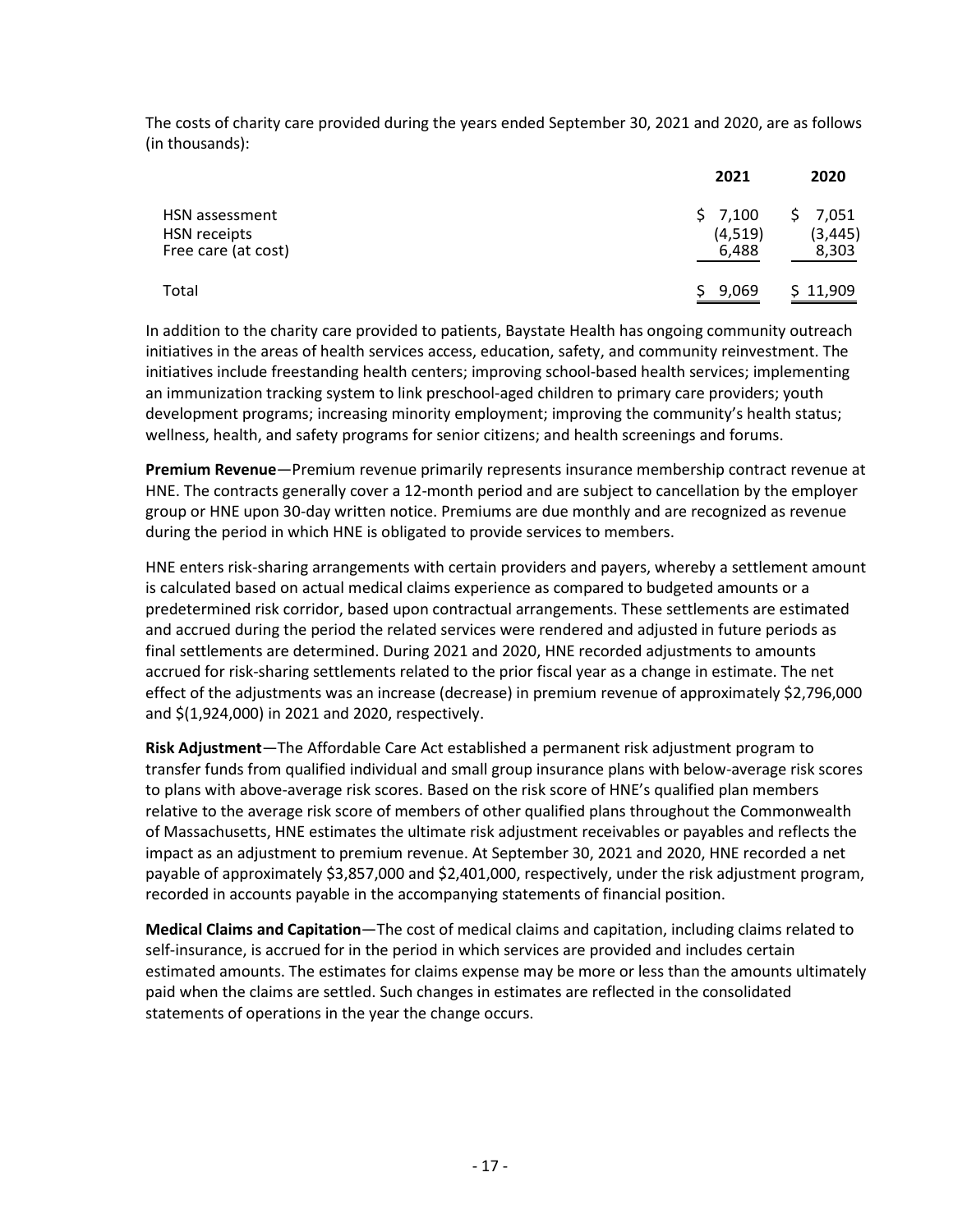The costs of charity care provided during the years ended September 30, 2021 and 2020, are as follows (in thousands):

| | 2021 | 2020 |
|---|---|---|
| HSN assessment | $ 7,100 | $ 7,051 |
| HSN receipts | (4,519) | (3,445) |
| Free care (at cost) | 6,488 | 8,303 |
| Total | $ 9,069 | $ 11,909 |

In addition to the charity care provided to patients, Baystate Health has ongoing community outreach initiatives in the areas of health services access, education, safety, and community reinvestment. The initiatives include freestanding health centers; improving school-based health services; implementing an immunization tracking system to link preschool-aged children to primary care providers; youth development programs; increasing minority employment; improving the community's health status; wellness, health, and safety programs for senior citizens; and health screenings and forums.

**Premium Revenue**—Premium revenue primarily represents insurance membership contract revenue at HNE. The contracts generally cover a 12-month period and are subject to cancellation by the employer group or HNE upon 30-day written notice. Premiums are due monthly and are recognized as revenue during the period in which HNE is obligated to provide services to members.

HNE enters risk-sharing arrangements with certain providers and payers, whereby a settlement amount is calculated based on actual medical claims experience as compared to budgeted amounts or a predetermined risk corridor, based upon contractual arrangements. These settlements are estimated and accrued during the period the related services were rendered and adjusted in future periods as final settlements are determined. During 2021 and 2020, HNE recorded adjustments to amounts accrued for risk-sharing settlements related to the prior fiscal year as a change in estimate. The net effect of the adjustments was an increase (decrease) in premium revenue of approximately $2,796,000 and $(1,924,000) in 2021 and 2020, respectively.

**Risk Adjustment**—The Affordable Care Act established a permanent risk adjustment program to transfer funds from qualified individual and small group insurance plans with below-average risk scores to plans with above-average risk scores. Based on the risk score of HNE's qualified plan members relative to the average risk score of members of other qualified plans throughout the Commonwealth of Massachusetts, HNE estimates the ultimate risk adjustment receivables or payables and reflects the impact as an adjustment to premium revenue. At September 30, 2021 and 2020, HNE recorded a net payable of approximately $3,857,000 and $2,401,000, respectively, under the risk adjustment program, recorded in accounts payable in the accompanying statements of financial position.

**Medical Claims and Capitation**—The cost of medical claims and capitation, including claims related to self-insurance, is accrued for in the period in which services are provided and includes certain estimated amounts. The estimates for claims expense may be more or less than the amounts ultimately paid when the claims are settled. Such changes in estimates are reflected in the consolidated statements of operations in the year the change occurs.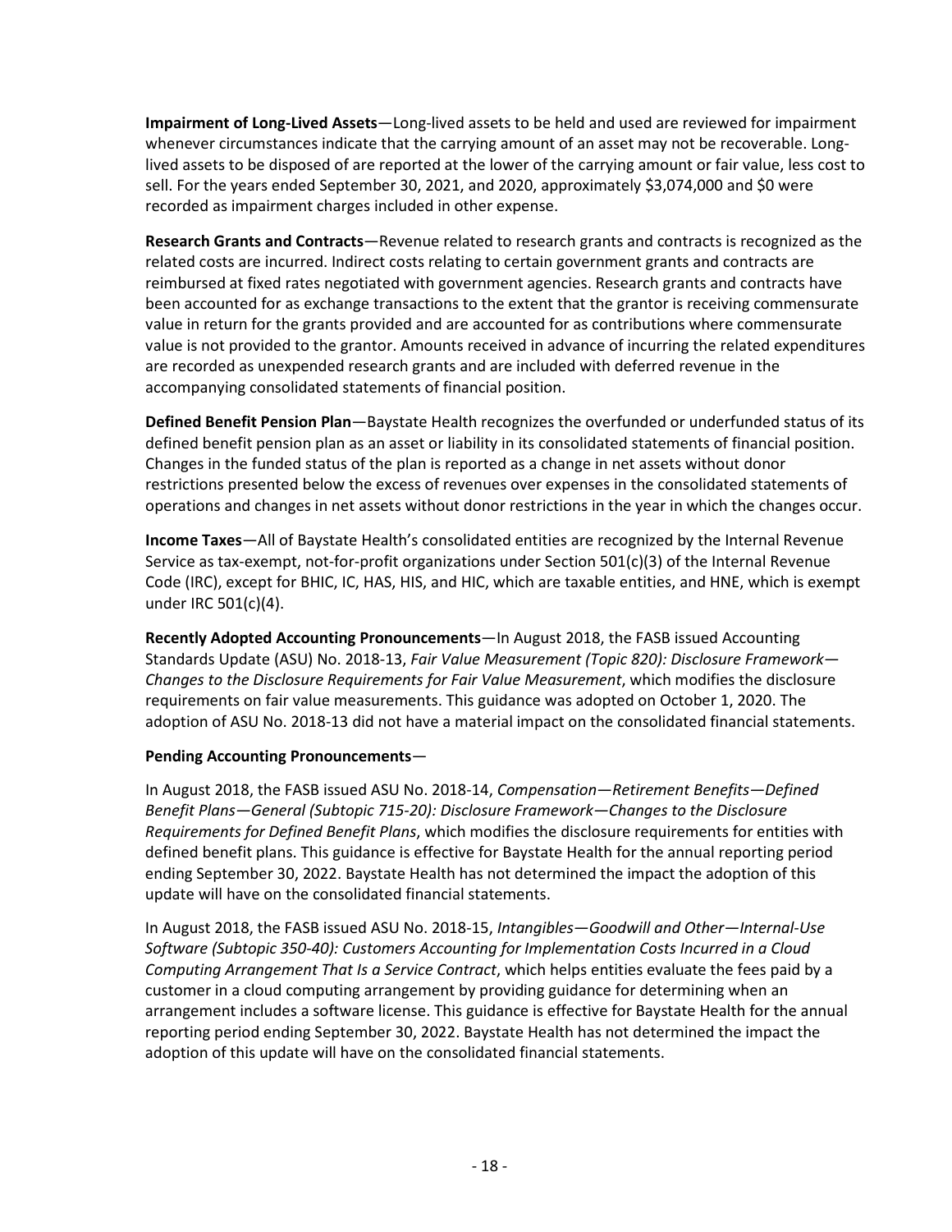**Impairment of Long-Lived Assets**—Long-lived assets to be held and used are reviewed for impairment whenever circumstances indicate that the carrying amount of an asset may not be recoverable. Long-lived assets to be disposed of are reported at the lower of the carrying amount or fair value, less cost to sell. For the years ended September 30, 2021, and 2020, approximately $3,074,000 and $0 were recorded as impairment charges included in other expense.

**Research Grants and Contracts**—Revenue related to research grants and contracts is recognized as the related costs are incurred. Indirect costs relating to certain government grants and contracts are reimbursed at fixed rates negotiated with government agencies. Research grants and contracts have been accounted for as exchange transactions to the extent that the grantor is receiving commensurate value in return for the grants provided and are accounted for as contributions where commensurate value is not provided to the grantor. Amounts received in advance of incurring the related expenditures are recorded as unexpended research grants and are included with deferred revenue in the accompanying consolidated statements of financial position.

**Defined Benefit Pension Plan**—Baystate Health recognizes the overfunded or underfunded status of its defined benefit pension plan as an asset or liability in its consolidated statements of financial position. Changes in the funded status of the plan is reported as a change in net assets without donor restrictions presented below the excess of revenues over expenses in the consolidated statements of operations and changes in net assets without donor restrictions in the year in which the changes occur.

**Income Taxes**—All of Baystate Health's consolidated entities are recognized by the Internal Revenue Service as tax-exempt, not-for-profit organizations under Section 501(c)(3) of the Internal Revenue Code (IRC), except for BHIC, IC, HAS, HIS, and HIC, which are taxable entities, and HNE, which is exempt under IRC 501(c)(4).

**Recently Adopted Accounting Pronouncements**—In August 2018, the FASB issued Accounting Standards Update (ASU) No. 2018-13, *Fair Value Measurement (Topic 820): Disclosure Framework—Changes to the Disclosure Requirements for Fair Value Measurement*, which modifies the disclosure requirements on fair value measurements. This guidance was adopted on October 1, 2020. The adoption of ASU No. 2018-13 did not have a material impact on the consolidated financial statements.

**Pending Accounting Pronouncements**—

In August 2018, the FASB issued ASU No. 2018-14, *Compensation—Retirement Benefits—Defined Benefit Plans—General (Subtopic 715-20): Disclosure Framework—Changes to the Disclosure Requirements for Defined Benefit Plans*, which modifies the disclosure requirements for entities with defined benefit plans. This guidance is effective for Baystate Health for the annual reporting period ending September 30, 2022. Baystate Health has not determined the impact the adoption of this update will have on the consolidated financial statements.

In August 2018, the FASB issued ASU No. 2018-15, *Intangibles—Goodwill and Other—Internal-Use Software (Subtopic 350-40): Customers Accounting for Implementation Costs Incurred in a Cloud Computing Arrangement That Is a Service Contract*, which helps entities evaluate the fees paid by a customer in a cloud computing arrangement by providing guidance for determining when an arrangement includes a software license. This guidance is effective for Baystate Health for the annual reporting period ending September 30, 2022. Baystate Health has not determined the impact the adoption of this update will have on the consolidated financial statements.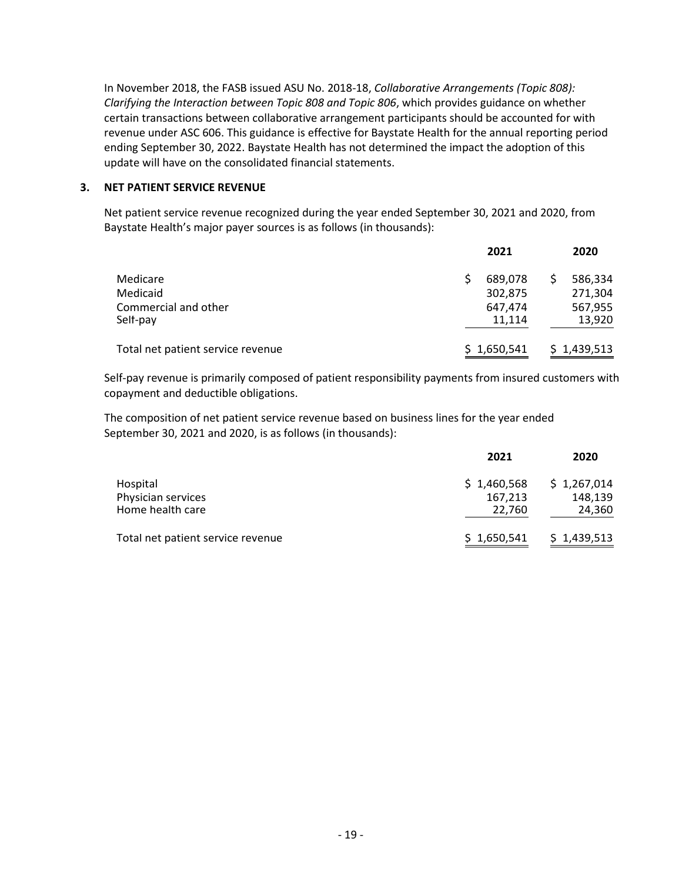In November 2018, the FASB issued ASU No. 2018-18, *Collaborative Arrangements (Topic 808): Clarifying the Interaction between Topic 808 and Topic 806*, which provides guidance on whether certain transactions between collaborative arrangement participants should be accounted for with revenue under ASC 606. This guidance is effective for Baystate Health for the annual reporting period ending September 30, 2022. Baystate Health has not determined the impact the adoption of this update will have on the consolidated financial statements.

## 3. NET PATIENT SERVICE REVENUE

Net patient service revenue recognized during the year ended September 30, 2021 and 2020, from Baystate Health's major payer sources is as follows (in thousands):

| | 2021 | 2020 |
|---|---|---|
| Medicare | $ 689,078 | $ 586,334 |
| Medicaid | 302,875 | 271,304 |
| Commercial and other | 647,474 | 567,955 |
| Self-pay | 11,114 | 13,920 |
| Total net patient service revenue | $ 1,650,541 | $ 1,439,513 |

Self-pay revenue is primarily composed of patient responsibility payments from insured customers with copayment and deductible obligations.

The composition of net patient service revenue based on business lines for the year ended September 30, 2021 and 2020, is as follows (in thousands):

| | 2021 | 2020 |
|---|---|---|
| Hospital | $ 1,460,568 | $ 1,267,014 |
| Physician services | 167,213 | 148,139 |
| Home health care | 22,760 | 24,360 |
| Total net patient service revenue | $ 1,650,541 | $ 1,439,513 |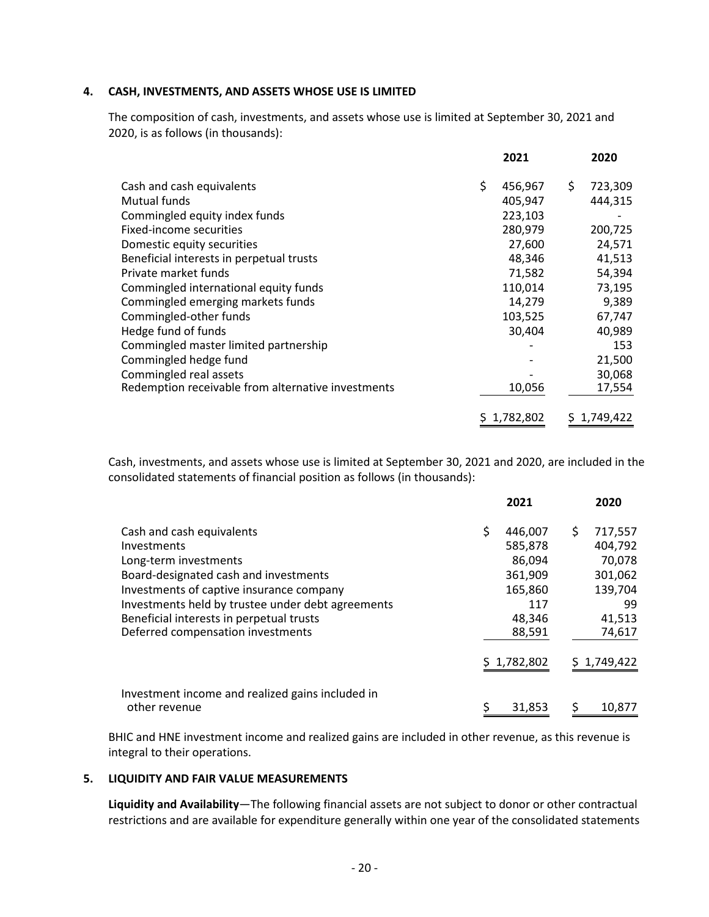## 4. CASH, INVESTMENTS, AND ASSETS WHOSE USE IS LIMITED

The composition of cash, investments, and assets whose use is limited at September 30, 2021 and 2020, is as follows (in thousands):

| | 2021 | 2020 |
|---|---|---|
| Cash and cash equivalents | $ 456,967 | $ 723,309 |
| Mutual funds | 405,947 | 444,315 |
| Commingled equity index funds | 223,103 | - |
| Fixed-income securities | 280,979 | 200,725 |
| Domestic equity securities | 27,600 | 24,571 |
| Beneficial interests in perpetual trusts | 48,346 | 41,513 |
| Private market funds | 71,582 | 54,394 |
| Commingled international equity funds | 110,014 | 73,195 |
| Commingled emerging markets funds | 14,279 | 9,389 |
| Commingled-other funds | 103,525 | 67,747 |
| Hedge fund of funds | 30,404 | 40,989 |
| Commingled master limited partnership | - | 153 |
| Commingled hedge fund | - | 21,500 |
| Commingled real assets | - | 30,068 |
| Redemption receivable from alternative investments | 10,056 | 17,554 |
| | $ 1,782,802 | $ 1,749,422 |

Cash, investments, and assets whose use is limited at September 30, 2021 and 2020, are included in the consolidated statements of financial position as follows (in thousands):

| | 2021 | 2020 |
|---|---|---|
| Cash and cash equivalents | $ 446,007 | $ 717,557 |
| Investments | 585,878 | 404,792 |
| Long-term investments | 86,094 | 70,078 |
| Board-designated cash and investments | 361,909 | 301,062 |
| Investments of captive insurance company | 165,860 | 139,704 |
| Investments held by trustee under debt agreements | 117 | 99 |
| Beneficial interests in perpetual trusts | 48,346 | 41,513 |
| Deferred compensation investments | 88,591 | 74,617 |
| | $ 1,782,802 | $ 1,749,422 |
| Investment income and realized gains included in other revenue | $ 31,853 | $ 10,877 |

BHIC and HNE investment income and realized gains are included in other revenue, as this revenue is integral to their operations.

## 5. LIQUIDITY AND FAIR VALUE MEASUREMENTS

**Liquidity and Availability**—The following financial assets are not subject to donor or other contractual restrictions and are available for expenditure generally within one year of the consolidated statements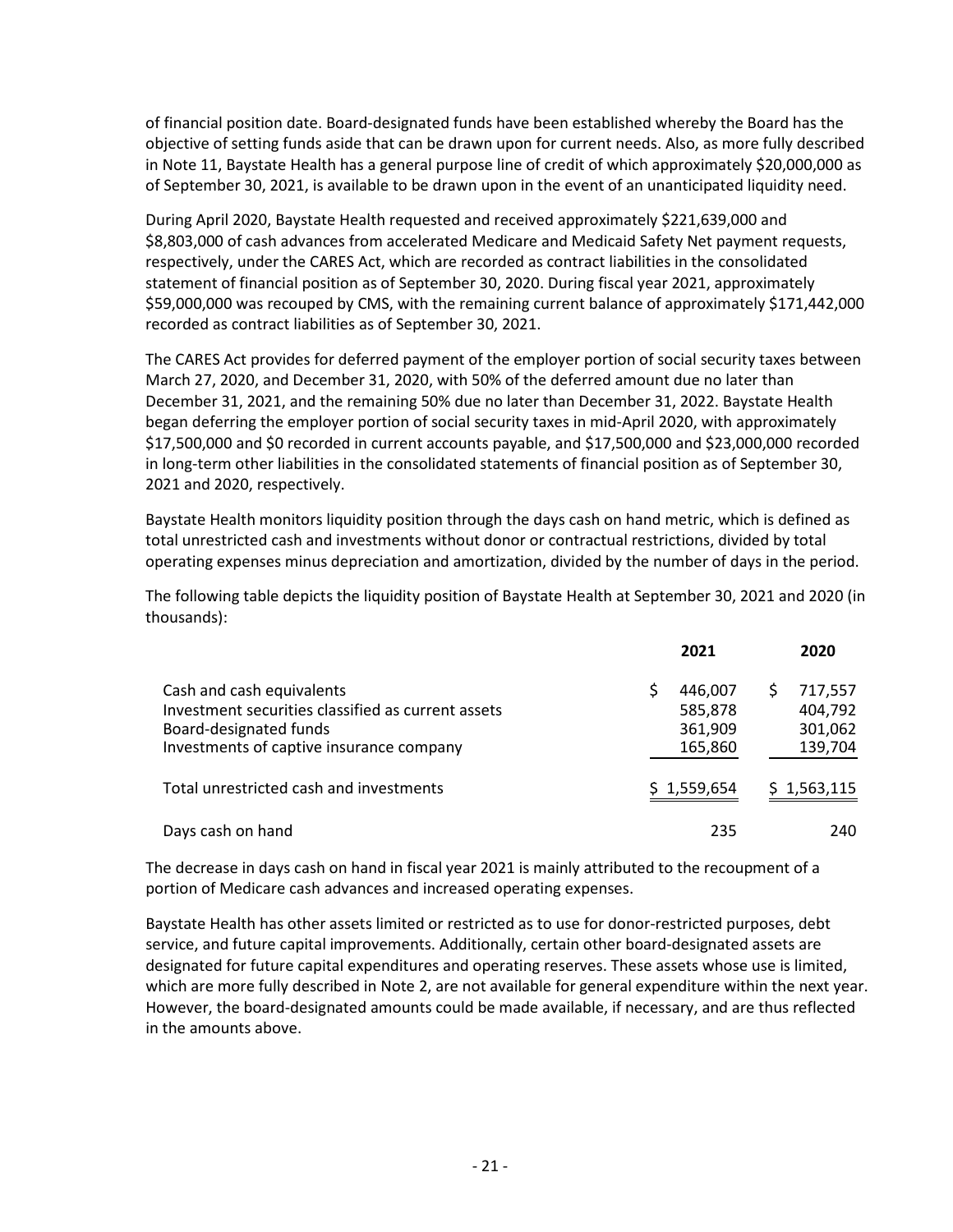of financial position date. Board-designated funds have been established whereby the Board has the objective of setting funds aside that can be drawn upon for current needs. Also, as more fully described in Note 11, Baystate Health has a general purpose line of credit of which approximately $20,000,000 as of September 30, 2021, is available to be drawn upon in the event of an unanticipated liquidity need.

During April 2020, Baystate Health requested and received approximately $221,639,000 and $8,803,000 of cash advances from accelerated Medicare and Medicaid Safety Net payment requests, respectively, under the CARES Act, which are recorded as contract liabilities in the consolidated statement of financial position as of September 30, 2020. During fiscal year 2021, approximately $59,000,000 was recouped by CMS, with the remaining current balance of approximately $171,442,000 recorded as contract liabilities as of September 30, 2021.

The CARES Act provides for deferred payment of the employer portion of social security taxes between March 27, 2020, and December 31, 2020, with 50% of the deferred amount due no later than December 31, 2021, and the remaining 50% due no later than December 31, 2022. Baystate Health began deferring the employer portion of social security taxes in mid-April 2020, with approximately $17,500,000 and $0 recorded in current accounts payable, and $17,500,000 and $23,000,000 recorded in long-term other liabilities in the consolidated statements of financial position as of September 30, 2021 and 2020, respectively.

Baystate Health monitors liquidity position through the days cash on hand metric, which is defined as total unrestricted cash and investments without donor or contractual restrictions, divided by total operating expenses minus depreciation and amortization, divided by the number of days in the period.

The following table depicts the liquidity position of Baystate Health at September 30, 2021 and 2020 (in thousands):

| | 2021 | 2020 |
|---|---|---|
| Cash and cash equivalents | $ 446,007 | $ 717,557 |
| Investment securities classified as current assets | 585,878 | 404,792 |
| Board-designated funds | 361,909 | 301,062 |
| Investments of captive insurance company | 165,860 | 139,704 |
| Total unrestricted cash and investments | $ 1,559,654 | $ 1,563,115 |
| Days cash on hand | 235 | 240 |

The decrease in days cash on hand in fiscal year 2021 is mainly attributed to the recoupment of a portion of Medicare cash advances and increased operating expenses.

Baystate Health has other assets limited or restricted as to use for donor-restricted purposes, debt service, and future capital improvements. Additionally, certain other board-designated assets are designated for future capital expenditures and operating reserves. These assets whose use is limited, which are more fully described in Note 2, are not available for general expenditure within the next year. However, the board-designated amounts could be made available, if necessary, and are thus reflected in the amounts above.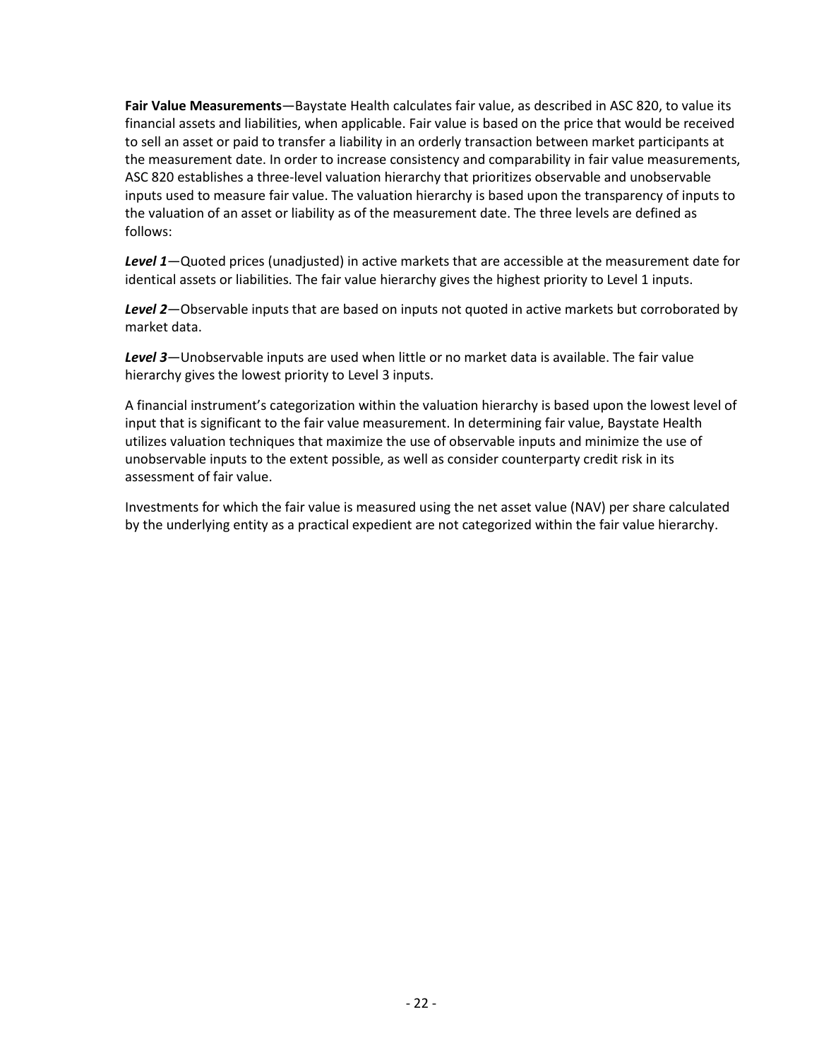**Fair Value Measurements**—Baystate Health calculates fair value, as described in ASC 820, to value its financial assets and liabilities, when applicable. Fair value is based on the price that would be received to sell an asset or paid to transfer a liability in an orderly transaction between market participants at the measurement date. In order to increase consistency and comparability in fair value measurements, ASC 820 establishes a three-level valuation hierarchy that prioritizes observable and unobservable inputs used to measure fair value. The valuation hierarchy is based upon the transparency of inputs to the valuation of an asset or liability as of the measurement date. The three levels are defined as follows:

***Level 1***—Quoted prices (unadjusted) in active markets that are accessible at the measurement date for identical assets or liabilities. The fair value hierarchy gives the highest priority to Level 1 inputs.

***Level 2***—Observable inputs that are based on inputs not quoted in active markets but corroborated by market data.

***Level 3***—Unobservable inputs are used when little or no market data is available. The fair value hierarchy gives the lowest priority to Level 3 inputs.

A financial instrument's categorization within the valuation hierarchy is based upon the lowest level of input that is significant to the fair value measurement. In determining fair value, Baystate Health utilizes valuation techniques that maximize the use of observable inputs and minimize the use of unobservable inputs to the extent possible, as well as consider counterparty credit risk in its assessment of fair value.

Investments for which the fair value is measured using the net asset value (NAV) per share calculated by the underlying entity as a practical expedient are not categorized within the fair value hierarchy.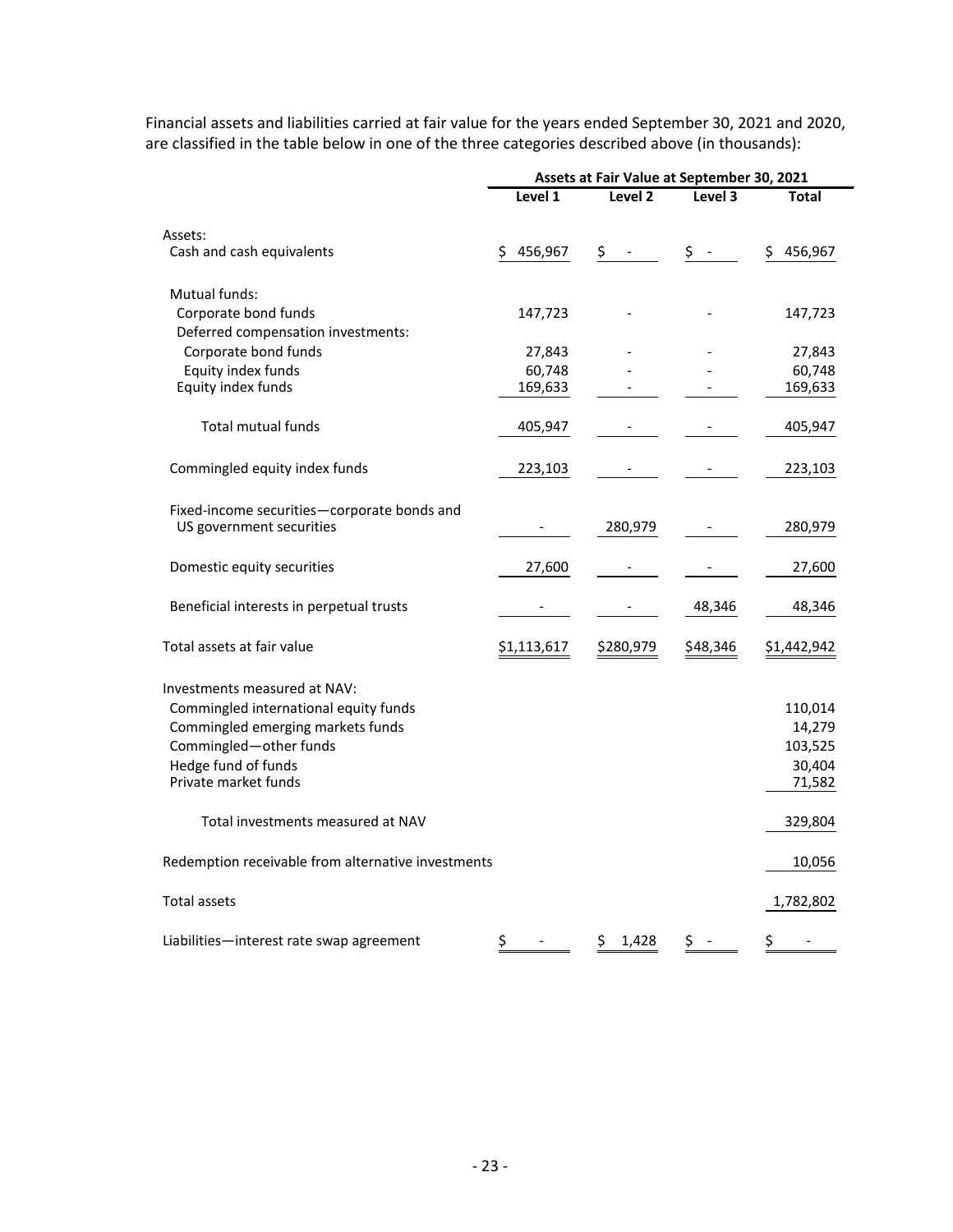Financial assets and liabilities carried at fair value for the years ended September 30, 2021 and 2020, are classified in the table below in one of the three categories described above (in thousands):

| | Assets at Fair Value at September 30, 2021 | | | |
|---|---|---|---|---|
| | Level 1 | Level 2 | Level 3 | Total |
| Assets: | | | | |
| Cash and cash equivalents | $ 456,967 | $ - | $ - | $ 456,967 |
| Mutual funds: | | | | |
| Corporate bond funds | 147,723 | - | - | 147,723 |
| Deferred compensation investments: | | | | |
| Corporate bond funds | 27,843 | - | - | 27,843 |
| Equity index funds | 60,748 | - | - | 60,748 |
| Equity index funds | 169,633 | - | - | 169,633 |
| Total mutual funds | 405,947 | - | - | 405,947 |
| Commingled equity index funds | 223,103 | - | - | 223,103 |
| Fixed-income securities—corporate bonds and US government securities | - | 280,979 | - | 280,979 |
| Domestic equity securities | 27,600 | - | - | 27,600 |
| Beneficial interests in perpetual trusts | - | - | 48,346 | 48,346 |
| Total assets at fair value | $1,113,617 | $280,979 | $48,346 | $1,442,942 |
| Investments measured at NAV: | | | | |
| Commingled international equity funds | | | | 110,014 |
| Commingled emerging markets funds | | | | 14,279 |
| Commingled—other funds | | | | 103,525 |
| Hedge fund of funds | | | | 30,404 |
| Private market funds | | | | 71,582 |
| Total investments measured at NAV | | | | 329,804 |
| Redemption receivable from alternative investments | | | | 10,056 |
| Total assets | | | | 1,782,802 |
| Liabilities—interest rate swap agreement | $ - | $ 1,428 | $ - | $ - |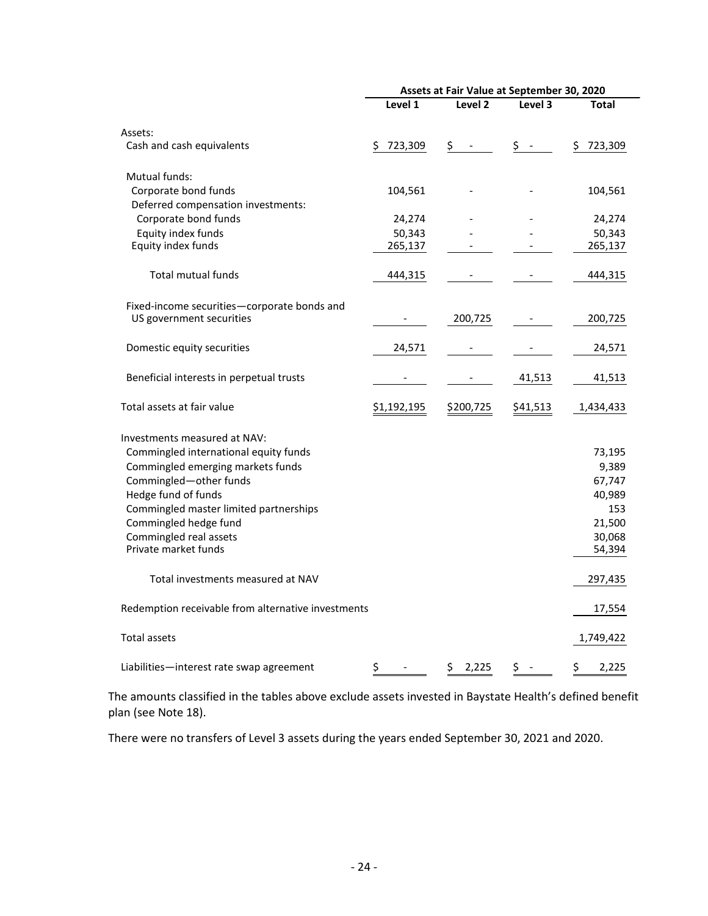| | Assets at Fair Value at September 30, 2020 | | | |
|---|---|---|---|---|
| | Level 1 | Level 2 | Level 3 | Total |
| Assets: | | | | |
| Cash and cash equivalents | $ 723,309 | $ - | $ - | $ 723,309 |
| Mutual funds: | | | | |
| Corporate bond funds | 104,561 | - | - | 104,561 |
| Deferred compensation investments: | | | | |
| Corporate bond funds | 24,274 | - | - | 24,274 |
| Equity index funds | 50,343 | - | - | 50,343 |
| Equity index funds | 265,137 | - | - | 265,137 |
| Total mutual funds | 444,315 | - | - | 444,315 |
| Fixed-income securities—corporate bonds and US government securities | - | 200,725 | - | 200,725 |
| Domestic equity securities | 24,571 | - | - | 24,571 |
| Beneficial interests in perpetual trusts | - | - | 41,513 | 41,513 |
| Total assets at fair value | $1,192,195 | $200,725 | $41,513 | 1,434,433 |
| Investments measured at NAV: | | | | |
| Commingled international equity funds | | | | 73,195 |
| Commingled emerging markets funds | | | | 9,389 |
| Commingled—other funds | | | | 67,747 |
| Hedge fund of funds | | | | 40,989 |
| Commingled master limited partnerships | | | | 153 |
| Commingled hedge fund | | | | 21,500 |
| Commingled real assets | | | | 30,068 |
| Private market funds | | | | 54,394 |
| Total investments measured at NAV | | | | 297,435 |
| Redemption receivable from alternative investments | | | | 17,554 |
| Total assets | | | | 1,749,422 |
| Liabilities—interest rate swap agreement | $ - | $ 2,225 | $ - | $ 2,225 |

The amounts classified in the tables above exclude assets invested in Baystate Health's defined benefit plan (see Note 18).

There were no transfers of Level 3 assets during the years ended September 30, 2021 and 2020.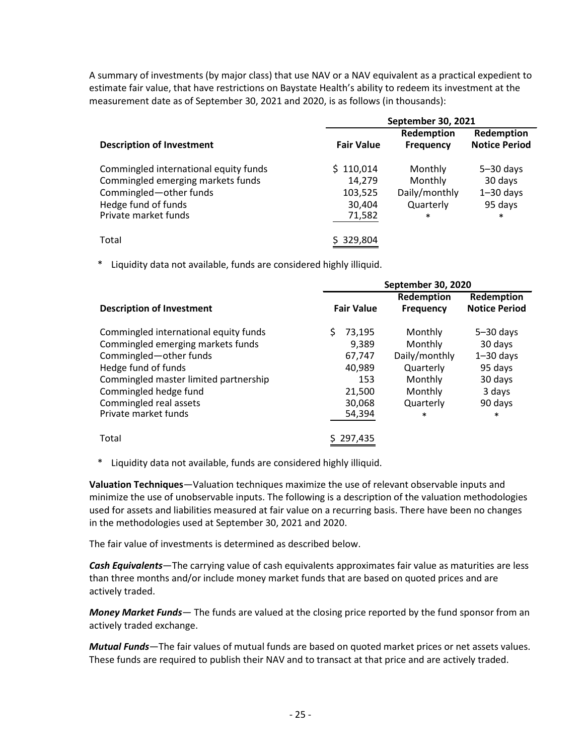A summary of investments (by major class) that use NAV or a NAV equivalent as a practical expedient to estimate fair value, that have restrictions on Baystate Health's ability to redeem its investment at the measurement date as of September 30, 2021 and 2020, is as follows (in thousands):

| | September 30, 2021 | | |
|---|---|---|---|
| **Description of Investment** | **Fair Value** | **Redemption Frequency** | **Redemption Notice Period** |
| Commingled international equity funds | $ 110,014 | Monthly | 5–30 days |
| Commingled emerging markets funds | 14,279 | Monthly | 30 days |
| Commingled—other funds | 103,525 | Daily/monthly | 1–30 days |
| Hedge fund of funds | 30,404 | Quarterly | 95 days |
| Private market funds | 71,582 | * | * |
| Total | $ 329,804 | | |

\* Liquidity data not available, funds are considered highly illiquid.

| | September 30, 2020 | | |
|---|---|---|---|
| **Description of Investment** | **Fair Value** | **Redemption Frequency** | **Redemption Notice Period** |
| Commingled international equity funds | $ 73,195 | Monthly | 5–30 days |
| Commingled emerging markets funds | 9,389 | Monthly | 30 days |
| Commingled—other funds | 67,747 | Daily/monthly | 1–30 days |
| Hedge fund of funds | 40,989 | Quarterly | 95 days |
| Commingled master limited partnership | 153 | Monthly | 30 days |
| Commingled hedge fund | 21,500 | Monthly | 3 days |
| Commingled real assets | 30,068 | Quarterly | 90 days |
| Private market funds | 54,394 | * | * |
| Total | $ 297,435 | | |

\* Liquidity data not available, funds are considered highly illiquid.

**Valuation Techniques**—Valuation techniques maximize the use of relevant observable inputs and minimize the use of unobservable inputs. The following is a description of the valuation methodologies used for assets and liabilities measured at fair value on a recurring basis. There have been no changes in the methodologies used at September 30, 2021 and 2020.

The fair value of investments is determined as described below.

***Cash Equivalents***—The carrying value of cash equivalents approximates fair value as maturities are less than three months and/or include money market funds that are based on quoted prices and are actively traded.

***Money Market Funds***— The funds are valued at the closing price reported by the fund sponsor from an actively traded exchange.

***Mutual Funds***—The fair values of mutual funds are based on quoted market prices or net assets values. These funds are required to publish their NAV and to transact at that price and are actively traded.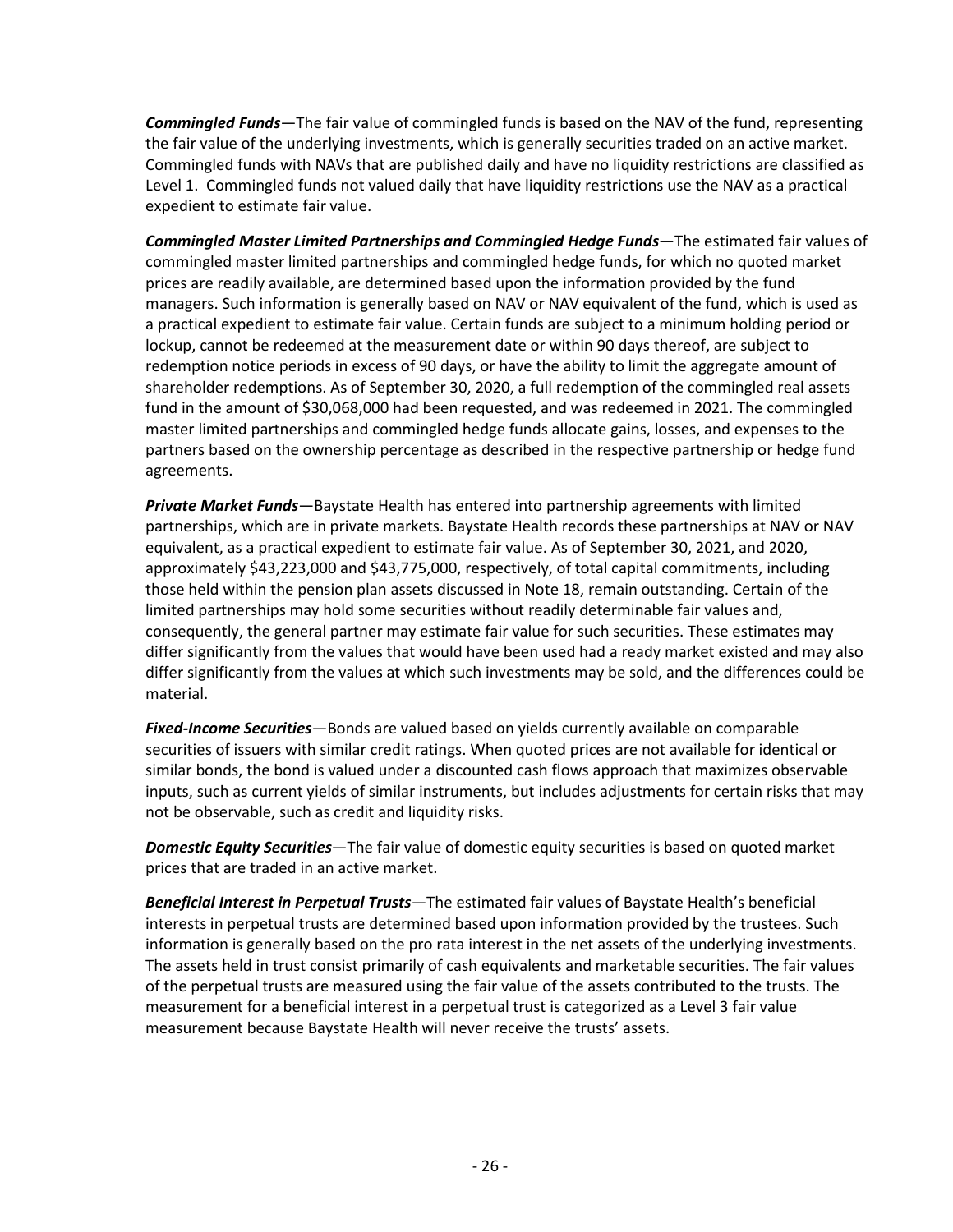***Commingled Funds***—The fair value of commingled funds is based on the NAV of the fund, representing the fair value of the underlying investments, which is generally securities traded on an active market. Commingled funds with NAVs that are published daily and have no liquidity restrictions are classified as Level 1. Commingled funds not valued daily that have liquidity restrictions use the NAV as a practical expedient to estimate fair value.

***Commingled Master Limited Partnerships and Commingled Hedge Funds***—The estimated fair values of commingled master limited partnerships and commingled hedge funds, for which no quoted market prices are readily available, are determined based upon the information provided by the fund managers. Such information is generally based on NAV or NAV equivalent of the fund, which is used as a practical expedient to estimate fair value. Certain funds are subject to a minimum holding period or lockup, cannot be redeemed at the measurement date or within 90 days thereof, are subject to redemption notice periods in excess of 90 days, or have the ability to limit the aggregate amount of shareholder redemptions. As of September 30, 2020, a full redemption of the commingled real assets fund in the amount of $30,068,000 had been requested, and was redeemed in 2021. The commingled master limited partnerships and commingled hedge funds allocate gains, losses, and expenses to the partners based on the ownership percentage as described in the respective partnership or hedge fund agreements.

***Private Market Funds***—Baystate Health has entered into partnership agreements with limited partnerships, which are in private markets. Baystate Health records these partnerships at NAV or NAV equivalent, as a practical expedient to estimate fair value. As of September 30, 2021, and 2020, approximately $43,223,000 and $43,775,000, respectively, of total capital commitments, including those held within the pension plan assets discussed in Note 18, remain outstanding. Certain of the limited partnerships may hold some securities without readily determinable fair values and, consequently, the general partner may estimate fair value for such securities. These estimates may differ significantly from the values that would have been used had a ready market existed and may also differ significantly from the values at which such investments may be sold, and the differences could be material.

***Fixed-Income Securities***—Bonds are valued based on yields currently available on comparable securities of issuers with similar credit ratings. When quoted prices are not available for identical or similar bonds, the bond is valued under a discounted cash flows approach that maximizes observable inputs, such as current yields of similar instruments, but includes adjustments for certain risks that may not be observable, such as credit and liquidity risks.

***Domestic Equity Securities***—The fair value of domestic equity securities is based on quoted market prices that are traded in an active market.

***Beneficial Interest in Perpetual Trusts***—The estimated fair values of Baystate Health's beneficial interests in perpetual trusts are determined based upon information provided by the trustees. Such information is generally based on the pro rata interest in the net assets of the underlying investments. The assets held in trust consist primarily of cash equivalents and marketable securities. The fair values of the perpetual trusts are measured using the fair value of the assets contributed to the trusts. The measurement for a beneficial interest in a perpetual trust is categorized as a Level 3 fair value measurement because Baystate Health will never receive the trusts' assets.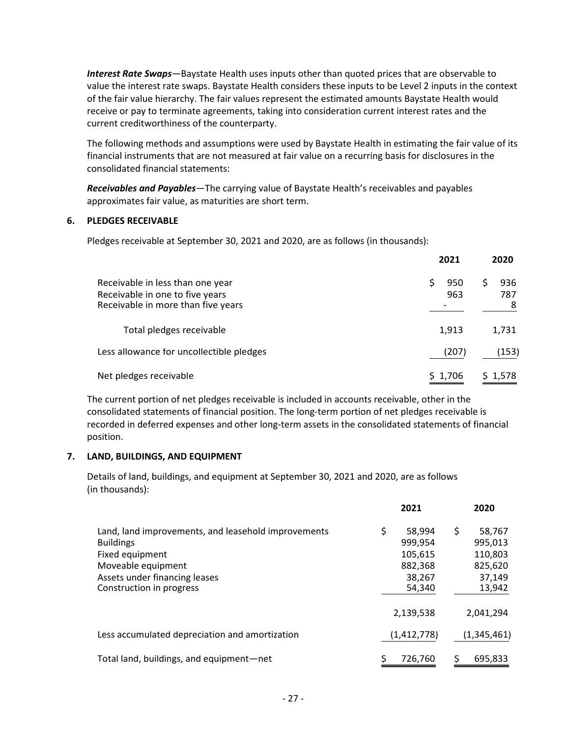***Interest Rate Swaps***—Baystate Health uses inputs other than quoted prices that are observable to value the interest rate swaps. Baystate Health considers these inputs to be Level 2 inputs in the context of the fair value hierarchy. The fair values represent the estimated amounts Baystate Health would receive or pay to terminate agreements, taking into consideration current interest rates and the current creditworthiness of the counterparty.

The following methods and assumptions were used by Baystate Health in estimating the fair value of its financial instruments that are not measured at fair value on a recurring basis for disclosures in the consolidated financial statements:

***Receivables and Payables***—The carrying value of Baystate Health's receivables and payables approximates fair value, as maturities are short term.

## 6. PLEDGES RECEIVABLE

Pledges receivable at September 30, 2021 and 2020, are as follows (in thousands):

| | 2021 | 2020 |
|---|---|---|
| Receivable in less than one year | $ 950 | $ 936 |
| Receivable in one to five years | 963 | 787 |
| Receivable in more than five years | - | 8 |
| Total pledges receivable | 1,913 | 1,731 |
| Less allowance for uncollectible pledges | (207) | (153) |
| Net pledges receivable | $ 1,706 | $ 1,578 |

The current portion of net pledges receivable is included in accounts receivable, other in the consolidated statements of financial position. The long-term portion of net pledges receivable is recorded in deferred expenses and other long-term assets in the consolidated statements of financial position.

## 7. LAND, BUILDINGS, AND EQUIPMENT

Details of land, buildings, and equipment at September 30, 2021 and 2020, are as follows (in thousands):

| | 2021 | 2020 |
|---|---|---|
| Land, land improvements, and leasehold improvements | $ 58,994 | $ 58,767 |
| Buildings | 999,954 | 995,013 |
| Fixed equipment | 105,615 | 110,803 |
| Moveable equipment | 882,368 | 825,620 |
| Assets under financing leases | 38,267 | 37,149 |
| Construction in progress | 54,340 | 13,942 |
| | 2,139,538 | 2,041,294 |
| Less accumulated depreciation and amortization | (1,412,778) | (1,345,461) |
| Total land, buildings, and equipment—net | $ 726,760 | $ 695,833 |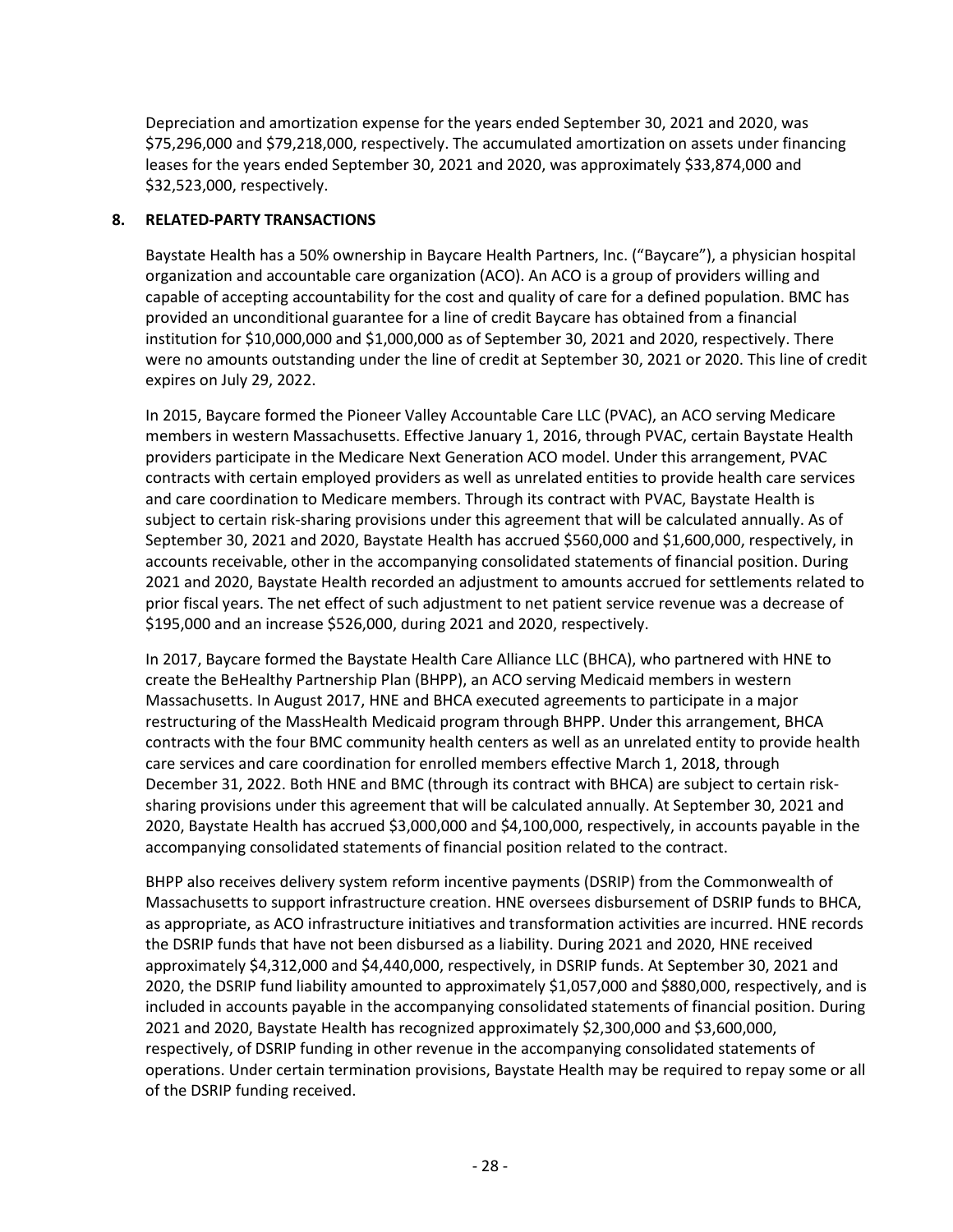Depreciation and amortization expense for the years ended September 30, 2021 and 2020, was $75,296,000 and $79,218,000, respectively. The accumulated amortization on assets under financing leases for the years ended September 30, 2021 and 2020, was approximately $33,874,000 and $32,523,000, respectively.

## 8. RELATED-PARTY TRANSACTIONS

Baystate Health has a 50% ownership in Baycare Health Partners, Inc. ("Baycare"), a physician hospital organization and accountable care organization (ACO). An ACO is a group of providers willing and capable of accepting accountability for the cost and quality of care for a defined population. BMC has provided an unconditional guarantee for a line of credit Baycare has obtained from a financial institution for $10,000,000 and $1,000,000 as of September 30, 2021 and 2020, respectively. There were no amounts outstanding under the line of credit at September 30, 2021 or 2020. This line of credit expires on July 29, 2022.

In 2015, Baycare formed the Pioneer Valley Accountable Care LLC (PVAC), an ACO serving Medicare members in western Massachusetts. Effective January 1, 2016, through PVAC, certain Baystate Health providers participate in the Medicare Next Generation ACO model. Under this arrangement, PVAC contracts with certain employed providers as well as unrelated entities to provide health care services and care coordination to Medicare members. Through its contract with PVAC, Baystate Health is subject to certain risk-sharing provisions under this agreement that will be calculated annually. As of September 30, 2021 and 2020, Baystate Health has accrued $560,000 and $1,600,000, respectively, in accounts receivable, other in the accompanying consolidated statements of financial position. During 2021 and 2020, Baystate Health recorded an adjustment to amounts accrued for settlements related to prior fiscal years. The net effect of such adjustment to net patient service revenue was a decrease of $195,000 and an increase $526,000, during 2021 and 2020, respectively.

In 2017, Baycare formed the Baystate Health Care Alliance LLC (BHCA), who partnered with HNE to create the BeHealthy Partnership Plan (BHPP), an ACO serving Medicaid members in western Massachusetts. In August 2017, HNE and BHCA executed agreements to participate in a major restructuring of the MassHealth Medicaid program through BHPP. Under this arrangement, BHCA contracts with the four BMC community health centers as well as an unrelated entity to provide health care services and care coordination for enrolled members effective March 1, 2018, through December 31, 2022. Both HNE and BMC (through its contract with BHCA) are subject to certain risk-sharing provisions under this agreement that will be calculated annually. At September 30, 2021 and 2020, Baystate Health has accrued $3,000,000 and $4,100,000, respectively, in accounts payable in the accompanying consolidated statements of financial position related to the contract.

BHPP also receives delivery system reform incentive payments (DSRIP) from the Commonwealth of Massachusetts to support infrastructure creation. HNE oversees disbursement of DSRIP funds to BHCA, as appropriate, as ACO infrastructure initiatives and transformation activities are incurred. HNE records the DSRIP funds that have not been disbursed as a liability. During 2021 and 2020, HNE received approximately $4,312,000 and $4,440,000, respectively, in DSRIP funds. At September 30, 2021 and 2020, the DSRIP fund liability amounted to approximately $1,057,000 and $880,000, respectively, and is included in accounts payable in the accompanying consolidated statements of financial position. During 2021 and 2020, Baystate Health has recognized approximately $2,300,000 and $3,600,000, respectively, of DSRIP funding in other revenue in the accompanying consolidated statements of operations. Under certain termination provisions, Baystate Health may be required to repay some or all of the DSRIP funding received.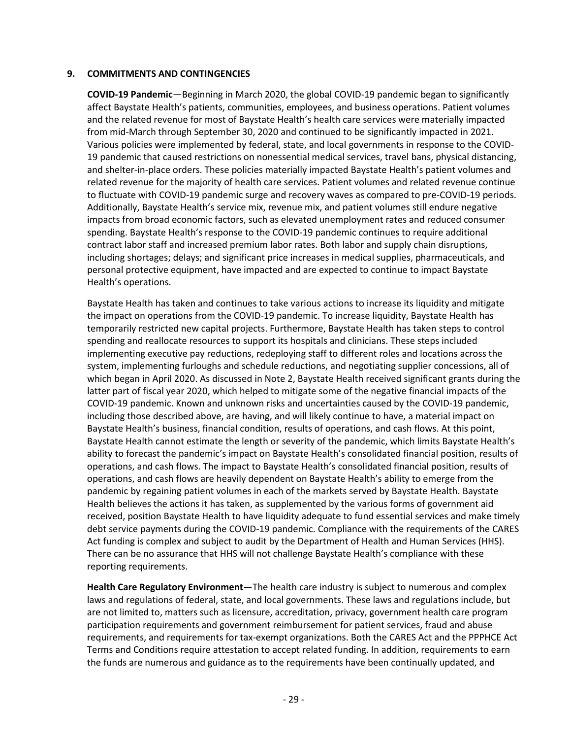## 9. COMMITMENTS AND CONTINGENCIES

**COVID-19 Pandemic**—Beginning in March 2020, the global COVID-19 pandemic began to significantly affect Baystate Health's patients, communities, employees, and business operations. Patient volumes and the related revenue for most of Baystate Health's health care services were materially impacted from mid-March through September 30, 2020 and continued to be significantly impacted in 2021. Various policies were implemented by federal, state, and local governments in response to the COVID-19 pandemic that caused restrictions on nonessential medical services, travel bans, physical distancing, and shelter-in-place orders. These policies materially impacted Baystate Health's patient volumes and related revenue for the majority of health care services. Patient volumes and related revenue continue to fluctuate with COVID-19 pandemic surge and recovery waves as compared to pre-COVID-19 periods. Additionally, Baystate Health's service mix, revenue mix, and patient volumes still endure negative impacts from broad economic factors, such as elevated unemployment rates and reduced consumer spending. Baystate Health's response to the COVID-19 pandemic continues to require additional contract labor staff and increased premium labor rates. Both labor and supply chain disruptions, including shortages; delays; and significant price increases in medical supplies, pharmaceuticals, and personal protective equipment, have impacted and are expected to continue to impact Baystate Health's operations.

Baystate Health has taken and continues to take various actions to increase its liquidity and mitigate the impact on operations from the COVID-19 pandemic. To increase liquidity, Baystate Health has temporarily restricted new capital projects. Furthermore, Baystate Health has taken steps to control spending and reallocate resources to support its hospitals and clinicians. These steps included implementing executive pay reductions, redeploying staff to different roles and locations across the system, implementing furloughs and schedule reductions, and negotiating supplier concessions, all of which began in April 2020. As discussed in Note 2, Baystate Health received significant grants during the latter part of fiscal year 2020, which helped to mitigate some of the negative financial impacts of the COVID-19 pandemic. Known and unknown risks and uncertainties caused by the COVID-19 pandemic, including those described above, are having, and will likely continue to have, a material impact on Baystate Health's business, financial condition, results of operations, and cash flows. At this point, Baystate Health cannot estimate the length or severity of the pandemic, which limits Baystate Health's ability to forecast the pandemic's impact on Baystate Health's consolidated financial position, results of operations, and cash flows. The impact to Baystate Health's consolidated financial position, results of operations, and cash flows are heavily dependent on Baystate Health's ability to emerge from the pandemic by regaining patient volumes in each of the markets served by Baystate Health. Baystate Health believes the actions it has taken, as supplemented by the various forms of government aid received, position Baystate Health to have liquidity adequate to fund essential services and make timely debt service payments during the COVID-19 pandemic. Compliance with the requirements of the CARES Act funding is complex and subject to audit by the Department of Health and Human Services (HHS). There can be no assurance that HHS will not challenge Baystate Health's compliance with these reporting requirements.

**Health Care Regulatory Environment**—The health care industry is subject to numerous and complex laws and regulations of federal, state, and local governments. These laws and regulations include, but are not limited to, matters such as licensure, accreditation, privacy, government health care program participation requirements and government reimbursement for patient services, fraud and abuse requirements, and requirements for tax-exempt organizations. Both the CARES Act and the PPPHCE Act Terms and Conditions require attestation to accept related funding. In addition, requirements to earn the funds are numerous and guidance as to the requirements have been continually updated, and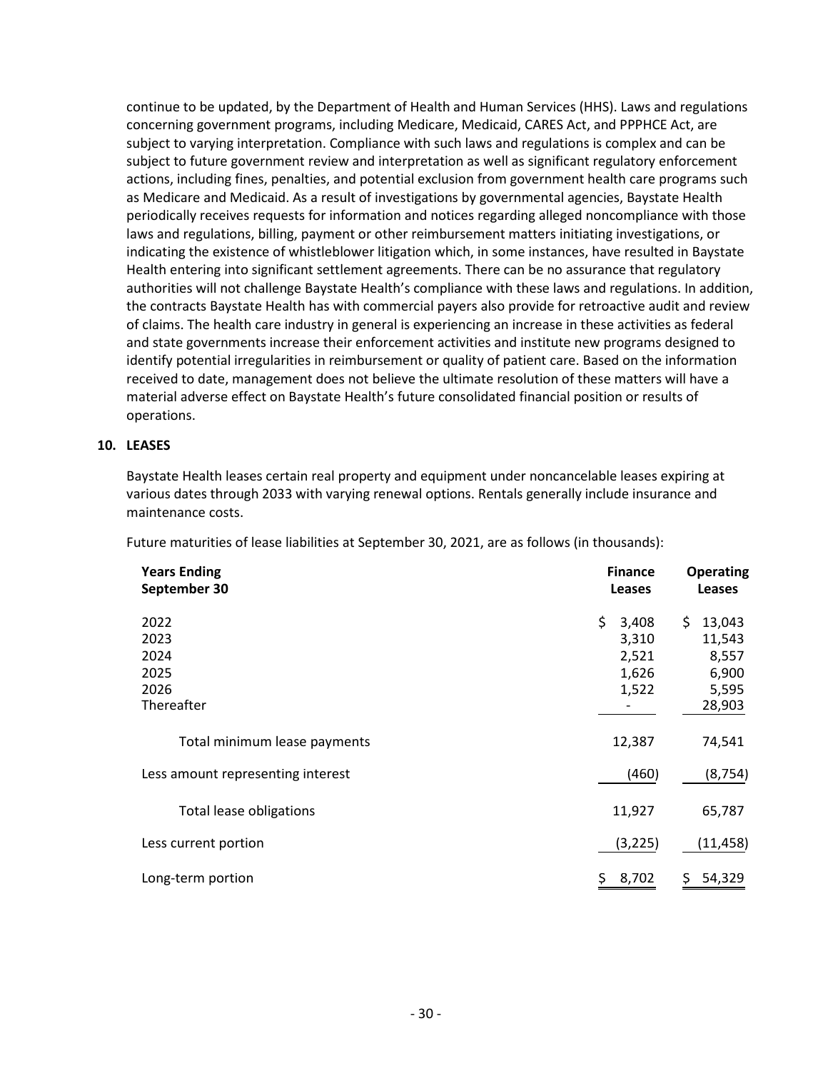continue to be updated, by the Department of Health and Human Services (HHS). Laws and regulations concerning government programs, including Medicare, Medicaid, CARES Act, and PPPHCE Act, are subject to varying interpretation. Compliance with such laws and regulations is complex and can be subject to future government review and interpretation as well as significant regulatory enforcement actions, including fines, penalties, and potential exclusion from government health care programs such as Medicare and Medicaid. As a result of investigations by governmental agencies, Baystate Health periodically receives requests for information and notices regarding alleged noncompliance with those laws and regulations, billing, payment or other reimbursement matters initiating investigations, or indicating the existence of whistleblower litigation which, in some instances, have resulted in Baystate Health entering into significant settlement agreements. There can be no assurance that regulatory authorities will not challenge Baystate Health's compliance with these laws and regulations. In addition, the contracts Baystate Health has with commercial payers also provide for retroactive audit and review of claims. The health care industry in general is experiencing an increase in these activities as federal and state governments increase their enforcement activities and institute new programs designed to identify potential irregularities in reimbursement or quality of patient care. Based on the information received to date, management does not believe the ultimate resolution of these matters will have a material adverse effect on Baystate Health's future consolidated financial position or results of operations.

## 10. LEASES

Baystate Health leases certain real property and equipment under noncancelable leases expiring at various dates through 2033 with varying renewal options. Rentals generally include insurance and maintenance costs.

Future maturities of lease liabilities at September 30, 2021, are as follows (in thousands):

| Years Ending September 30 | Finance Leases | Operating Leases |
|---|---|---|
| 2022 | $ 3,408 | $ 13,043 |
| 2023 | 3,310 | 11,543 |
| 2024 | 2,521 | 8,557 |
| 2025 | 1,626 | 6,900 |
| 2026 | 1,522 | 5,595 |
| Thereafter | - | 28,903 |
| Total minimum lease payments | 12,387 | 74,541 |
| Less amount representing interest | (460) | (8,754) |
| Total lease obligations | 11,927 | 65,787 |
| Less current portion | (3,225) | (11,458) |
| Long-term portion | $ 8,702 | $ 54,329 |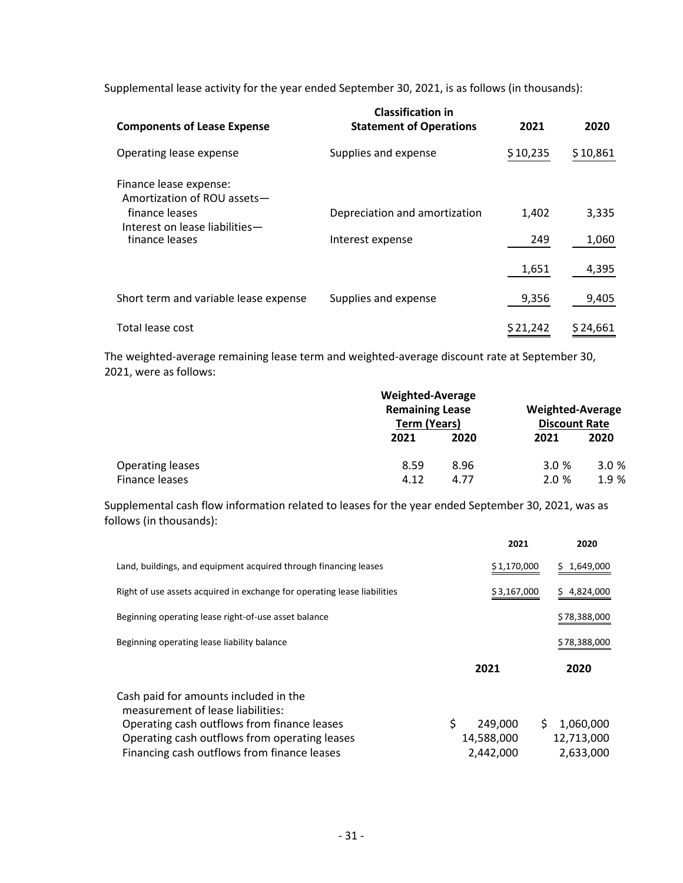Supplemental lease activity for the year ended September 30, 2021, is as follows (in thousands):

| Components of Lease Expense | Classification in Statement of Operations | 2021 | 2020 |
|---|---|---|---|
| Operating lease expense | Supplies and expense | $ 10,235 | $ 10,861 |
| Finance lease expense: | | | |
| Amortization of ROU assets—finance leases | Depreciation and amortization | 1,402 | 3,335 |
| Interest on lease liabilities—finance leases | Interest expense | 249 | 1,060 |
| | | 1,651 | 4,395 |
| Short term and variable lease expense | Supplies and expense | 9,356 | 9,405 |
| Total lease cost | | $ 21,242 | $ 24,661 |

The weighted-average remaining lease term and weighted-average discount rate at September 30, 2021, were as follows:

| | Weighted-Average Remaining Lease Term (Years) | | Weighted-Average Discount Rate | |
|---|---|---|---|---|
| | 2021 | 2020 | 2021 | 2020 |
| Operating leases | 8.59 | 8.96 | 3.0 % | 3.0 % |
| Finance leases | 4.12 | 4.77 | 2.0 % | 1.9 % |

Supplemental cash flow information related to leases for the year ended September 30, 2021, was as follows (in thousands):

| | 2021 | 2020 |
|---|---|---|
| Land, buildings, and equipment acquired through financing leases | $ 1,170,000 | $ 1,649,000 |
| Right of use assets acquired in exchange for operating lease liabilities | $ 3,167,000 | $ 4,824,000 |
| Beginning operating lease right-of-use asset balance | | $ 78,388,000 |
| Beginning operating lease liability balance | | $ 78,388,000 |

| | 2021 | 2020 |
|---|---|---|
| Cash paid for amounts included in the measurement of lease liabilities: | | |
| Operating cash outflows from finance leases | $ 249,000 | $ 1,060,000 |
| Operating cash outflows from operating leases | 14,588,000 | 12,713,000 |
| Financing cash outflows from finance leases | 2,442,000 | 2,633,000 |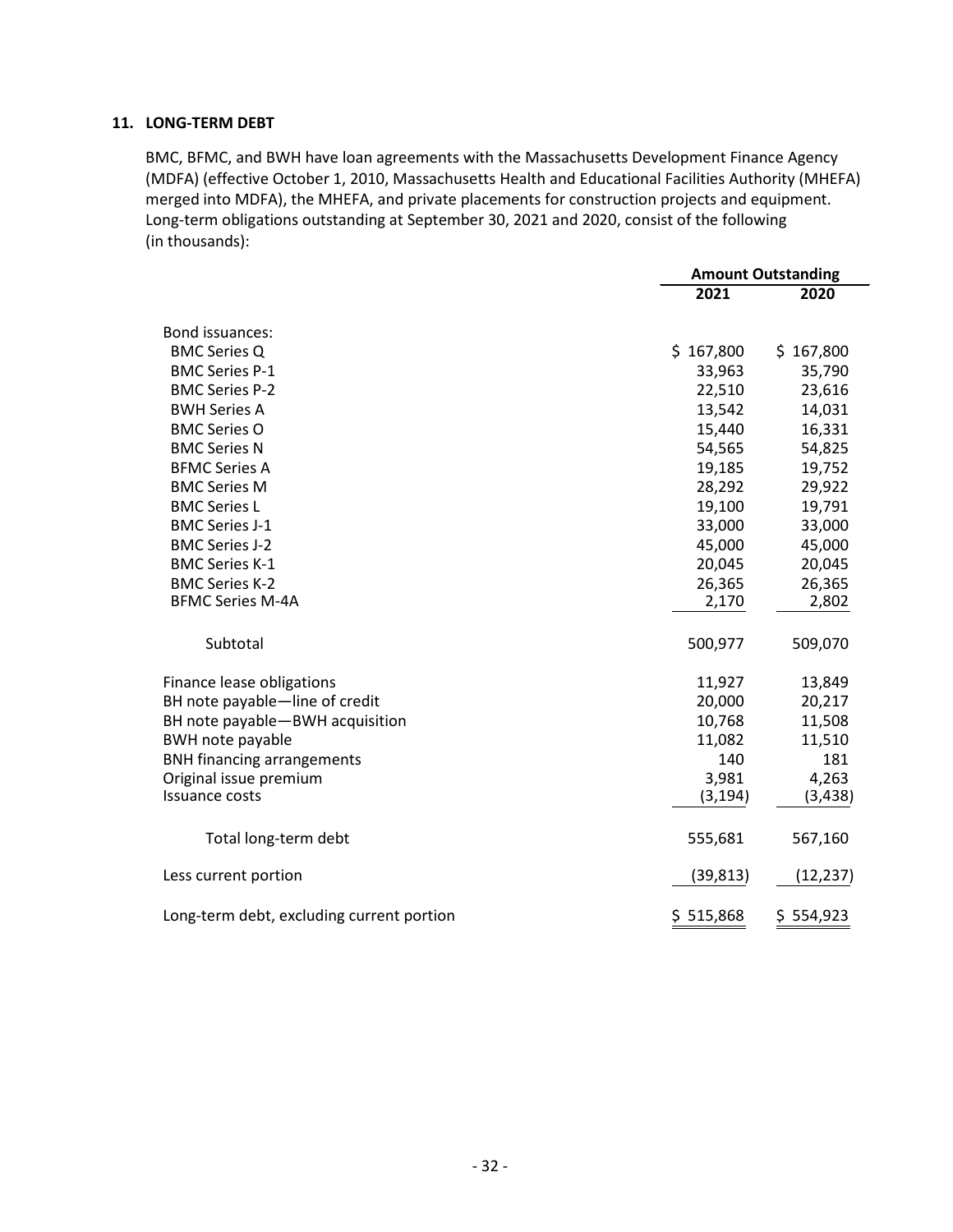## 11. LONG-TERM DEBT

BMC, BFMC, and BWH have loan agreements with the Massachusetts Development Finance Agency (MDFA) (effective October 1, 2010, Massachusetts Health and Educational Facilities Authority (MHEFA) merged into MDFA), the MHEFA, and private placements for construction projects and equipment. Long-term obligations outstanding at September 30, 2021 and 2020, consist of the following (in thousands):

| | Amount Outstanding | |
|---|---|---|
| | 2021 | 2020 |
| Bond issuances: | | |
| BMC Series Q | $ 167,800 | $ 167,800 |
| BMC Series P-1 | 33,963 | 35,790 |
| BMC Series P-2 | 22,510 | 23,616 |
| BWH Series A | 13,542 | 14,031 |
| BMC Series O | 15,440 | 16,331 |
| BMC Series N | 54,565 | 54,825 |
| BFMC Series A | 19,185 | 19,752 |
| BMC Series M | 28,292 | 29,922 |
| BMC Series L | 19,100 | 19,791 |
| BMC Series J-1 | 33,000 | 33,000 |
| BMC Series J-2 | 45,000 | 45,000 |
| BMC Series K-1 | 20,045 | 20,045 |
| BMC Series K-2 | 26,365 | 26,365 |
| BFMC Series M-4A | 2,170 | 2,802 |
| Subtotal | 500,977 | 509,070 |
| Finance lease obligations | 11,927 | 13,849 |
| BH note payable—line of credit | 20,000 | 20,217 |
| BH note payable—BWH acquisition | 10,768 | 11,508 |
| BWH note payable | 11,082 | 11,510 |
| BNH financing arrangements | 140 | 181 |
| Original issue premium | 3,981 | 4,263 |
| Issuance costs | (3,194) | (3,438) |
| Total long-term debt | 555,681 | 567,160 |
| Less current portion | (39,813) | (12,237) |
| Long-term debt, excluding current portion | $ 515,868 | $ 554,923 |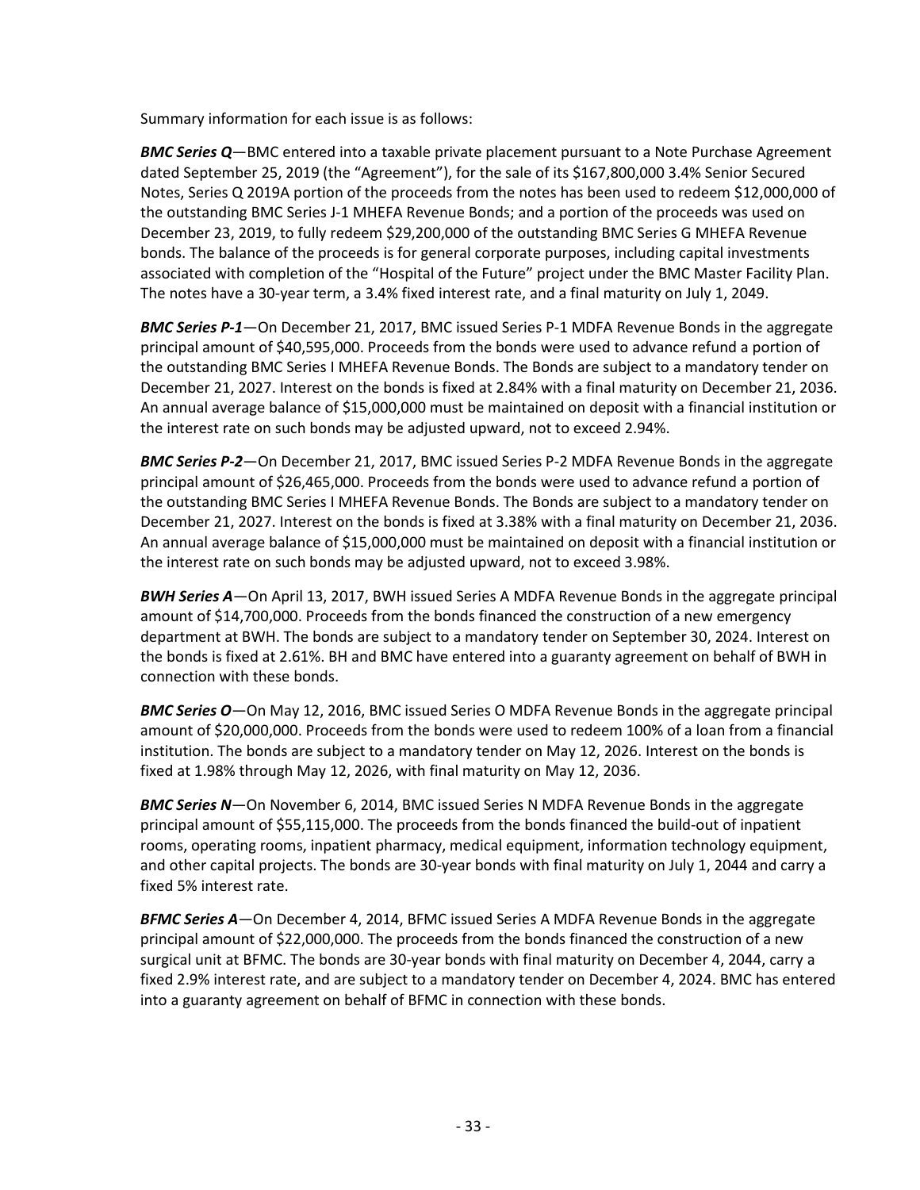Summary information for each issue is as follows:

***BMC Series Q***—BMC entered into a taxable private placement pursuant to a Note Purchase Agreement dated September 25, 2019 (the "Agreement"), for the sale of its $167,800,000 3.4% Senior Secured Notes, Series Q 2019A portion of the proceeds from the notes has been used to redeem $12,000,000 of the outstanding BMC Series J-1 MHEFA Revenue Bonds; and a portion of the proceeds was used on December 23, 2019, to fully redeem $29,200,000 of the outstanding BMC Series G MHEFA Revenue bonds. The balance of the proceeds is for general corporate purposes, including capital investments associated with completion of the "Hospital of the Future" project under the BMC Master Facility Plan. The notes have a 30-year term, a 3.4% fixed interest rate, and a final maturity on July 1, 2049.

***BMC Series P-1***—On December 21, 2017, BMC issued Series P-1 MDFA Revenue Bonds in the aggregate principal amount of $40,595,000. Proceeds from the bonds were used to advance refund a portion of the outstanding BMC Series I MHEFA Revenue Bonds. The Bonds are subject to a mandatory tender on December 21, 2027. Interest on the bonds is fixed at 2.84% with a final maturity on December 21, 2036. An annual average balance of $15,000,000 must be maintained on deposit with a financial institution or the interest rate on such bonds may be adjusted upward, not to exceed 2.94%.

***BMC Series P-2***—On December 21, 2017, BMC issued Series P-2 MDFA Revenue Bonds in the aggregate principal amount of $26,465,000. Proceeds from the bonds were used to advance refund a portion of the outstanding BMC Series I MHEFA Revenue Bonds. The Bonds are subject to a mandatory tender on December 21, 2027. Interest on the bonds is fixed at 3.38% with a final maturity on December 21, 2036. An annual average balance of $15,000,000 must be maintained on deposit with a financial institution or the interest rate on such bonds may be adjusted upward, not to exceed 3.98%.

***BWH Series A***—On April 13, 2017, BWH issued Series A MDFA Revenue Bonds in the aggregate principal amount of $14,700,000. Proceeds from the bonds financed the construction of a new emergency department at BWH. The bonds are subject to a mandatory tender on September 30, 2024. Interest on the bonds is fixed at 2.61%. BH and BMC have entered into a guaranty agreement on behalf of BWH in connection with these bonds.

***BMC Series O***—On May 12, 2016, BMC issued Series O MDFA Revenue Bonds in the aggregate principal amount of $20,000,000. Proceeds from the bonds were used to redeem 100% of a loan from a financial institution. The bonds are subject to a mandatory tender on May 12, 2026. Interest on the bonds is fixed at 1.98% through May 12, 2026, with final maturity on May 12, 2036.

***BMC Series N***—On November 6, 2014, BMC issued Series N MDFA Revenue Bonds in the aggregate principal amount of $55,115,000. The proceeds from the bonds financed the build-out of inpatient rooms, operating rooms, inpatient pharmacy, medical equipment, information technology equipment, and other capital projects. The bonds are 30-year bonds with final maturity on July 1, 2044 and carry a fixed 5% interest rate.

***BFMC Series A***—On December 4, 2014, BFMC issued Series A MDFA Revenue Bonds in the aggregate principal amount of $22,000,000. The proceeds from the bonds financed the construction of a new surgical unit at BFMC. The bonds are 30-year bonds with final maturity on December 4, 2044, carry a fixed 2.9% interest rate, and are subject to a mandatory tender on December 4, 2024. BMC has entered into a guaranty agreement on behalf of BFMC in connection with these bonds.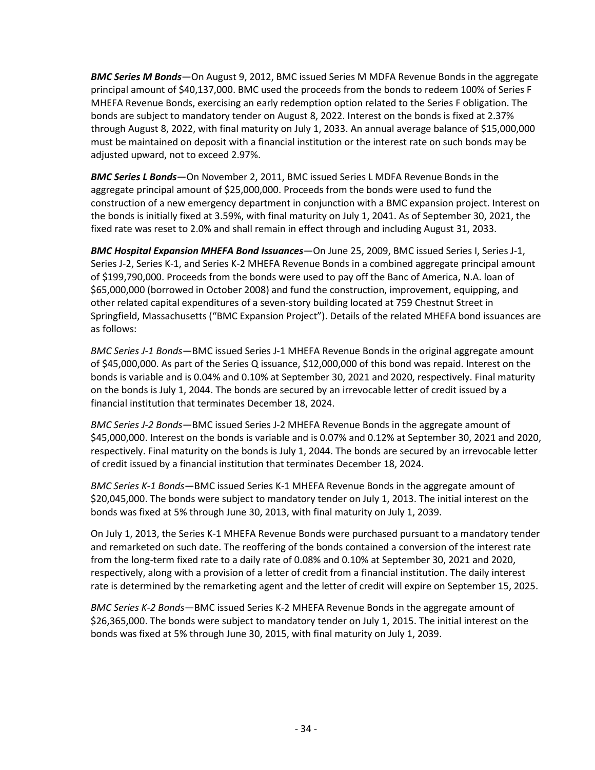***BMC Series M Bonds***—On August 9, 2012, BMC issued Series M MDFA Revenue Bonds in the aggregate principal amount of $40,137,000. BMC used the proceeds from the bonds to redeem 100% of Series F MHEFA Revenue Bonds, exercising an early redemption option related to the Series F obligation. The bonds are subject to mandatory tender on August 8, 2022. Interest on the bonds is fixed at 2.37% through August 8, 2022, with final maturity on July 1, 2033. An annual average balance of $15,000,000 must be maintained on deposit with a financial institution or the interest rate on such bonds may be adjusted upward, not to exceed 2.97%.

***BMC Series L Bonds***—On November 2, 2011, BMC issued Series L MDFA Revenue Bonds in the aggregate principal amount of $25,000,000. Proceeds from the bonds were used to fund the construction of a new emergency department in conjunction with a BMC expansion project. Interest on the bonds is initially fixed at 3.59%, with final maturity on July 1, 2041. As of September 30, 2021, the fixed rate was reset to 2.0% and shall remain in effect through and including August 31, 2033.

***BMC Hospital Expansion MHEFA Bond Issuances***—On June 25, 2009, BMC issued Series I, Series J-1, Series J-2, Series K-1, and Series K-2 MHEFA Revenue Bonds in a combined aggregate principal amount of $199,790,000. Proceeds from the bonds were used to pay off the Banc of America, N.A. loan of $65,000,000 (borrowed in October 2008) and fund the construction, improvement, equipping, and other related capital expenditures of a seven-story building located at 759 Chestnut Street in Springfield, Massachusetts ("BMC Expansion Project"). Details of the related MHEFA bond issuances are as follows:

*BMC Series J-1 Bonds*—BMC issued Series J-1 MHEFA Revenue Bonds in the original aggregate amount of $45,000,000. As part of the Series Q issuance, $12,000,000 of this bond was repaid. Interest on the bonds is variable and is 0.04% and 0.10% at September 30, 2021 and 2020, respectively. Final maturity on the bonds is July 1, 2044. The bonds are secured by an irrevocable letter of credit issued by a financial institution that terminates December 18, 2024.

*BMC Series J-2 Bonds*—BMC issued Series J-2 MHEFA Revenue Bonds in the aggregate amount of $45,000,000. Interest on the bonds is variable and is 0.07% and 0.12% at September 30, 2021 and 2020, respectively. Final maturity on the bonds is July 1, 2044. The bonds are secured by an irrevocable letter of credit issued by a financial institution that terminates December 18, 2024.

*BMC Series K-1 Bonds*—BMC issued Series K-1 MHEFA Revenue Bonds in the aggregate amount of $20,045,000. The bonds were subject to mandatory tender on July 1, 2013. The initial interest on the bonds was fixed at 5% through June 30, 2013, with final maturity on July 1, 2039.

On July 1, 2013, the Series K-1 MHEFA Revenue Bonds were purchased pursuant to a mandatory tender and remarketed on such date. The reoffering of the bonds contained a conversion of the interest rate from the long-term fixed rate to a daily rate of 0.08% and 0.10% at September 30, 2021 and 2020, respectively, along with a provision of a letter of credit from a financial institution. The daily interest rate is determined by the remarketing agent and the letter of credit will expire on September 15, 2025.

*BMC Series K-2 Bonds*—BMC issued Series K-2 MHEFA Revenue Bonds in the aggregate amount of $26,365,000. The bonds were subject to mandatory tender on July 1, 2015. The initial interest on the bonds was fixed at 5% through June 30, 2015, with final maturity on July 1, 2039.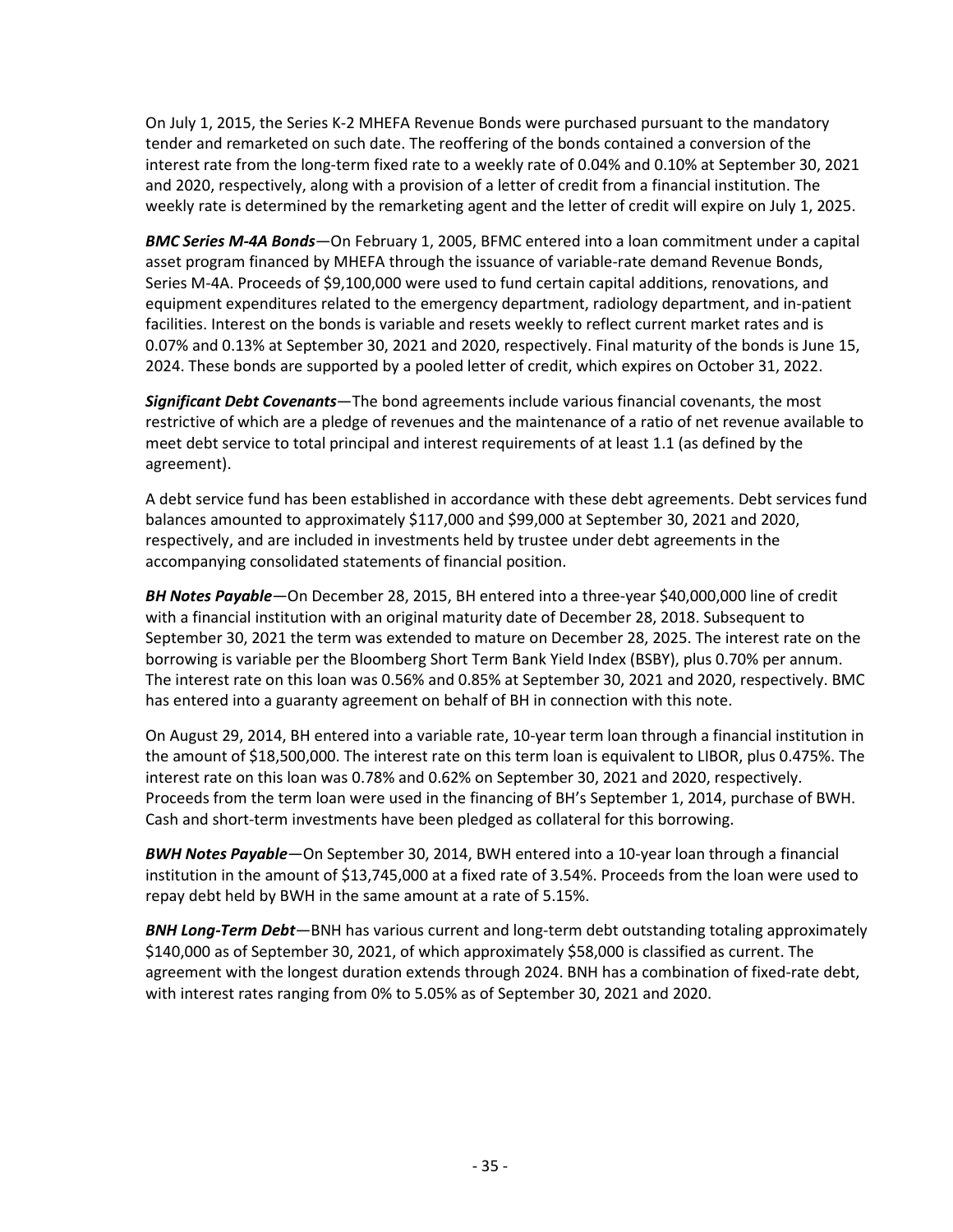On July 1, 2015, the Series K-2 MHEFA Revenue Bonds were purchased pursuant to the mandatory tender and remarketed on such date. The reoffering of the bonds contained a conversion of the interest rate from the long-term fixed rate to a weekly rate of 0.04% and 0.10% at September 30, 2021 and 2020, respectively, along with a provision of a letter of credit from a financial institution. The weekly rate is determined by the remarketing agent and the letter of credit will expire on July 1, 2025.

***BMC Series M-4A Bonds***—On February 1, 2005, BFMC entered into a loan commitment under a capital asset program financed by MHEFA through the issuance of variable-rate demand Revenue Bonds, Series M-4A. Proceeds of $9,100,000 were used to fund certain capital additions, renovations, and equipment expenditures related to the emergency department, radiology department, and in-patient facilities. Interest on the bonds is variable and resets weekly to reflect current market rates and is 0.07% and 0.13% at September 30, 2021 and 2020, respectively. Final maturity of the bonds is June 15, 2024. These bonds are supported by a pooled letter of credit, which expires on October 31, 2022.

***Significant Debt Covenants***—The bond agreements include various financial covenants, the most restrictive of which are a pledge of revenues and the maintenance of a ratio of net revenue available to meet debt service to total principal and interest requirements of at least 1.1 (as defined by the agreement).

A debt service fund has been established in accordance with these debt agreements. Debt services fund balances amounted to approximately $117,000 and $99,000 at September 30, 2021 and 2020, respectively, and are included in investments held by trustee under debt agreements in the accompanying consolidated statements of financial position.

***BH Notes Payable***—On December 28, 2015, BH entered into a three-year $40,000,000 line of credit with a financial institution with an original maturity date of December 28, 2018. Subsequent to September 30, 2021 the term was extended to mature on December 28, 2025. The interest rate on the borrowing is variable per the Bloomberg Short Term Bank Yield Index (BSBY), plus 0.70% per annum. The interest rate on this loan was 0.56% and 0.85% at September 30, 2021 and 2020, respectively. BMC has entered into a guaranty agreement on behalf of BH in connection with this note.

On August 29, 2014, BH entered into a variable rate, 10-year term loan through a financial institution in the amount of $18,500,000. The interest rate on this term loan is equivalent to LIBOR, plus 0.475%. The interest rate on this loan was 0.78% and 0.62% on September 30, 2021 and 2020, respectively. Proceeds from the term loan were used in the financing of BH's September 1, 2014, purchase of BWH. Cash and short-term investments have been pledged as collateral for this borrowing.

***BWH Notes Payable***—On September 30, 2014, BWH entered into a 10-year loan through a financial institution in the amount of $13,745,000 at a fixed rate of 3.54%. Proceeds from the loan were used to repay debt held by BWH in the same amount at a rate of 5.15%.

***BNH Long-Term Debt***—BNH has various current and long-term debt outstanding totaling approximately $140,000 as of September 30, 2021, of which approximately $58,000 is classified as current. The agreement with the longest duration extends through 2024. BNH has a combination of fixed-rate debt, with interest rates ranging from 0% to 5.05% as of September 30, 2021 and 2020.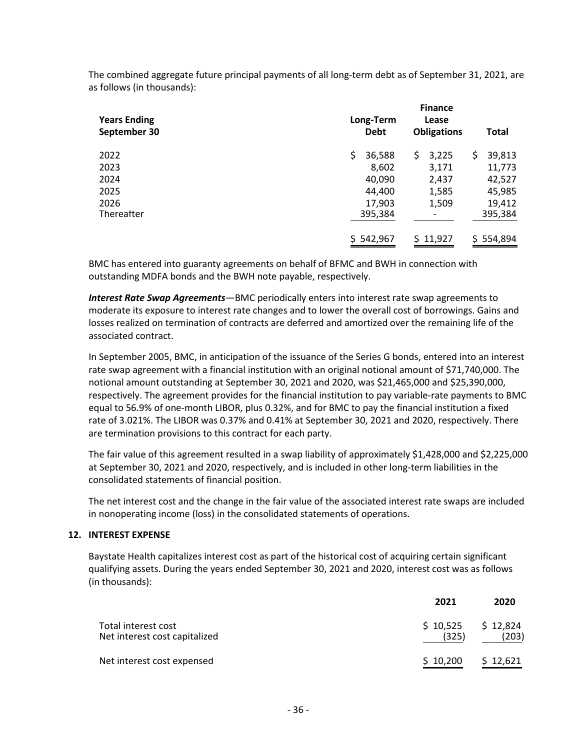The combined aggregate future principal payments of all long-term debt as of September 31, 2021, are as follows (in thousands):

| Years Ending September 30 | Long-Term Debt | Finance Lease Obligations | Total |
|---|---|---|---|
| 2022 | $ 36,588 | $ 3,225 | $ 39,813 |
| 2023 | 8,602 | 3,171 | 11,773 |
| 2024 | 40,090 | 2,437 | 42,527 |
| 2025 | 44,400 | 1,585 | 45,985 |
| 2026 | 17,903 | 1,509 | 19,412 |
| Thereafter | 395,384 | - | 395,384 |
| | $ 542,967 | $ 11,927 | $ 554,894 |

BMC has entered into guaranty agreements on behalf of BFMC and BWH in connection with outstanding MDFA bonds and the BWH note payable, respectively.

***Interest Rate Swap Agreements***—BMC periodically enters into interest rate swap agreements to moderate its exposure to interest rate changes and to lower the overall cost of borrowings. Gains and losses realized on termination of contracts are deferred and amortized over the remaining life of the associated contract.

In September 2005, BMC, in anticipation of the issuance of the Series G bonds, entered into an interest rate swap agreement with a financial institution with an original notional amount of $71,740,000. The notional amount outstanding at September 30, 2021 and 2020, was $21,465,000 and $25,390,000, respectively. The agreement provides for the financial institution to pay variable-rate payments to BMC equal to 56.9% of one-month LIBOR, plus 0.32%, and for BMC to pay the financial institution a fixed rate of 3.021%. The LIBOR was 0.37% and 0.41% at September 30, 2021 and 2020, respectively. There are termination provisions to this contract for each party.

The fair value of this agreement resulted in a swap liability of approximately $1,428,000 and $2,225,000 at September 30, 2021 and 2020, respectively, and is included in other long-term liabilities in the consolidated statements of financial position.

The net interest cost and the change in the fair value of the associated interest rate swaps are included in nonoperating income (loss) in the consolidated statements of operations.

## 12. INTEREST EXPENSE

Baystate Health capitalizes interest cost as part of the historical cost of acquiring certain significant qualifying assets. During the years ended September 30, 2021 and 2020, interest cost was as follows (in thousands):

| | 2021 | 2020 |
|---|---|---|
| Total interest cost | $ 10,525 | $ 12,824 |
| Net interest cost capitalized | (325) | (203) |
| Net interest cost expensed | $ 10,200 | $ 12,621 |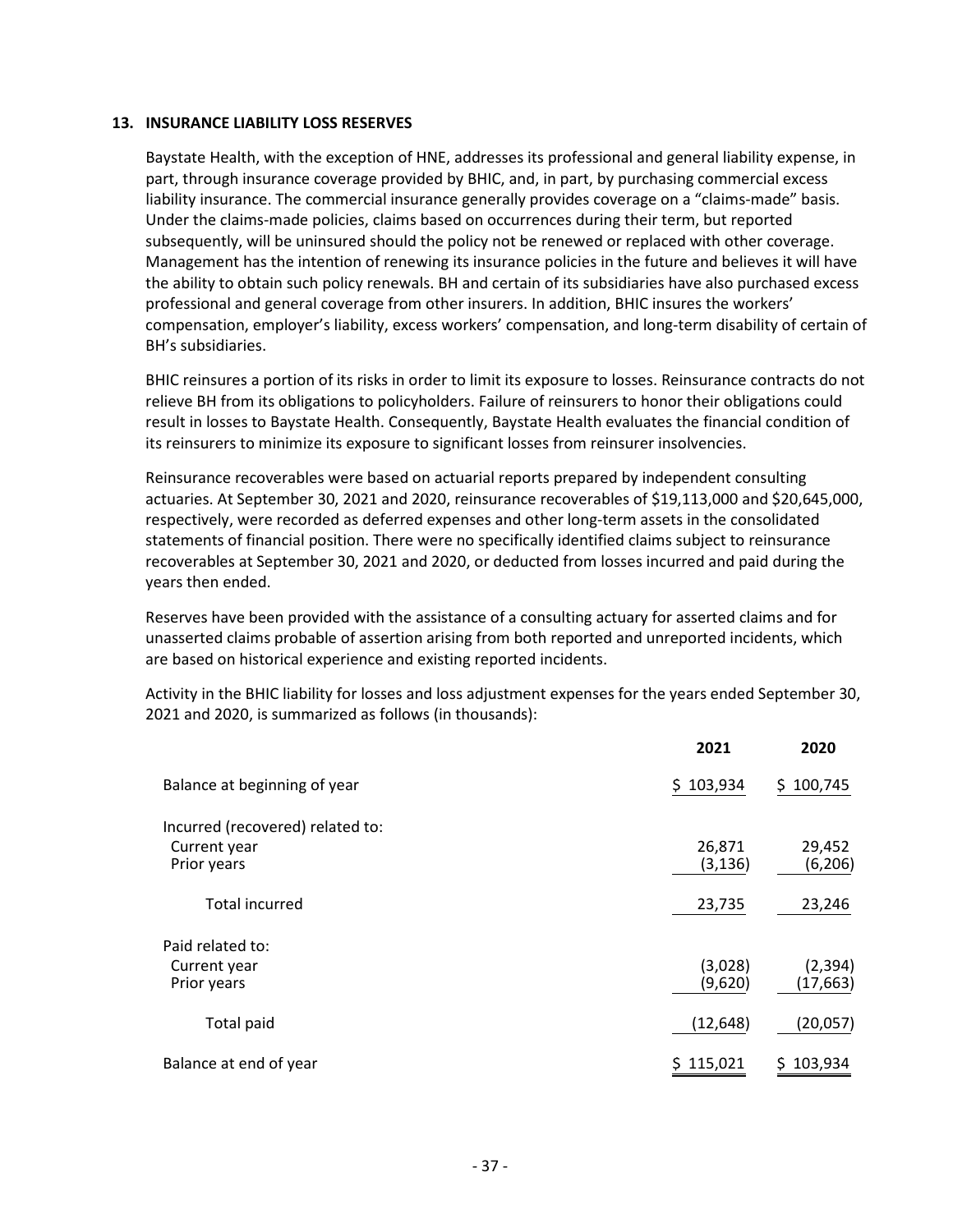## 13. INSURANCE LIABILITY LOSS RESERVES

Baystate Health, with the exception of HNE, addresses its professional and general liability expense, in part, through insurance coverage provided by BHIC, and, in part, by purchasing commercial excess liability insurance. The commercial insurance generally provides coverage on a "claims-made" basis. Under the claims-made policies, claims based on occurrences during their term, but reported subsequently, will be uninsured should the policy not be renewed or replaced with other coverage. Management has the intention of renewing its insurance policies in the future and believes it will have the ability to obtain such policy renewals. BH and certain of its subsidiaries have also purchased excess professional and general coverage from other insurers. In addition, BHIC insures the workers' compensation, employer's liability, excess workers' compensation, and long-term disability of certain of BH's subsidiaries.

BHIC reinsures a portion of its risks in order to limit its exposure to losses. Reinsurance contracts do not relieve BH from its obligations to policyholders. Failure of reinsurers to honor their obligations could result in losses to Baystate Health. Consequently, Baystate Health evaluates the financial condition of its reinsurers to minimize its exposure to significant losses from reinsurer insolvencies.

Reinsurance recoverables were based on actuarial reports prepared by independent consulting actuaries. At September 30, 2021 and 2020, reinsurance recoverables of $19,113,000 and $20,645,000, respectively, were recorded as deferred expenses and other long-term assets in the consolidated statements of financial position. There were no specifically identified claims subject to reinsurance recoverables at September 30, 2021 and 2020, or deducted from losses incurred and paid during the years then ended.

Reserves have been provided with the assistance of a consulting actuary for asserted claims and for unasserted claims probable of assertion arising from both reported and unreported incidents, which are based on historical experience and existing reported incidents.

Activity in the BHIC liability for losses and loss adjustment expenses for the years ended September 30, 2021 and 2020, is summarized as follows (in thousands):

| | 2021 | 2020 |
|---|---|---|
| Balance at beginning of year | $ 103,934 | $ 100,745 |
| Incurred (recovered) related to: | | |
| Current year | 26,871 | 29,452 |
| Prior years | (3,136) | (6,206) |
| Total incurred | 23,735 | 23,246 |
| Paid related to: | | |
| Current year | (3,028) | (2,394) |
| Prior years | (9,620) | (17,663) |
| Total paid | (12,648) | (20,057) |
| Balance at end of year | $ 115,021 | $ 103,934 |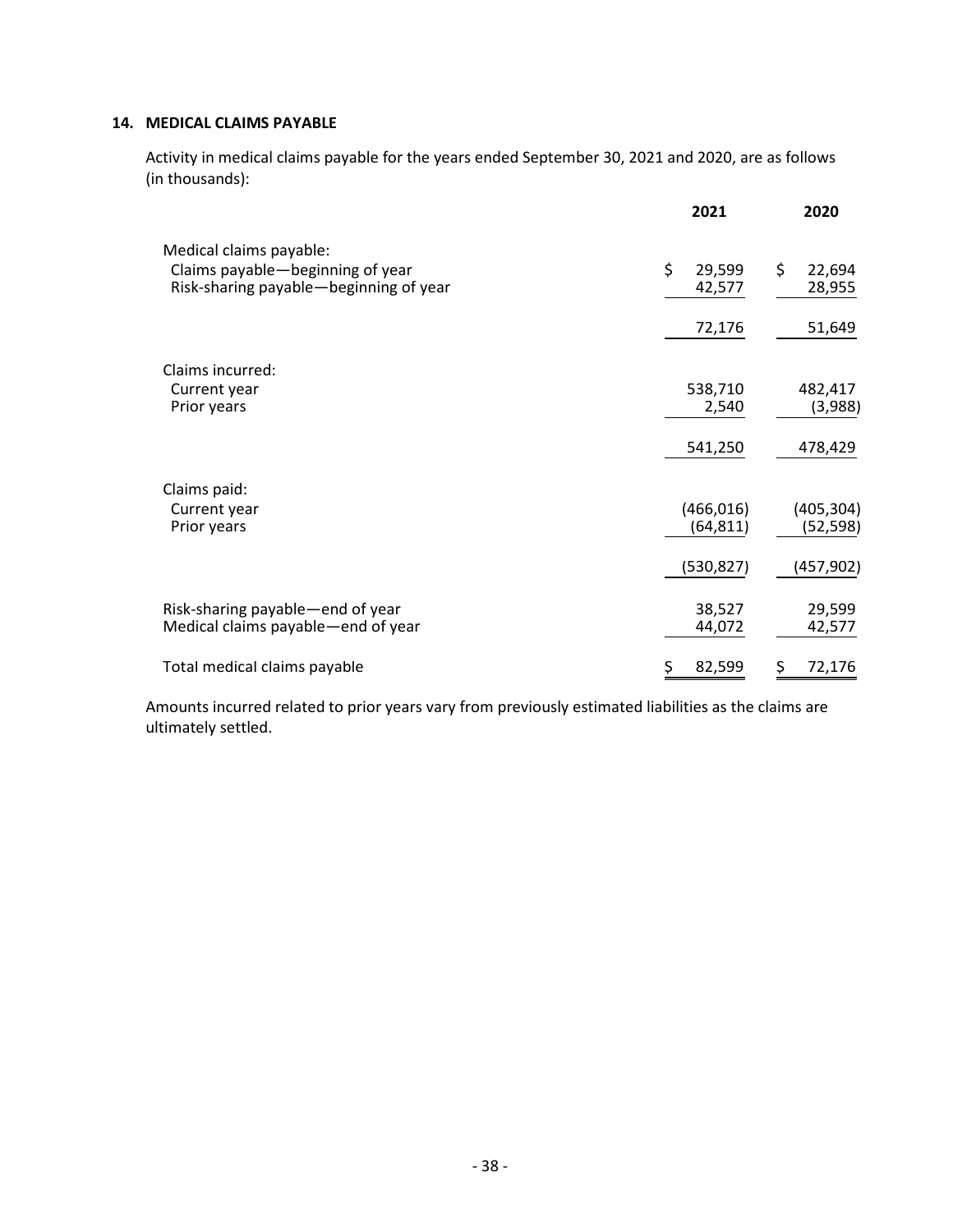## 14. MEDICAL CLAIMS PAYABLE

Activity in medical claims payable for the years ended September 30, 2021 and 2020, are as follows (in thousands):

| | 2021 | 2020 |
|---|---|---|
| Medical claims payable: | | |
| Claims payable—beginning of year | $ 29,599 | $ 22,694 |
| Risk-sharing payable—beginning of year | 42,577 | 28,955 |
| | 72,176 | 51,649 |
| Claims incurred: | | |
| Current year | 538,710 | 482,417 |
| Prior years | 2,540 | (3,988) |
| | 541,250 | 478,429 |
| Claims paid: | | |
| Current year | (466,016) | (405,304) |
| Prior years | (64,811) | (52,598) |
| | (530,827) | (457,902) |
| Risk-sharing payable—end of year | 38,527 | 29,599 |
| Medical claims payable—end of year | 44,072 | 42,577 |
| Total medical claims payable | $ 82,599 | $ 72,176 |

Amounts incurred related to prior years vary from previously estimated liabilities as the claims are ultimately settled.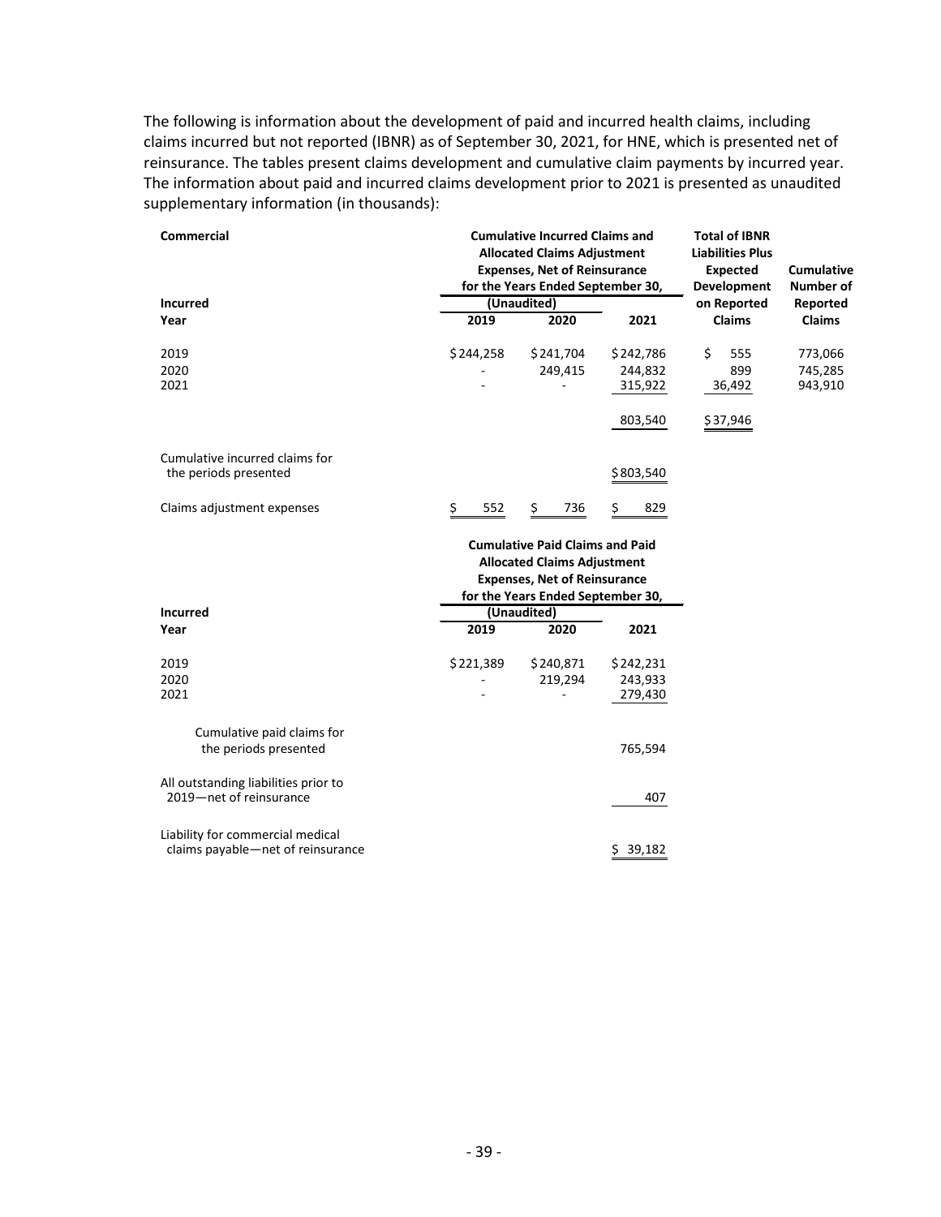The following is information about the development of paid and incurred health claims, including claims incurred but not reported (IBNR) as of September 30, 2021, for HNE, which is presented net of reinsurance. The tables present claims development and cumulative claim payments by incurred year. The information about paid and incurred claims development prior to 2021 is presented as unaudited supplementary information (in thousands):

| **Commercial** | **Cumulative Incurred Claims and Allocated Claims Adjustment Expenses, Net of Reinsurance for the Years Ended September 30,** | | | **Total of IBNR Liabilities Plus Expected Development on Reported Claims** | **Cumulative Number of Reported Claims** |
|---|---|---|---|---|---|
| | **(Unaudited)** | | | | |
| **Incurred Year** | **2019** | **2020** | **2021** | | |
| 2019 | $244,258 | $241,704 | $242,786 | $ 555 | 773,066 |
| 2020 | - | 249,415 | 244,832 | 899 | 745,285 |
| 2021 | - | - | 315,922 | 36,492 | 943,910 |
| | | | 803,540 | $37,946 | |
| Cumulative incurred claims for the periods presented | | | $803,540 | | |
| Claims adjustment expenses | $ 552 | $ 736 | $ 829 | | |

| | **Cumulative Paid Claims and Paid Allocated Claims Adjustment Expenses, Net of Reinsurance for the Years Ended September 30,** | | |
|---|---|---|---|
| | **(Unaudited)** | | |
| **Incurred Year** | **2019** | **2020** | **2021** |
| 2019 | $221,389 | $240,871 | $242,231 |
| 2020 | - | 219,294 | 243,933 |
| 2021 | - | - | 279,430 |
| Cumulative paid claims for the periods presented | | | 765,594 |
| All outstanding liabilities prior to 2019—net of reinsurance | | | 407 |
| Liability for commercial medical claims payable—net of reinsurance | | | $ 39,182 |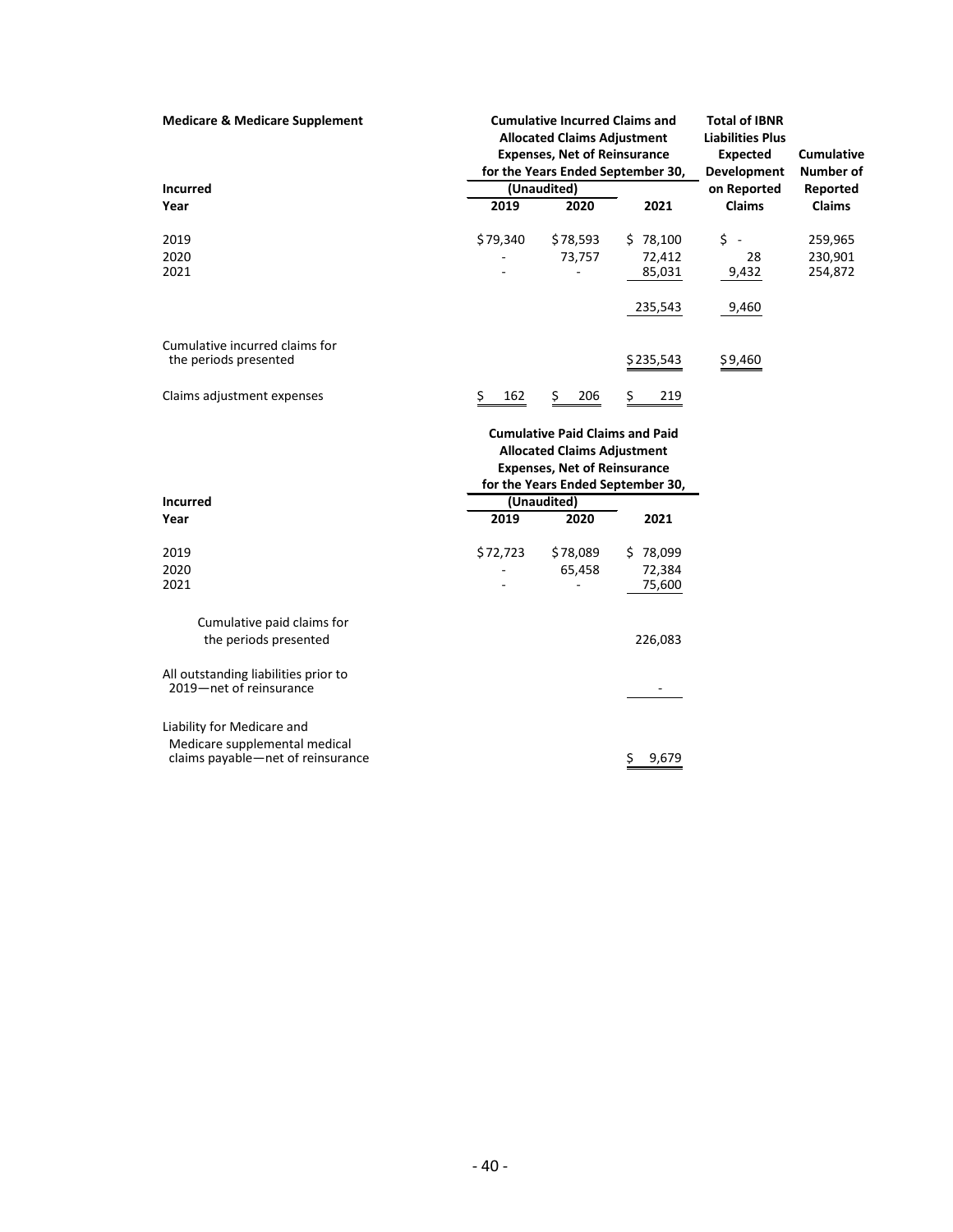**Medicare & Medicare Supplement**

| Incurred Year | Cumulative Incurred Claims and Allocated Claims Adjustment Expenses, Net of Reinsurance for the Years Ended September 30, (Unaudited) 2019 | (Unaudited) 2020 | 2021 | Total of IBNR Liabilities Plus Expected Development on Reported Claims | Cumulative Number of Reported Claims |
|---|---|---|---|---|---|
| 2019 | $79,340 | $78,593 | $ 78,100 | $ - | 259,965 |
| 2020 | - | 73,757 | 72,412 | 28 | 230,901 |
| 2021 | - | - | 85,031 | 9,432 | 254,872 |
| | | | 235,543 | 9,460 | |
| Cumulative incurred claims for the periods presented | | | $235,543 | $9,460 | |
| Claims adjustment expenses | $ 162 | $ 206 | $ 219 | | |

| Incurred Year | Cumulative Paid Claims and Paid Allocated Claims Adjustment Expenses, Net of Reinsurance for the Years Ended September 30, (Unaudited) 2019 | (Unaudited) 2020 | 2021 |
|---|---|---|---|
| 2019 | $72,723 | $78,089 | $ 78,099 |
| 2020 | - | 65,458 | 72,384 |
| 2021 | - | - | 75,600 |
| Cumulative paid claims for the periods presented | | | 226,083 |
| All outstanding liabilities prior to 2019—net of reinsurance | | | - |
| Liability for Medicare and Medicare supplemental medical claims payable—net of reinsurance | | | $ 9,679 |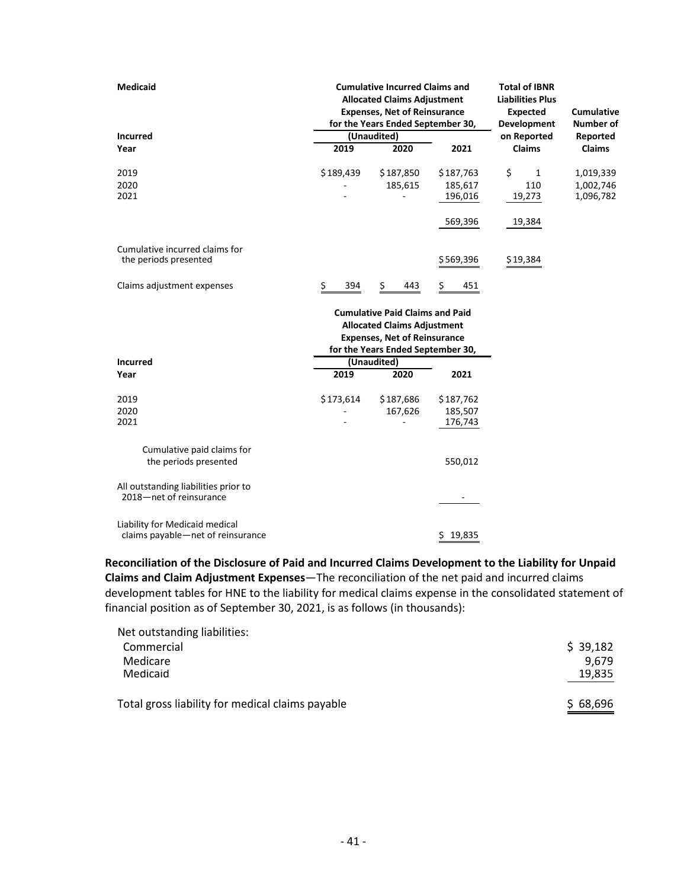| **Medicaid** | **Cumulative Incurred Claims and Allocated Claims Adjustment Expenses, Net of Reinsurance for the Years Ended September 30,** | | | **Total of IBNR Liabilities Plus Expected Development on Reported Claims** | **Cumulative Number of Reported Claims** |
|---|---|---|---|---|---|
| **Incurred Year** | **(Unaudited) 2019** | **2020** | **2021** | | |
| 2019 | $189,439 | $187,850 | $187,763 | $ 1 | 1,019,339 |
| 2020 | - | 185,615 | 185,617 | 110 | 1,002,746 |
| 2021 | - | - | 196,016 | 19,273 | 1,096,782 |
| | | | 569,396 | 19,384 | |
| Cumulative incurred claims for the periods presented | | | $569,396 | $19,384 | |
| Claims adjustment expenses | $ 394 | $ 443 | $ 451 | | |

| | **Cumulative Paid Claims and Paid Allocated Claims Adjustment Expenses, Net of Reinsurance for the Years Ended September 30,** | | |
|---|---|---|---|
| **Incurred Year** | **(Unaudited) 2019** | **2020** | **2021** |
| 2019 | $173,614 | $187,686 | $187,762 |
| 2020 | - | 167,626 | 185,507 |
| 2021 | - | - | 176,743 |
| Cumulative paid claims for the periods presented | | | 550,012 |
| All outstanding liabilities prior to 2018—net of reinsurance | | | - |
| Liability for Medicaid medical claims payable—net of reinsurance | | | $ 19,835 |

**Reconciliation of the Disclosure of Paid and Incurred Claims Development to the Liability for Unpaid Claims and Claim Adjustment Expenses**—The reconciliation of the net paid and incurred claims development tables for HNE to the liability for medical claims expense in the consolidated statement of financial position as of September 30, 2021, is as follows (in thousands):

| | |
|---|---|
| Net outstanding liabilities: | |
| Commercial | $ 39,182 |
| Medicare | 9,679 |
| Medicaid | 19,835 |
| Total gross liability for medical claims payable | $ 68,696 |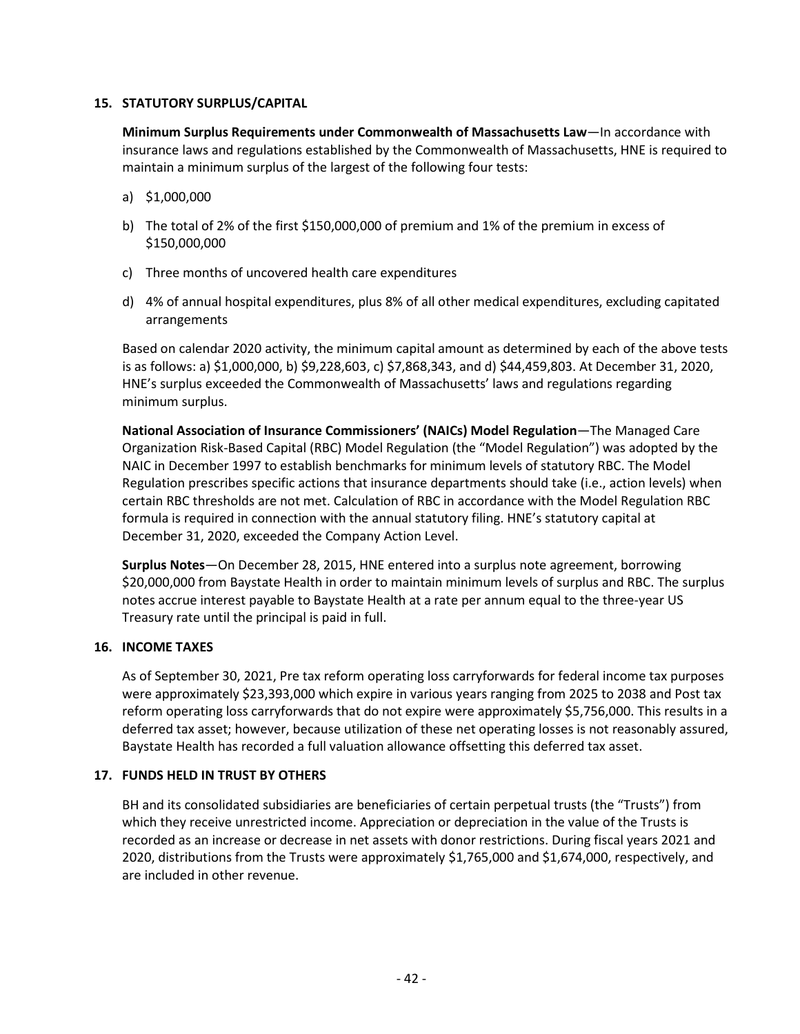## 15. STATUTORY SURPLUS/CAPITAL

**Minimum Surplus Requirements under Commonwealth of Massachusetts Law**—In accordance with insurance laws and regulations established by the Commonwealth of Massachusetts, HNE is required to maintain a minimum surplus of the largest of the following four tests:

a) $1,000,000

b) The total of 2% of the first $150,000,000 of premium and 1% of the premium in excess of $150,000,000

c) Three months of uncovered health care expenditures

d) 4% of annual hospital expenditures, plus 8% of all other medical expenditures, excluding capitated arrangements

Based on calendar 2020 activity, the minimum capital amount as determined by each of the above tests is as follows: a) $1,000,000, b) $9,228,603, c) $7,868,343, and d) $44,459,803. At December 31, 2020, HNE's surplus exceeded the Commonwealth of Massachusetts' laws and regulations regarding minimum surplus.

**National Association of Insurance Commissioners' (NAICs) Model Regulation**—The Managed Care Organization Risk-Based Capital (RBC) Model Regulation (the "Model Regulation") was adopted by the NAIC in December 1997 to establish benchmarks for minimum levels of statutory RBC. The Model Regulation prescribes specific actions that insurance departments should take (i.e., action levels) when certain RBC thresholds are not met. Calculation of RBC in accordance with the Model Regulation RBC formula is required in connection with the annual statutory filing. HNE's statutory capital at December 31, 2020, exceeded the Company Action Level.

**Surplus Notes**—On December 28, 2015, HNE entered into a surplus note agreement, borrowing $20,000,000 from Baystate Health in order to maintain minimum levels of surplus and RBC. The surplus notes accrue interest payable to Baystate Health at a rate per annum equal to the three-year US Treasury rate until the principal is paid in full.

## 16. INCOME TAXES

As of September 30, 2021, Pre tax reform operating loss carryforwards for federal income tax purposes were approximately $23,393,000 which expire in various years ranging from 2025 to 2038 and Post tax reform operating loss carryforwards that do not expire were approximately $5,756,000. This results in a deferred tax asset; however, because utilization of these net operating losses is not reasonably assured, Baystate Health has recorded a full valuation allowance offsetting this deferred tax asset.

## 17. FUNDS HELD IN TRUST BY OTHERS

BH and its consolidated subsidiaries are beneficiaries of certain perpetual trusts (the "Trusts") from which they receive unrestricted income. Appreciation or depreciation in the value of the Trusts is recorded as an increase or decrease in net assets with donor restrictions. During fiscal years 2021 and 2020, distributions from the Trusts were approximately $1,765,000 and $1,674,000, respectively, and are included in other revenue.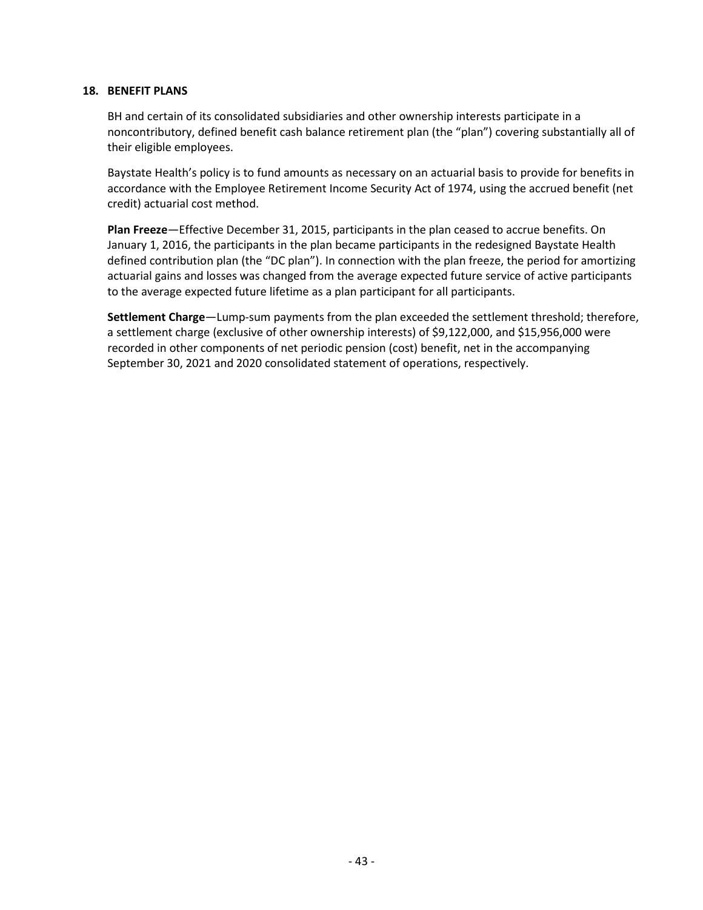## 18. BENEFIT PLANS

BH and certain of its consolidated subsidiaries and other ownership interests participate in a noncontributory, defined benefit cash balance retirement plan (the "plan") covering substantially all of their eligible employees.

Baystate Health's policy is to fund amounts as necessary on an actuarial basis to provide for benefits in accordance with the Employee Retirement Income Security Act of 1974, using the accrued benefit (net credit) actuarial cost method.

**Plan Freeze**—Effective December 31, 2015, participants in the plan ceased to accrue benefits. On January 1, 2016, the participants in the plan became participants in the redesigned Baystate Health defined contribution plan (the "DC plan"). In connection with the plan freeze, the period for amortizing actuarial gains and losses was changed from the average expected future service of active participants to the average expected future lifetime as a plan participant for all participants.

**Settlement Charge**—Lump-sum payments from the plan exceeded the settlement threshold; therefore, a settlement charge (exclusive of other ownership interests) of $9,122,000, and $15,956,000 were recorded in other components of net periodic pension (cost) benefit, net in the accompanying September 30, 2021 and 2020 consolidated statement of operations, respectively.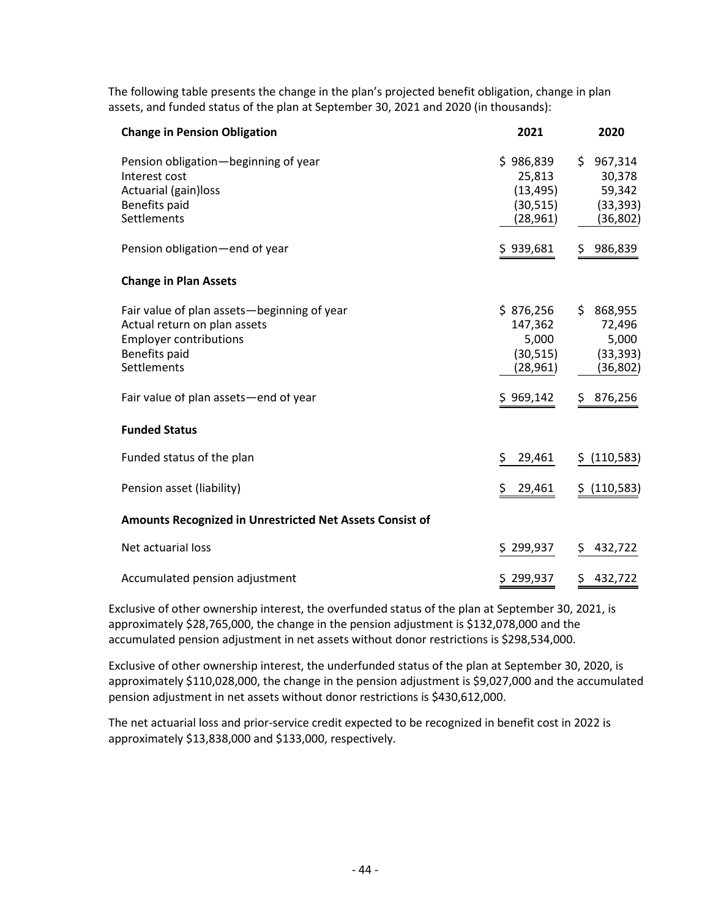The following table presents the change in the plan's projected benefit obligation, change in plan assets, and funded status of the plan at September 30, 2021 and 2020 (in thousands):

| **Change in Pension Obligation** | **2021** | **2020** |
|---|---|---|
| Pension obligation—beginning of year | $ 986,839 | $ 967,314 |
| Interest cost | 25,813 | 30,378 |
| Actuarial (gain)loss | (13,495) | 59,342 |
| Benefits paid | (30,515) | (33,393) |
| Settlements | (28,961) | (36,802) |
| Pension obligation—end of year | $ 939,681 | $ 986,839 |
| **Change in Plan Assets** | | |
| Fair value of plan assets—beginning of year | $ 876,256 | $ 868,955 |
| Actual return on plan assets | 147,362 | 72,496 |
| Employer contributions | 5,000 | 5,000 |
| Benefits paid | (30,515) | (33,393) |
| Settlements | (28,961) | (36,802) |
| Fair value of plan assets—end of year | $ 969,142 | $ 876,256 |
| **Funded Status** | | |
| Funded status of the plan | $ 29,461 | $ (110,583) |
| Pension asset (liability) | $ 29,461 | $ (110,583) |
| **Amounts Recognized in Unrestricted Net Assets Consist of** | | |
| Net actuarial loss | $ 299,937 | $ 432,722 |
| Accumulated pension adjustment | $ 299,937 | $ 432,722 |

Exclusive of other ownership interest, the overfunded status of the plan at September 30, 2021, is approximately $28,765,000, the change in the pension adjustment is $132,078,000 and the accumulated pension adjustment in net assets without donor restrictions is $298,534,000.

Exclusive of other ownership interest, the underfunded status of the plan at September 30, 2020, is approximately $110,028,000, the change in the pension adjustment is $9,027,000 and the accumulated pension adjustment in net assets without donor restrictions is $430,612,000.

The net actuarial loss and prior-service credit expected to be recognized in benefit cost in 2022 is approximately $13,838,000 and $133,000, respectively.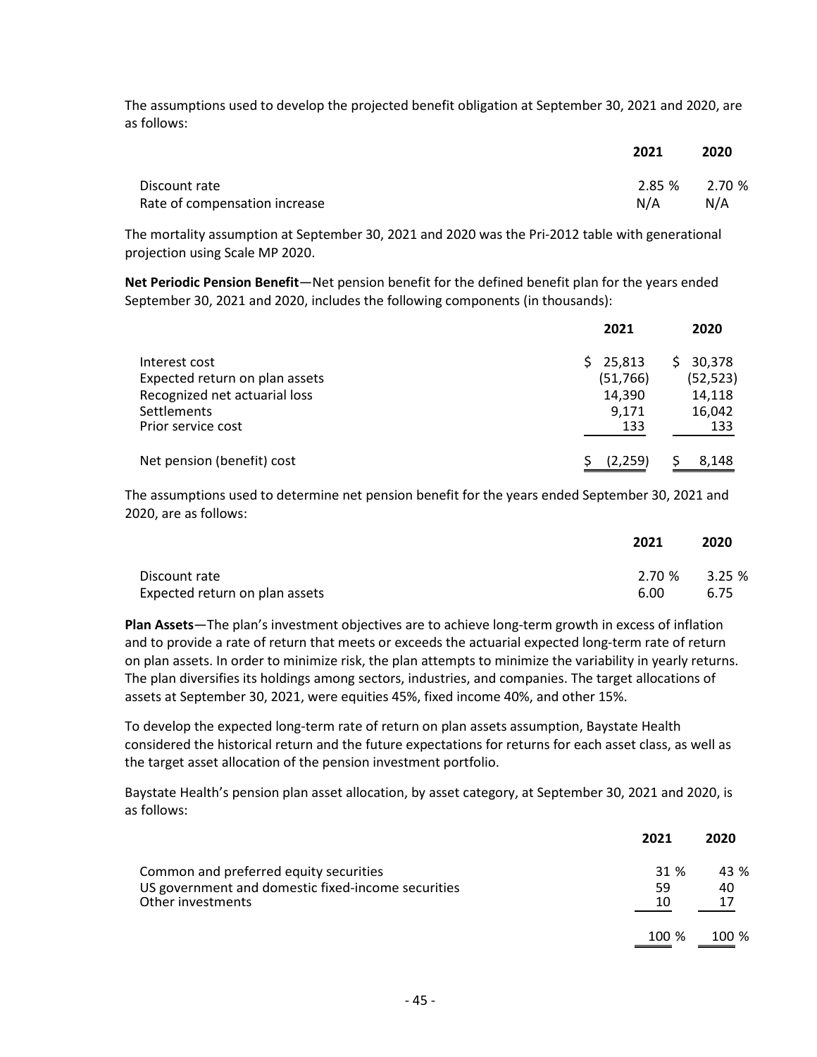The assumptions used to develop the projected benefit obligation at September 30, 2021 and 2020, are as follows:

| | 2021 | 2020 |
|---|---|---|
| Discount rate | 2.85 % | 2.70 % |
| Rate of compensation increase | N/A | N/A |

The mortality assumption at September 30, 2021 and 2020 was the Pri-2012 table with generational projection using Scale MP 2020.

**Net Periodic Pension Benefit**—Net pension benefit for the defined benefit plan for the years ended September 30, 2021 and 2020, includes the following components (in thousands):

| | 2021 | 2020 |
|---|---|---|
| Interest cost | $ 25,813 | $ 30,378 |
| Expected return on plan assets | (51,766) | (52,523) |
| Recognized net actuarial loss | 14,390 | 14,118 |
| Settlements | 9,171 | 16,042 |
| Prior service cost | 133 | 133 |
| Net pension (benefit) cost | $ (2,259) | $ 8,148 |

The assumptions used to determine net pension benefit for the years ended September 30, 2021 and 2020, are as follows:

| | 2021 | 2020 |
|---|---|---|
| Discount rate | 2.70 % | 3.25 % |
| Expected return on plan assets | 6.00 | 6.75 |

**Plan Assets**—The plan's investment objectives are to achieve long-term growth in excess of inflation and to provide a rate of return that meets or exceeds the actuarial expected long-term rate of return on plan assets. In order to minimize risk, the plan attempts to minimize the variability in yearly returns. The plan diversifies its holdings among sectors, industries, and companies. The target allocations of assets at September 30, 2021, were equities 45%, fixed income 40%, and other 15%.

To develop the expected long-term rate of return on plan assets assumption, Baystate Health considered the historical return and the future expectations for returns for each asset class, as well as the target asset allocation of the pension investment portfolio.

Baystate Health's pension plan asset allocation, by asset category, at September 30, 2021 and 2020, is as follows:

| | 2021 | 2020 |
|---|---|---|
| Common and preferred equity securities | 31 % | 43 % |
| US government and domestic fixed-income securities | 59 | 40 |
| Other investments | 10 | 17 |
| | 100 % | 100 % |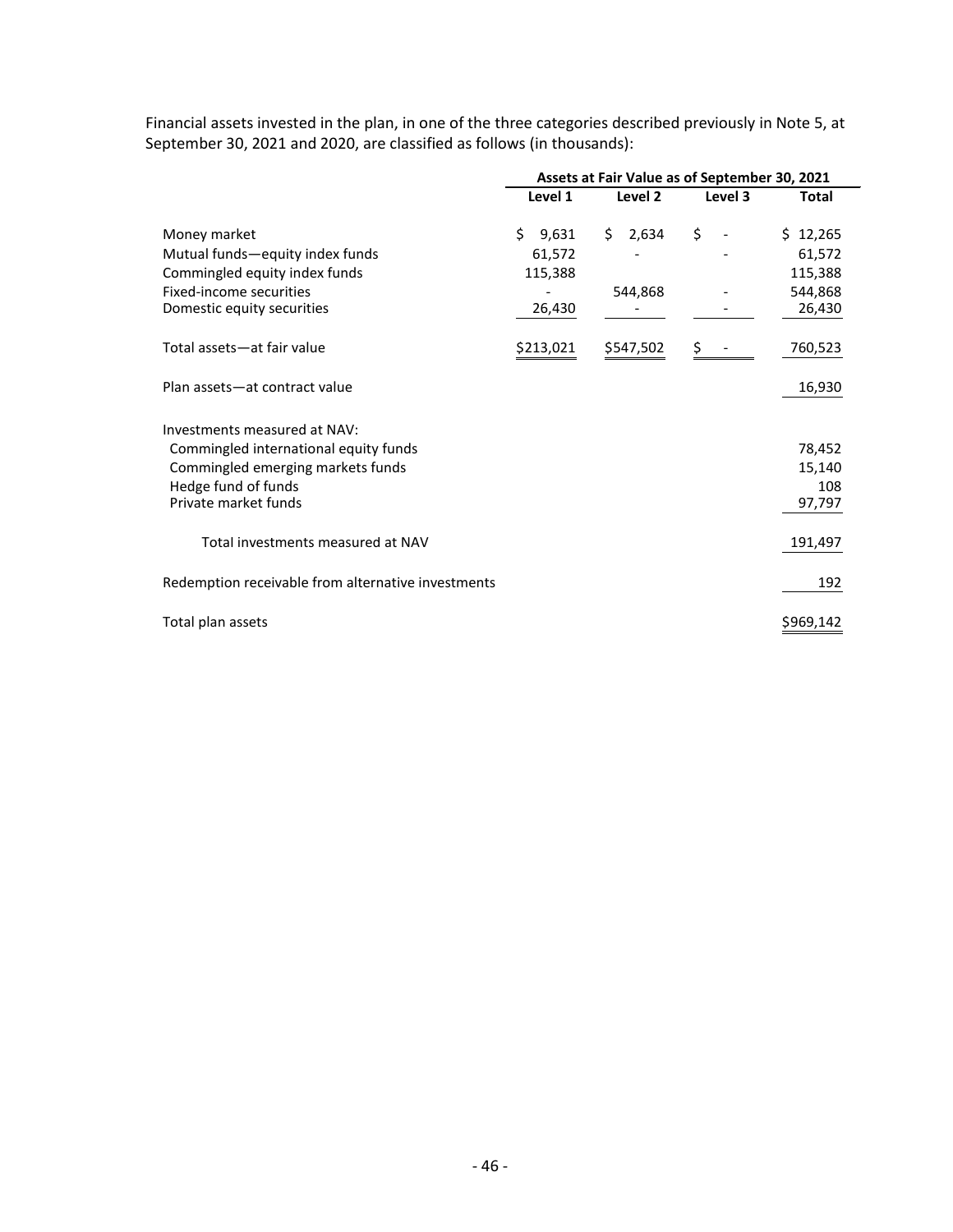Financial assets invested in the plan, in one of the three categories described previously in Note 5, at September 30, 2021 and 2020, are classified as follows (in thousands):

| | Assets at Fair Value as of September 30, 2021 | | | |
|---|---|---|---|---|
| | Level 1 | Level 2 | Level 3 | Total |
| Money market | $ 9,631 | $ 2,634 | $ - | $ 12,265 |
| Mutual funds—equity index funds | 61,572 | - | - | 61,572 |
| Commingled equity index funds | 115,388 | | | 115,388 |
| Fixed-income securities | - | 544,868 | - | 544,868 |
| Domestic equity securities | 26,430 | - | - | 26,430 |
| Total assets—at fair value | $213,021 | $547,502 | $ - | 760,523 |
| Plan assets—at contract value | | | | 16,930 |
| Investments measured at NAV: | | | | |
| Commingled international equity funds | | | | 78,452 |
| Commingled emerging markets funds | | | | 15,140 |
| Hedge fund of funds | | | | 108 |
| Private market funds | | | | 97,797 |
| Total investments measured at NAV | | | | 191,497 |
| Redemption receivable from alternative investments | | | | 192 |
| Total plan assets | | | | $969,142 |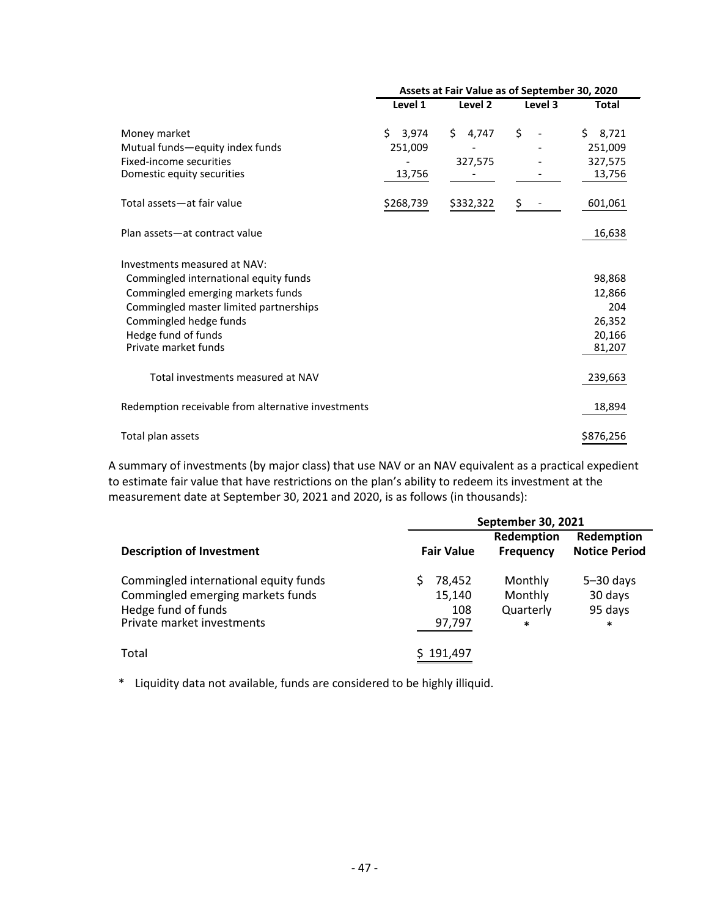| | Assets at Fair Value as of September 30, 2020 | | | |
|---|---|---|---|---|
| | Level 1 | Level 2 | Level 3 | Total |
| Money market | $ 3,974 | $ 4,747 | $ - | $ 8,721 |
| Mutual funds—equity index funds | 251,009 | - | - | 251,009 |
| Fixed-income securities | - | 327,575 | - | 327,575 |
| Domestic equity securities | 13,756 | - | - | 13,756 |
| Total assets—at fair value | $268,739 | $332,322 | $ - | 601,061 |
| Plan assets—at contract value | | | | 16,638 |
| Investments measured at NAV: | | | | |
| Commingled international equity funds | | | | 98,868 |
| Commingled emerging markets funds | | | | 12,866 |
| Commingled master limited partnerships | | | | 204 |
| Commingled hedge funds | | | | 26,352 |
| Hedge fund of funds | | | | 20,166 |
| Private market funds | | | | 81,207 |
| Total investments measured at NAV | | | | 239,663 |
| Redemption receivable from alternative investments | | | | 18,894 |
| Total plan assets | | | | $876,256 |

A summary of investments (by major class) that use NAV or an NAV equivalent as a practical expedient to estimate fair value that have restrictions on the plan's ability to redeem its investment at the measurement date at September 30, 2021 and 2020, is as follows (in thousands):

| | September 30, 2021 | | |
|---|---|---|---|
| **Description of Investment** | **Fair Value** | **Redemption Frequency** | **Redemption Notice Period** |
| Commingled international equity funds | $ 78,452 | Monthly | 5–30 days |
| Commingled emerging markets funds | 15,140 | Monthly | 30 days |
| Hedge fund of funds | 108 | Quarterly | 95 days |
| Private market investments | 97,797 | * | * |
| Total | $ 191,497 | | |

\* Liquidity data not available, funds are considered to be highly illiquid.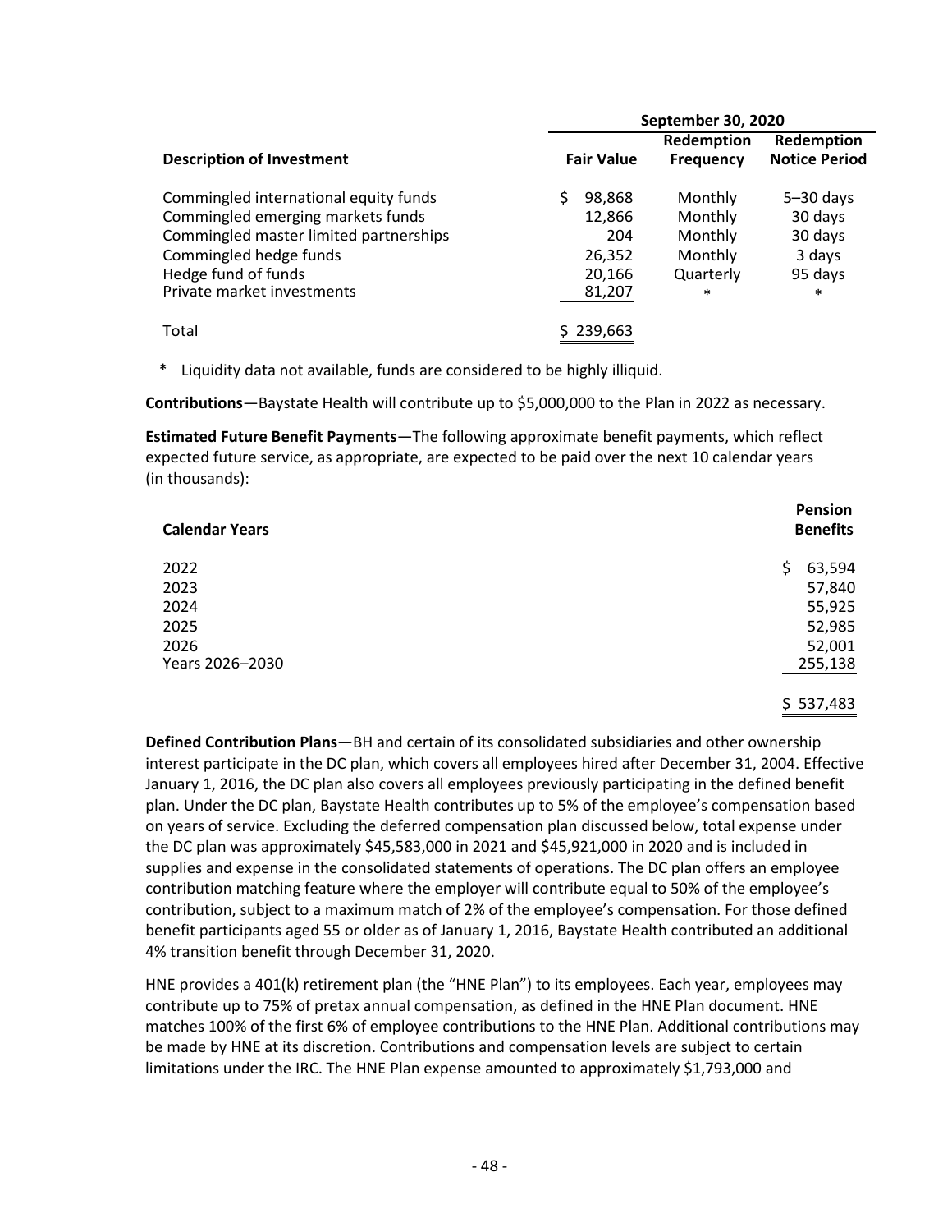| Description of Investment | September 30, 2020 | | |
|---|---|---|---|
| | Fair Value | Redemption Frequency | Redemption Notice Period |
| Commingled international equity funds | $ 98,868 | Monthly | 5–30 days |
| Commingled emerging markets funds | 12,866 | Monthly | 30 days |
| Commingled master limited partnerships | 204 | Monthly | 30 days |
| Commingled hedge funds | 26,352 | Monthly | 3 days |
| Hedge fund of funds | 20,166 | Quarterly | 95 days |
| Private market investments | 81,207 | * | * |
| Total | $ 239,663 | | |

\* Liquidity data not available, funds are considered to be highly illiquid.

**Contributions**—Baystate Health will contribute up to $5,000,000 to the Plan in 2022 as necessary.

**Estimated Future Benefit Payments**—The following approximate benefit payments, which reflect expected future service, as appropriate, are expected to be paid over the next 10 calendar years (in thousands):

| Calendar Years | Pension Benefits |
|---|---|
| 2022 | $ 63,594 |
| 2023 | 57,840 |
| 2024 | 55,925 |
| 2025 | 52,985 |
| 2026 | 52,001 |
| Years 2026–2030 | 255,138 |
| | $ 537,483 |

**Defined Contribution Plans**—BH and certain of its consolidated subsidiaries and other ownership interest participate in the DC plan, which covers all employees hired after December 31, 2004. Effective January 1, 2016, the DC plan also covers all employees previously participating in the defined benefit plan. Under the DC plan, Baystate Health contributes up to 5% of the employee's compensation based on years of service. Excluding the deferred compensation plan discussed below, total expense under the DC plan was approximately $45,583,000 in 2021 and $45,921,000 in 2020 and is included in supplies and expense in the consolidated statements of operations. The DC plan offers an employee contribution matching feature where the employer will contribute equal to 50% of the employee's contribution, subject to a maximum match of 2% of the employee's compensation. For those defined benefit participants aged 55 or older as of January 1, 2016, Baystate Health contributed an additional 4% transition benefit through December 31, 2020.

HNE provides a 401(k) retirement plan (the "HNE Plan") to its employees. Each year, employees may contribute up to 75% of pretax annual compensation, as defined in the HNE Plan document. HNE matches 100% of the first 6% of employee contributions to the HNE Plan. Additional contributions may be made by HNE at its discretion. Contributions and compensation levels are subject to certain limitations under the IRC. The HNE Plan expense amounted to approximately $1,793,000 and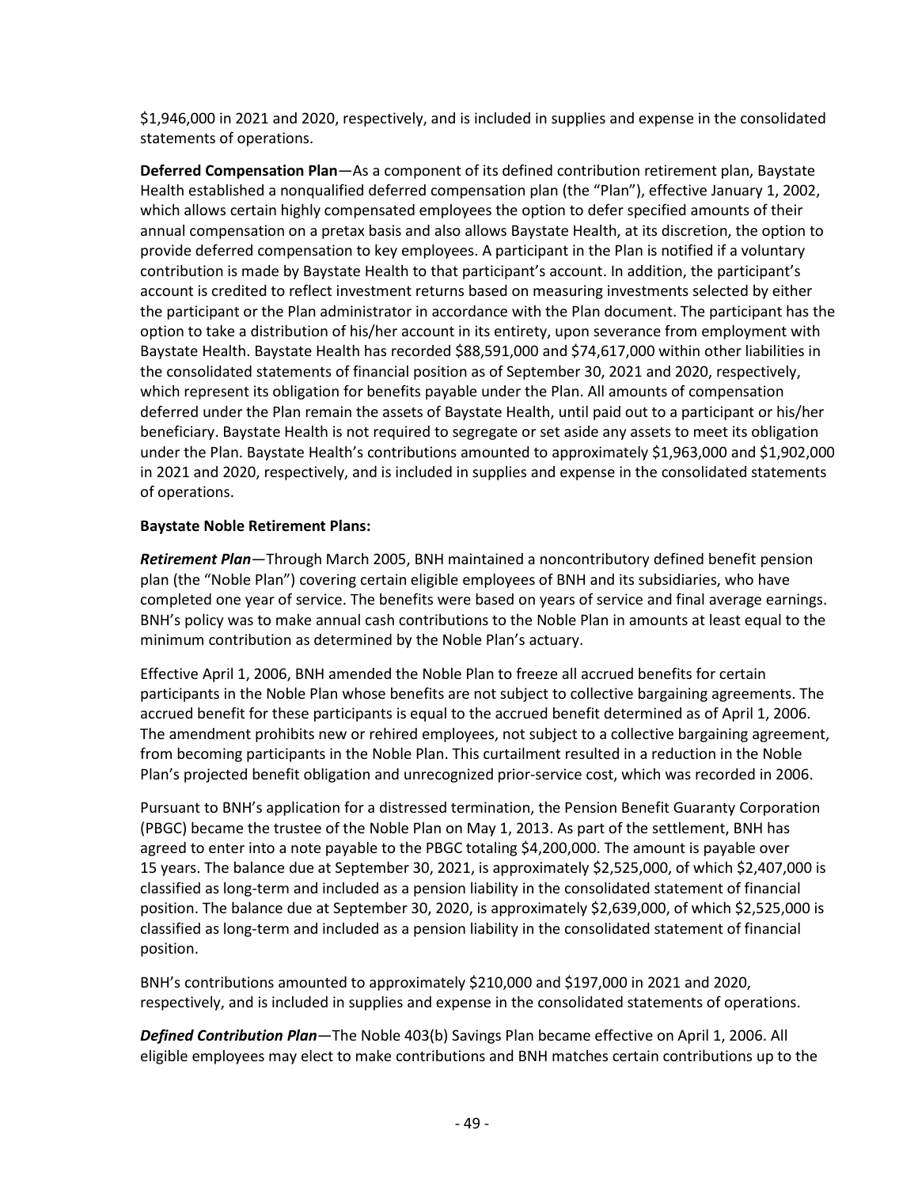$1,946,000 in 2021 and 2020, respectively, and is included in supplies and expense in the consolidated statements of operations.

**Deferred Compensation Plan**—As a component of its defined contribution retirement plan, Baystate Health established a nonqualified deferred compensation plan (the "Plan"), effective January 1, 2002, which allows certain highly compensated employees the option to defer specified amounts of their annual compensation on a pretax basis and also allows Baystate Health, at its discretion, the option to provide deferred compensation to key employees. A participant in the Plan is notified if a voluntary contribution is made by Baystate Health to that participant's account. In addition, the participant's account is credited to reflect investment returns based on measuring investments selected by either the participant or the Plan administrator in accordance with the Plan document. The participant has the option to take a distribution of his/her account in its entirety, upon severance from employment with Baystate Health. Baystate Health has recorded $88,591,000 and $74,617,000 within other liabilities in the consolidated statements of financial position as of September 30, 2021 and 2020, respectively, which represent its obligation for benefits payable under the Plan. All amounts of compensation deferred under the Plan remain the assets of Baystate Health, until paid out to a participant or his/her beneficiary. Baystate Health is not required to segregate or set aside any assets to meet its obligation under the Plan. Baystate Health's contributions amounted to approximately $1,963,000 and $1,902,000 in 2021 and 2020, respectively, and is included in supplies and expense in the consolidated statements of operations.

**Baystate Noble Retirement Plans:**

***Retirement Plan***—Through March 2005, BNH maintained a noncontributory defined benefit pension plan (the "Noble Plan") covering certain eligible employees of BNH and its subsidiaries, who have completed one year of service. The benefits were based on years of service and final average earnings. BNH's policy was to make annual cash contributions to the Noble Plan in amounts at least equal to the minimum contribution as determined by the Noble Plan's actuary.

Effective April 1, 2006, BNH amended the Noble Plan to freeze all accrued benefits for certain participants in the Noble Plan whose benefits are not subject to collective bargaining agreements. The accrued benefit for these participants is equal to the accrued benefit determined as of April 1, 2006. The amendment prohibits new or rehired employees, not subject to a collective bargaining agreement, from becoming participants in the Noble Plan. This curtailment resulted in a reduction in the Noble Plan's projected benefit obligation and unrecognized prior-service cost, which was recorded in 2006.

Pursuant to BNH's application for a distressed termination, the Pension Benefit Guaranty Corporation (PBGC) became the trustee of the Noble Plan on May 1, 2013. As part of the settlement, BNH has agreed to enter into a note payable to the PBGC totaling $4,200,000. The amount is payable over 15 years. The balance due at September 30, 2021, is approximately $2,525,000, of which $2,407,000 is classified as long-term and included as a pension liability in the consolidated statement of financial position. The balance due at September 30, 2020, is approximately $2,639,000, of which $2,525,000 is classified as long-term and included as a pension liability in the consolidated statement of financial position.

BNH's contributions amounted to approximately $210,000 and $197,000 in 2021 and 2020, respectively, and is included in supplies and expense in the consolidated statements of operations.

***Defined Contribution Plan***—The Noble 403(b) Savings Plan became effective on April 1, 2006. All eligible employees may elect to make contributions and BNH matches certain contributions up to the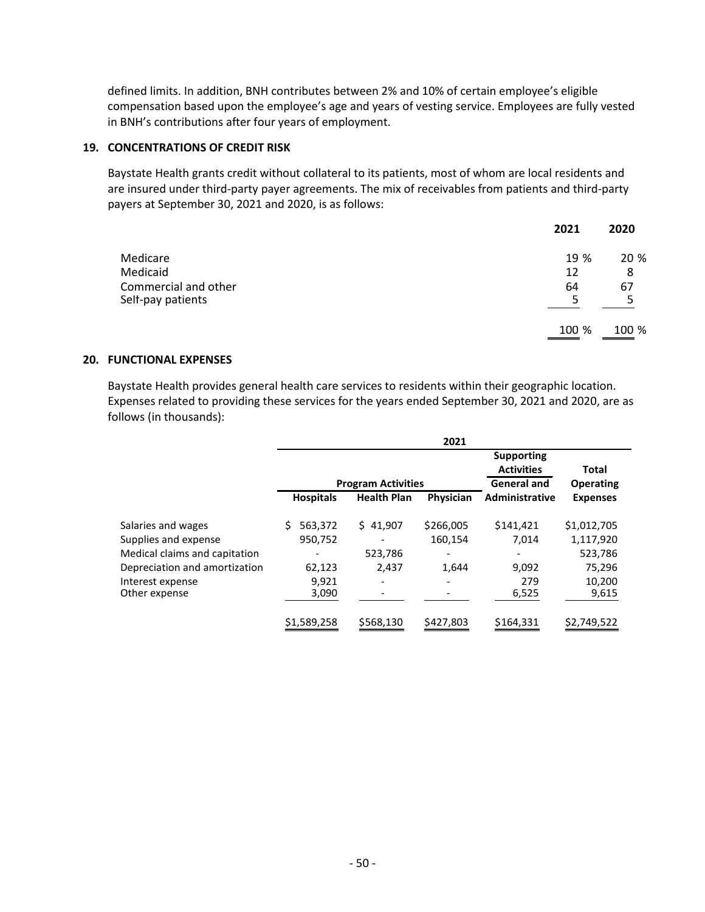defined limits. In addition, BNH contributes between 2% and 10% of certain employee's eligible compensation based upon the employee's age and years of vesting service. Employees are fully vested in BNH's contributions after four years of employment.

## 19. CONCENTRATIONS OF CREDIT RISK

Baystate Health grants credit without collateral to its patients, most of whom are local residents and are insured under third-party payer agreements. The mix of receivables from patients and third-party payers at September 30, 2021 and 2020, is as follows:

| | 2021 | 2020 |
|---|---|---|
| Medicare | 19 % | 20 % |
| Medicaid | 12 | 8 |
| Commercial and other | 64 | 67 |
| Self-pay patients | 5 | 5 |
| | 100 % | 100 % |

## 20. FUNCTIONAL EXPENSES

Baystate Health provides general health care services to residents within their geographic location. Expenses related to providing these services for the years ended September 30, 2021 and 2020, are as follows (in thousands):

| | 2021 | | | | |
|---|---|---|---|---|---|
| | Program Activities | | | Supporting Activities | Total |
| | Hospitals | Health Plan | Physician | General and Administrative | Operating Expenses |
| Salaries and wages | $ 563,372 | $ 41,907 | $266,005 | $141,421 | $1,012,705 |
| Supplies and expense | 950,752 | - | 160,154 | 7,014 | 1,117,920 |
| Medical claims and capitation | - | 523,786 | - | - | 523,786 |
| Depreciation and amortization | 62,123 | 2,437 | 1,644 | 9,092 | 75,296 |
| Interest expense | 9,921 | - | - | 279 | 10,200 |
| Other expense | 3,090 | - | - | 6,525 | 9,615 |
| | $1,589,258 | $568,130 | $427,803 | $164,331 | $2,749,522 |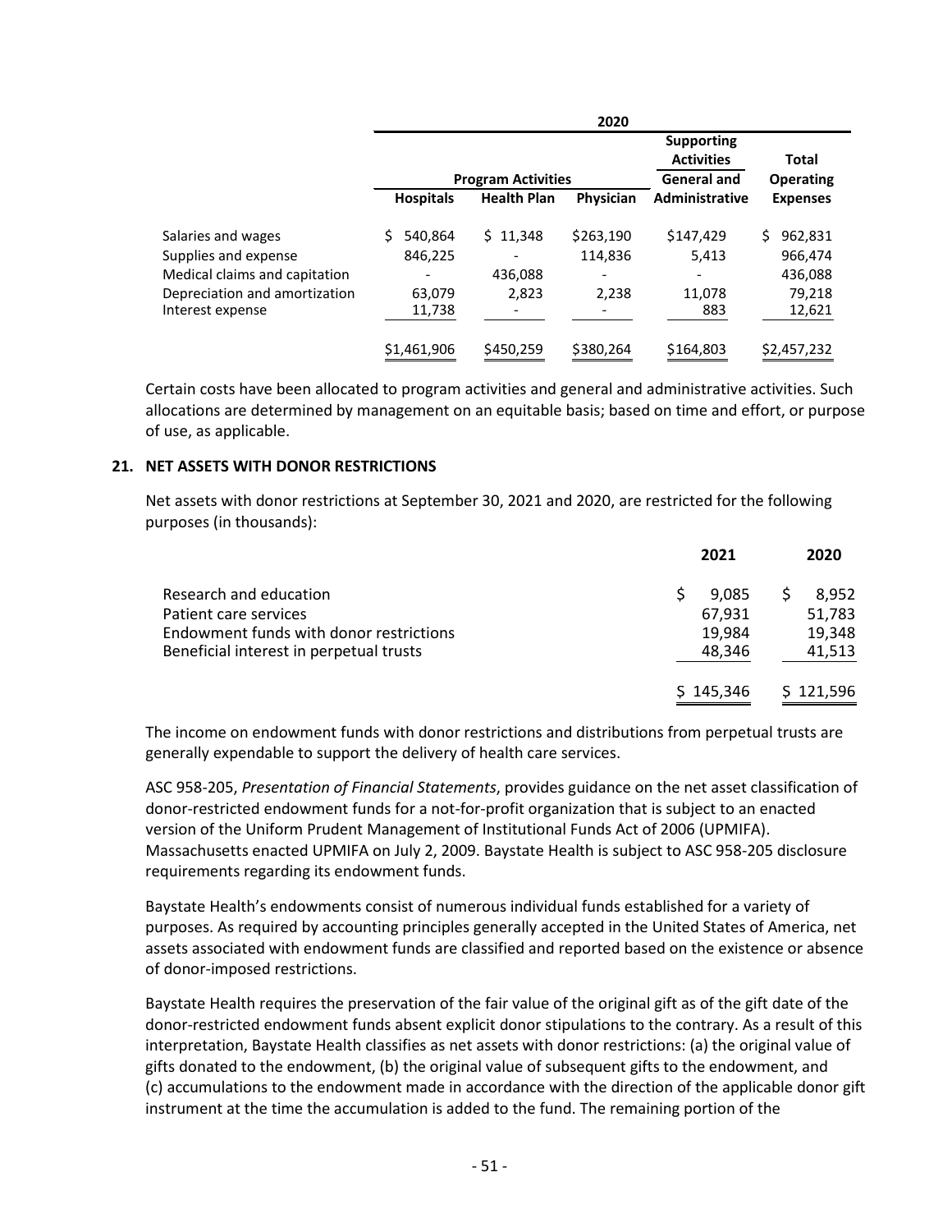| | 2020 | | | | |
|---|---|---|---|---|---|
| | Program Activities | | | Supporting Activities | Total |
| | Hospitals | Health Plan | Physician | General and Administrative | Operating Expenses |
| Salaries and wages | $ 540,864 | $ 11,348 | $263,190 | $147,429 | $ 962,831 |
| Supplies and expense | 846,225 | - | 114,836 | 5,413 | 966,474 |
| Medical claims and capitation | - | 436,088 | - | - | 436,088 |
| Depreciation and amortization | 63,079 | 2,823 | 2,238 | 11,078 | 79,218 |
| Interest expense | 11,738 | - | - | 883 | 12,621 |
| | $1,461,906 | $450,259 | $380,264 | $164,803 | $2,457,232 |

Certain costs have been allocated to program activities and general and administrative activities. Such allocations are determined by management on an equitable basis; based on time and effort, or purpose of use, as applicable.

## 21. NET ASSETS WITH DONOR RESTRICTIONS

Net assets with donor restrictions at September 30, 2021 and 2020, are restricted for the following purposes (in thousands):

| | 2021 | 2020 |
|---|---|---|
| Research and education | $ 9,085 | $ 8,952 |
| Patient care services | 67,931 | 51,783 |
| Endowment funds with donor restrictions | 19,984 | 19,348 |
| Beneficial interest in perpetual trusts | 48,346 | 41,513 |
| | $ 145,346 | $ 121,596 |

The income on endowment funds with donor restrictions and distributions from perpetual trusts are generally expendable to support the delivery of health care services.

ASC 958-205, *Presentation of Financial Statements*, provides guidance on the net asset classification of donor-restricted endowment funds for a not-for-profit organization that is subject to an enacted version of the Uniform Prudent Management of Institutional Funds Act of 2006 (UPMIFA). Massachusetts enacted UPMIFA on July 2, 2009. Baystate Health is subject to ASC 958-205 disclosure requirements regarding its endowment funds.

Baystate Health's endowments consist of numerous individual funds established for a variety of purposes. As required by accounting principles generally accepted in the United States of America, net assets associated with endowment funds are classified and reported based on the existence or absence of donor-imposed restrictions.

Baystate Health requires the preservation of the fair value of the original gift as of the gift date of the donor-restricted endowment funds absent explicit donor stipulations to the contrary. As a result of this interpretation, Baystate Health classifies as net assets with donor restrictions: (a) the original value of gifts donated to the endowment, (b) the original value of subsequent gifts to the endowment, and (c) accumulations to the endowment made in accordance with the direction of the applicable donor gift instrument at the time the accumulation is added to the fund. The remaining portion of the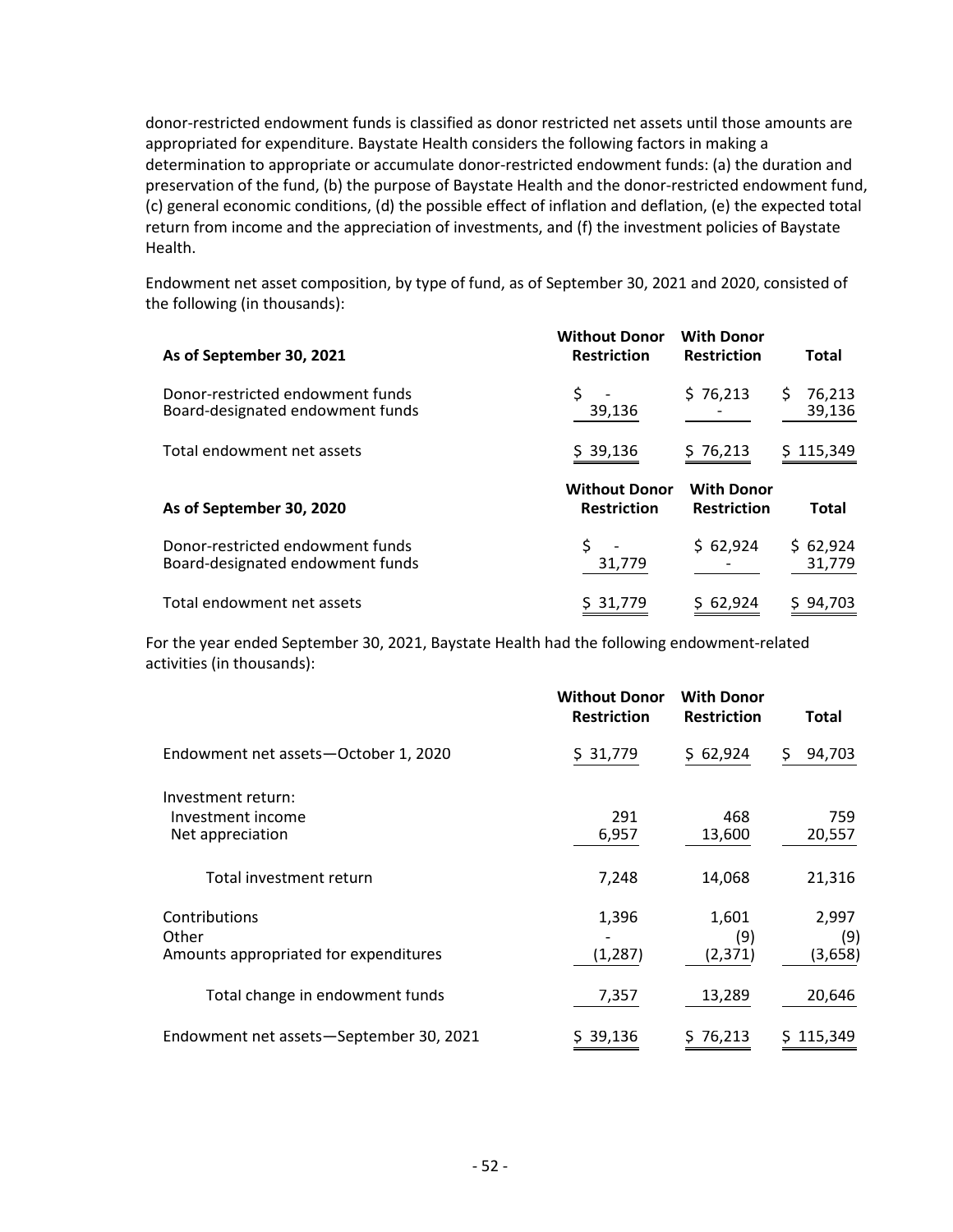donor-restricted endowment funds is classified as donor restricted net assets until those amounts are appropriated for expenditure. Baystate Health considers the following factors in making a determination to appropriate or accumulate donor-restricted endowment funds: (a) the duration and preservation of the fund, (b) the purpose of Baystate Health and the donor-restricted endowment fund, (c) general economic conditions, (d) the possible effect of inflation and deflation, (e) the expected total return from income and the appreciation of investments, and (f) the investment policies of Baystate Health.

Endowment net asset composition, by type of fund, as of September 30, 2021 and 2020, consisted of the following (in thousands):

| As of September 30, 2021 | Without Donor Restriction | With Donor Restriction | Total |
|---|---|---|---|
| Donor-restricted endowment funds | $ - | $ 76,213 | $ 76,213 |
| Board-designated endowment funds | 39,136 | - | 39,136 |
| Total endowment net assets | $ 39,136 | $ 76,213 | $ 115,349 |

| As of September 30, 2020 | Without Donor Restriction | With Donor Restriction | Total |
|---|---|---|---|
| Donor-restricted endowment funds | $ - | $ 62,924 | $ 62,924 |
| Board-designated endowment funds | 31,779 | - | 31,779 |
| Total endowment net assets | $ 31,779 | $ 62,924 | $ 94,703 |

For the year ended September 30, 2021, Baystate Health had the following endowment-related activities (in thousands):

| | Without Donor Restriction | With Donor Restriction | Total |
|---|---|---|---|
| Endowment net assets—October 1, 2020 | $ 31,779 | $ 62,924 | $ 94,703 |
| Investment return: | | | |
| Investment income | 291 | 468 | 759 |
| Net appreciation | 6,957 | 13,600 | 20,557 |
| Total investment return | 7,248 | 14,068 | 21,316 |
| Contributions | 1,396 | 1,601 | 2,997 |
| Other | - | (9) | (9) |
| Amounts appropriated for expenditures | (1,287) | (2,371) | (3,658) |
| Total change in endowment funds | 7,357 | 13,289 | 20,646 |
| Endowment net assets—September 30, 2021 | $ 39,136 | $ 76,213 | $ 115,349 |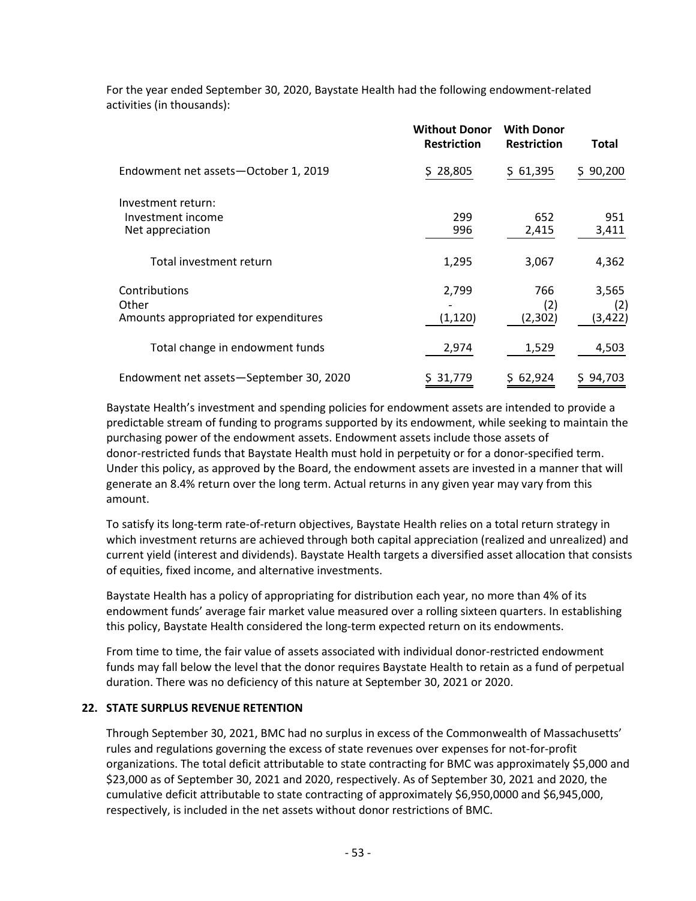For the year ended September 30, 2020, Baystate Health had the following endowment-related activities (in thousands):

| | Without Donor Restriction | With Donor Restriction | Total |
|---|---|---|---|
| Endowment net assets—October 1, 2019 | $ 28,805 | $ 61,395 | $ 90,200 |
| Investment return: | | | |
| Investment income | 299 | 652 | 951 |
| Net appreciation | 996 | 2,415 | 3,411 |
| Total investment return | 1,295 | 3,067 | 4,362 |
| Contributions | 2,799 | 766 | 3,565 |
| Other | - | (2) | (2) |
| Amounts appropriated for expenditures | (1,120) | (2,302) | (3,422) |
| Total change in endowment funds | 2,974 | 1,529 | 4,503 |
| Endowment net assets—September 30, 2020 | $ 31,779 | $ 62,924 | $ 94,703 |

Baystate Health's investment and spending policies for endowment assets are intended to provide a predictable stream of funding to programs supported by its endowment, while seeking to maintain the purchasing power of the endowment assets. Endowment assets include those assets of donor-restricted funds that Baystate Health must hold in perpetuity or for a donor-specified term. Under this policy, as approved by the Board, the endowment assets are invested in a manner that will generate an 8.4% return over the long term. Actual returns in any given year may vary from this amount.

To satisfy its long-term rate-of-return objectives, Baystate Health relies on a total return strategy in which investment returns are achieved through both capital appreciation (realized and unrealized) and current yield (interest and dividends). Baystate Health targets a diversified asset allocation that consists of equities, fixed income, and alternative investments.

Baystate Health has a policy of appropriating for distribution each year, no more than 4% of its endowment funds' average fair market value measured over a rolling sixteen quarters. In establishing this policy, Baystate Health considered the long-term expected return on its endowments.

From time to time, the fair value of assets associated with individual donor-restricted endowment funds may fall below the level that the donor requires Baystate Health to retain as a fund of perpetual duration. There was no deficiency of this nature at September 30, 2021 or 2020.

## 22. STATE SURPLUS REVENUE RETENTION

Through September 30, 2021, BMC had no surplus in excess of the Commonwealth of Massachusetts' rules and regulations governing the excess of state revenues over expenses for not-for-profit organizations. The total deficit attributable to state contracting for BMC was approximately $5,000 and $23,000 as of September 30, 2021 and 2020, respectively. As of September 30, 2021 and 2020, the cumulative deficit attributable to state contracting of approximately $6,950,0000 and $6,945,000, respectively, is included in the net assets without donor restrictions of BMC.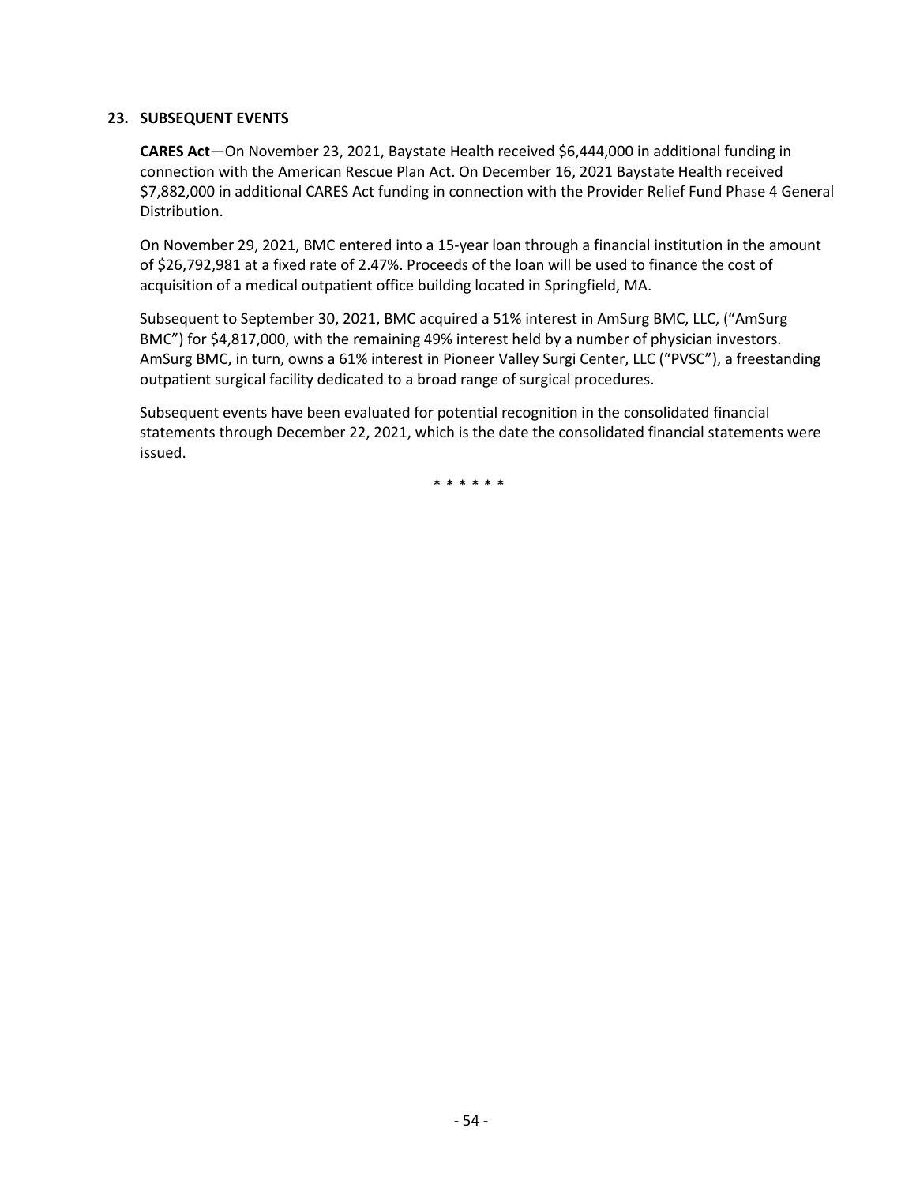## 23. SUBSEQUENT EVENTS

**CARES Act**—On November 23, 2021, Baystate Health received $6,444,000 in additional funding in connection with the American Rescue Plan Act. On December 16, 2021 Baystate Health received $7,882,000 in additional CARES Act funding in connection with the Provider Relief Fund Phase 4 General Distribution.

On November 29, 2021, BMC entered into a 15-year loan through a financial institution in the amount of $26,792,981 at a fixed rate of 2.47%. Proceeds of the loan will be used to finance the cost of acquisition of a medical outpatient office building located in Springfield, MA.

Subsequent to September 30, 2021, BMC acquired a 51% interest in AmSurg BMC, LLC, ("AmSurg BMC") for $4,817,000, with the remaining 49% interest held by a number of physician investors. AmSurg BMC, in turn, owns a 61% interest in Pioneer Valley Surgi Center, LLC ("PVSC"), a freestanding outpatient surgical facility dedicated to a broad range of surgical procedures.

Subsequent events have been evaluated for potential recognition in the consolidated financial statements through December 22, 2021, which is the date the consolidated financial statements were issued.

\* \* \* \* \* \*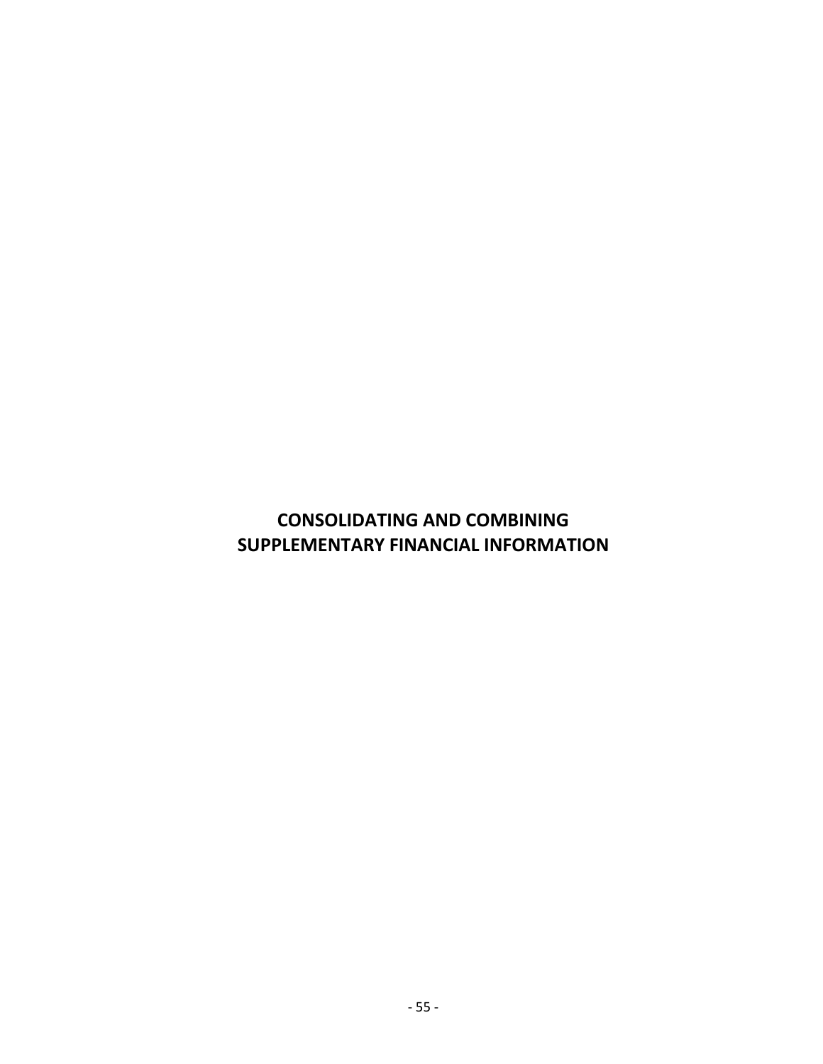# CONSOLIDATING AND COMBINING SUPPLEMENTARY FINANCIAL INFORMATION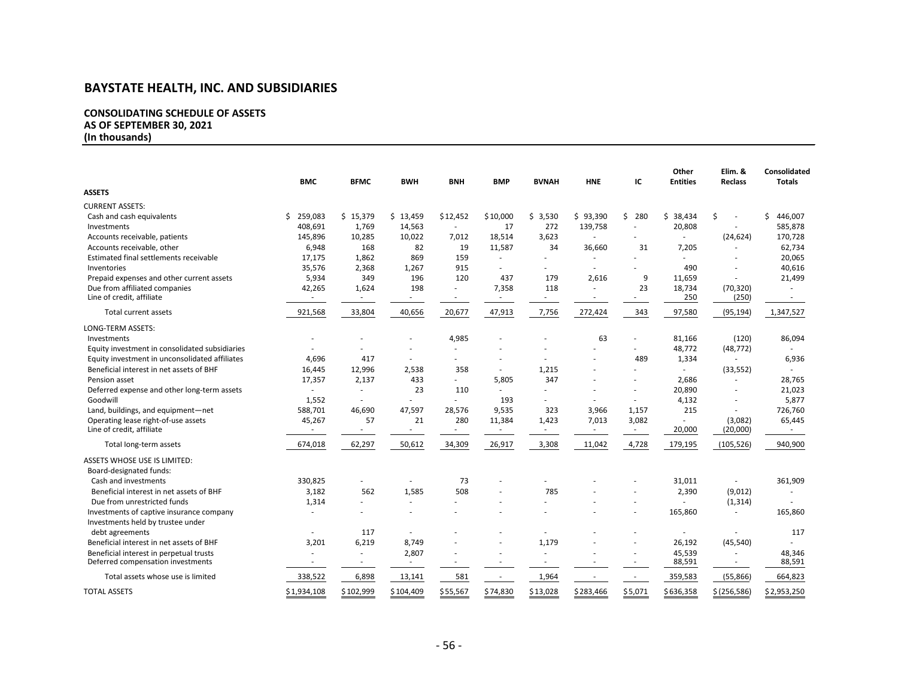# BAYSTATE HEALTH, INC. AND SUBSIDIARIES

**CONSOLIDATING SCHEDULE OF ASSETS**
**AS OF SEPTEMBER 30, 2021**
**(In thousands)**

| | BMC | BFMC | BWH | BNH | BMP | BVNAH | HNE | IC | Other Entities | Elim. & Reclass | Consolidated Totals |
|---|---|---|---|---|---|---|---|---|---|---|---|
| **ASSETS** | | | | | | | | | | | |
| CURRENT ASSETS: | | | | | | | | | | | |
| Cash and cash equivalents | $ 259,083 | $ 15,379 | $ 13,459 | $12,452 | $10,000 | $ 3,530 | $ 93,390 | $ 280 | $ 38,434 | $ - | $ 446,007 |
| Investments | 408,691 | 1,769 | 14,563 | - | 17 | 272 | 139,758 | - | 20,808 | - | 585,878 |
| Accounts receivable, patients | 145,896 | 10,285 | 10,022 | 7,012 | 18,514 | 3,623 | - | - | - | (24,624) | 170,728 |
| Accounts receivable, other | 6,948 | 168 | 82 | 19 | 11,587 | 34 | 36,660 | 31 | 7,205 | - | 62,734 |
| Estimated final settlements receivable | 17,175 | 1,862 | 869 | 159 | - | - | - | - | - | - | 20,065 |
| Inventories | 35,576 | 2,368 | 1,267 | 915 | - | - | - | - | 490 | - | 40,616 |
| Prepaid expenses and other current assets | 5,934 | 349 | 196 | 120 | 437 | 179 | 2,616 | 9 | 11,659 | - | 21,499 |
| Due from affiliated companies | 42,265 | 1,624 | 198 | - | 7,358 | 118 | - | 23 | 18,734 | (70,320) | - |
| Line of credit, affiliate | - | - | - | - | - | - | - | - | 250 | (250) | - |
| Total current assets | 921,568 | 33,804 | 40,656 | 20,677 | 47,913 | 7,756 | 272,424 | 343 | 97,580 | (95,194) | 1,347,527 |
| LONG-TERM ASSETS: | | | | | | | | | | | |
| Investments | - | - | - | 4,985 | - | - | 63 | - | 81,166 | (120) | 86,094 |
| Equity investment in consolidated subsidiaries | - | - | - | - | - | - | - | - | 48,772 | (48,772) | - |
| Equity investment in unconsolidated affiliates | 4,696 | 417 | - | - | - | - | - | 489 | 1,334 | - | 6,936 |
| Beneficial interest in net assets of BHF | 16,445 | 12,996 | 2,538 | 358 | - | 1,215 | - | - | - | (33,552) | - |
| Pension asset | 17,357 | 2,137 | 433 | - | 5,805 | 347 | - | - | 2,686 | - | 28,765 |
| Deferred expense and other long-term assets | - | - | 23 | 110 | - | - | - | - | 20,890 | - | 21,023 |
| Goodwill | 1,552 | - | - | - | 193 | - | - | - | 4,132 | - | 5,877 |
| Land, buildings, and equipment—net | 588,701 | 46,690 | 47,597 | 28,576 | 9,535 | 323 | 3,966 | 1,157 | 215 | - | 726,760 |
| Operating lease right-of-use assets | 45,267 | 57 | 21 | 280 | 11,384 | 1,423 | 7,013 | 3,082 | - | (3,082) | 65,445 |
| Line of credit, affiliate | - | - | - | - | - | - | - | - | 20,000 | (20,000) | - |
| Total long-term assets | 674,018 | 62,297 | 50,612 | 34,309 | 26,917 | 3,308 | 11,042 | 4,728 | 179,195 | (105,526) | 940,900 |
| ASSETS WHOSE USE IS LIMITED: | | | | | | | | | | | |
| Board-designated funds: | | | | | | | | | | | |
| Cash and investments | 330,825 | - | - | 73 | - | - | - | - | 31,011 | - | 361,909 |
| Beneficial interest in net assets of BHF | 3,182 | 562 | 1,585 | 508 | - | 785 | - | - | 2,390 | (9,012) | - |
| Due from unrestricted funds | 1,314 | - | - | - | - | - | - | - | - | (1,314) | - |
| Investments of captive insurance company | - | - | - | - | - | - | - | - | 165,860 | - | 165,860 |
| Investments held by trustee under debt agreements | - | 117 | - | - | - | - | - | - | - | - | 117 |
| Beneficial interest in net assets of BHF | 3,201 | 6,219 | 8,749 | - | - | 1,179 | - | - | 26,192 | (45,540) | - |
| Beneficial interest in perpetual trusts | - | - | 2,807 | - | - | - | - | - | 45,539 | - | 48,346 |
| Deferred compensation investments | - | - | - | - | - | - | - | - | 88,591 | - | 88,591 |
| Total assets whose use is limited | 338,522 | 6,898 | 13,141 | 581 | - | 1,964 | - | - | 359,583 | (55,866) | 664,823 |
| TOTAL ASSETS | $1,934,108 | $102,999 | $104,409 | $55,567 | $74,830 | $13,028 | $283,466 | $5,071 | $636,358 | $(256,586) | $2,953,250 |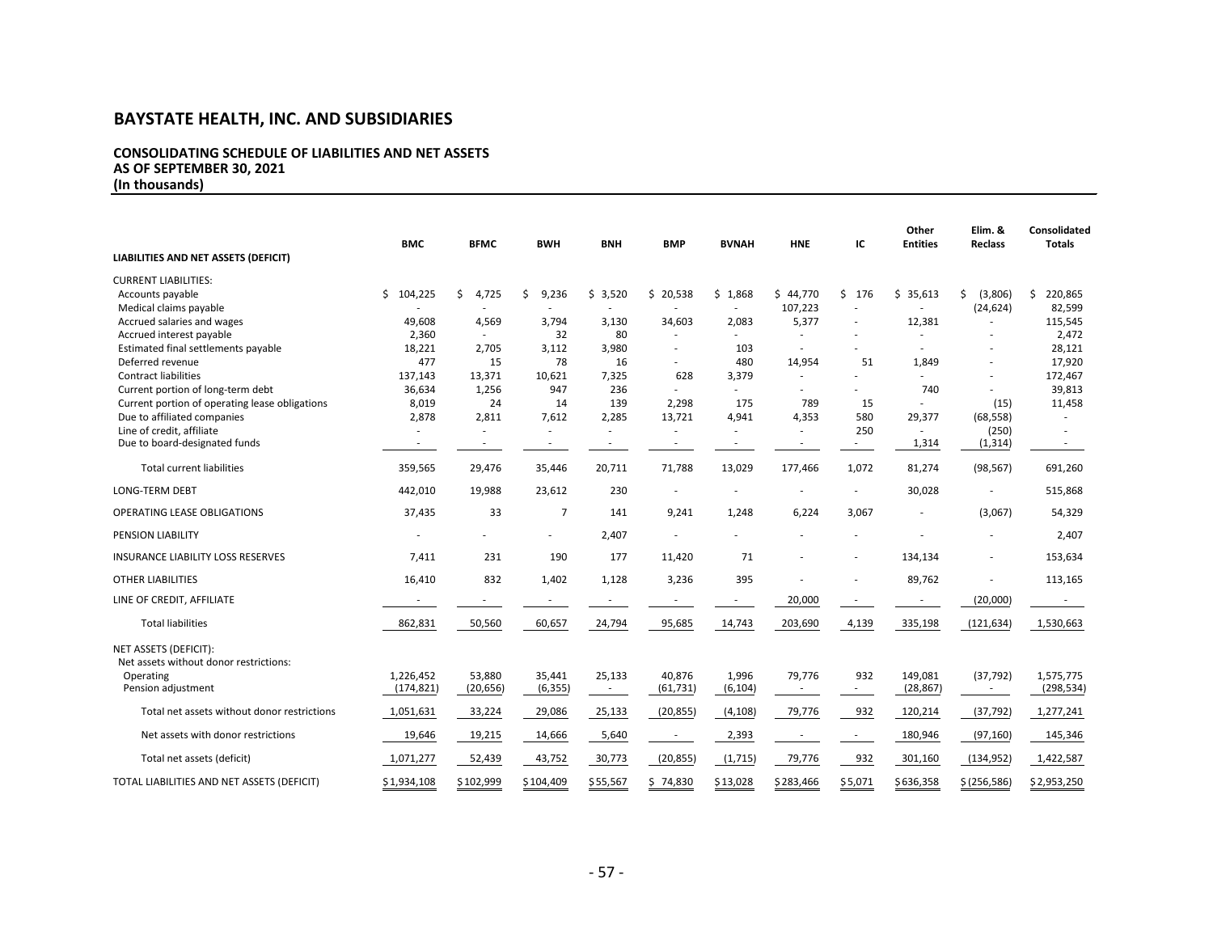# BAYSTATE HEALTH, INC. AND SUBSIDIARIES

## CONSOLIDATING SCHEDULE OF LIABILITIES AND NET ASSETS
## AS OF SEPTEMBER 30, 2021
## (In thousands)

| LIABILITIES AND NET ASSETS (DEFICIT) | BMC | BFMC | BWH | BNH | BMP | BVNAH | HNE | IC | Other Entities | Elim. & Reclass | Consolidated Totals |
|---|---|---|---|---|---|---|---|---|---|---|---|
| CURRENT LIABILITIES: | | | | | | | | | | | |
| Accounts payable | $ 104,225 | $ 4,725 | $ 9,236 | $ 3,520 | $ 20,538 | $ 1,868 | $ 44,770 | $ 176 | $ 35,613 | $ (3,806) | $ 220,865 |
| Medical claims payable | - | - | - | - | - | - | 107,223 | - | - | (24,624) | 82,599 |
| Accrued salaries and wages | 49,608 | 4,569 | 3,794 | 3,130 | 34,603 | 2,083 | 5,377 | - | 12,381 | - | 115,545 |
| Accrued interest payable | 2,360 | - | 32 | 80 | - | - | - | - | - | - | 2,472 |
| Estimated final settlements payable | 18,221 | 2,705 | 3,112 | 3,980 | - | 103 | - | - | - | - | 28,121 |
| Deferred revenue | 477 | 15 | 78 | 16 | - | 480 | 14,954 | 51 | 1,849 | - | 17,920 |
| Contract liabilities | 137,143 | 13,371 | 10,621 | 7,325 | 628 | 3,379 | - | - | - | - | 172,467 |
| Current portion of long-term debt | 36,634 | 1,256 | 947 | 236 | - | - | - | - | 740 | - | 39,813 |
| Current portion of operating lease obligations | 8,019 | 24 | 14 | 139 | 2,298 | 175 | 789 | 15 | - | (15) | 11,458 |
| Due to affiliated companies | 2,878 | 2,811 | 7,612 | 2,285 | 13,721 | 4,941 | 4,353 | 580 | 29,377 | (68,558) | - |
| Line of credit, affiliate | - | - | - | - | - | - | - | 250 | - | (250) | - |
| Due to board-designated funds | - | - | - | - | - | - | - | - | 1,314 | (1,314) | - |
| Total current liabilities | 359,565 | 29,476 | 35,446 | 20,711 | 71,788 | 13,029 | 177,466 | 1,072 | 81,274 | (98,567) | 691,260 |
| LONG-TERM DEBT | 442,010 | 19,988 | 23,612 | 230 | - | - | - | - | 30,028 | - | 515,868 |
| OPERATING LEASE OBLIGATIONS | 37,435 | 33 | 7 | 141 | 9,241 | 1,248 | 6,224 | 3,067 | - | (3,067) | 54,329 |
| PENSION LIABILITY | - | - | - | 2,407 | - | - | - | - | - | - | 2,407 |
| INSURANCE LIABILITY LOSS RESERVES | 7,411 | 231 | 190 | 177 | 11,420 | 71 | - | - | 134,134 | - | 153,634 |
| OTHER LIABILITIES | 16,410 | 832 | 1,402 | 1,128 | 3,236 | 395 | - | - | 89,762 | - | 113,165 |
| LINE OF CREDIT, AFFILIATE | - | - | - | - | - | - | 20,000 | - | - | (20,000) | - |
| Total liabilities | 862,831 | 50,560 | 60,657 | 24,794 | 95,685 | 14,743 | 203,690 | 4,139 | 335,198 | (121,634) | 1,530,663 |
| NET ASSETS (DEFICIT): | | | | | | | | | | | |
| Net assets without donor restrictions: | | | | | | | | | | | |
| Operating | 1,226,452 | 53,880 | 35,441 | 25,133 | 40,876 | 1,996 | 79,776 | 932 | 149,081 | (37,792) | 1,575,775 |
| Pension adjustment | (174,821) | (20,656) | (6,355) | - | (61,731) | (6,104) | - | - | (28,867) | - | (298,534) |
| Total net assets without donor restrictions | 1,051,631 | 33,224 | 29,086 | 25,133 | (20,855) | (4,108) | 79,776 | 932 | 120,214 | (37,792) | 1,277,241 |
| Net assets with donor restrictions | 19,646 | 19,215 | 14,666 | 5,640 | - | 2,393 | - | - | 180,946 | (97,160) | 145,346 |
| Total net assets (deficit) | 1,071,277 | 52,439 | 43,752 | 30,773 | (20,855) | (1,715) | 79,776 | 932 | 301,160 | (134,952) | 1,422,587 |
| TOTAL LIABILITIES AND NET ASSETS (DEFICIT) | $ 1,934,108 | $ 102,999 | $ 104,409 | $ 55,567 | $ 74,830 | $ 13,028 | $ 283,466 | $ 5,071 | $ 636,358 | $ (256,586) | $ 2,953,250 |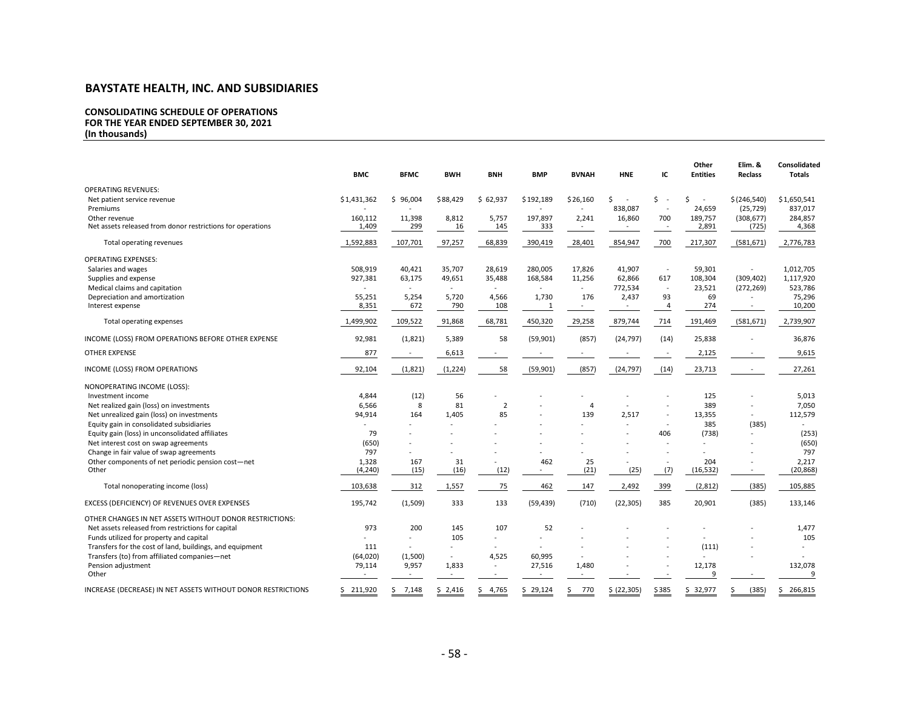# BAYSTATE HEALTH, INC. AND SUBSIDIARIES

**CONSOLIDATING SCHEDULE OF OPERATIONS**
**FOR THE YEAR ENDED SEPTEMBER 30, 2021**
**(In thousands)**

| | BMC | BFMC | BWH | BNH | BMP | BVNAH | HNE | IC | Other Entities | Elim. & Reclass | Consolidated Totals |
|---|---|---|---|---|---|---|---|---|---|---|---|
| OPERATING REVENUES: | | | | | | | | | | | |
| Net patient service revenue | $1,431,362 | $ 96,004 | $88,429 | $ 62,937 | $192,189 | $26,160 | $ - | $ - | $ - | $(246,540) | $1,650,541 |
| Premiums | - | - | | | - | - | 838,087 | - | 24,659 | (25,729) | 837,017 |
| Other revenue | 160,112 | 11,398 | 8,812 | 5,757 | 197,897 | 2,241 | 16,860 | 700 | 189,757 | (308,677) | 284,857 |
| Net assets released from donor restrictions for operations | 1,409 | 299 | 16 | 145 | 333 | - | - | - | 2,891 | (725) | 4,368 |
| Total operating revenues | 1,592,883 | 107,701 | 97,257 | 68,839 | 390,419 | 28,401 | 854,947 | 700 | 217,307 | (581,671) | 2,776,783 |
| OPERATING EXPENSES: | | | | | | | | | | | |
| Salaries and wages | 508,919 | 40,421 | 35,707 | 28,619 | 280,005 | 17,826 | 41,907 | - | 59,301 | - | 1,012,705 |
| Supplies and expense | 927,381 | 63,175 | 49,651 | 35,488 | 168,584 | 11,256 | 62,866 | 617 | 108,304 | (309,402) | 1,117,920 |
| Medical claims and capitation | - | - | - | - | - | - | 772,534 | - | 23,521 | (272,269) | 523,786 |
| Depreciation and amortization | 55,251 | 5,254 | 5,720 | 4,566 | 1,730 | 176 | 2,437 | 93 | 69 | - | 75,296 |
| Interest expense | 8,351 | 672 | 790 | 108 | 1 | - | - | 4 | 274 | - | 10,200 |
| Total operating expenses | 1,499,902 | 109,522 | 91,868 | 68,781 | 450,320 | 29,258 | 879,744 | 714 | 191,469 | (581,671) | 2,739,907 |
| INCOME (LOSS) FROM OPERATIONS BEFORE OTHER EXPENSE | 92,981 | (1,821) | 5,389 | 58 | (59,901) | (857) | (24,797) | (14) | 25,838 | - | 36,876 |
| OTHER EXPENSE | 877 | - | 6,613 | - | - | - | - | - | 2,125 | - | 9,615 |
| INCOME (LOSS) FROM OPERATIONS | 92,104 | (1,821) | (1,224) | 58 | (59,901) | (857) | (24,797) | (14) | 23,713 | - | 27,261 |
| NONOPERATING INCOME (LOSS): | | | | | | | | | | | |
| Investment income | 4,844 | (12) | 56 | - | - | - | - | - | 125 | - | 5,013 |
| Net realized gain (loss) on investments | 6,566 | 8 | 81 | 2 | - | 4 | - | - | 389 | - | 7,050 |
| Net unrealized gain (loss) on investments | 94,914 | 164 | 1,405 | 85 | - | 139 | 2,517 | - | 13,355 | - | 112,579 |
| Equity gain in consolidated subsidiaries | - | - | - | - | - | - | - | - | 385 | (385) | - |
| Equity gain (loss) in unconsolidated affiliates | 79 | - | - | - | - | - | - | 406 | (738) | - | (253) |
| Net interest cost on swap agreements | (650) | - | - | - | - | - | - | - | - | - | (650) |
| Change in fair value of swap agreements | 797 | - | - | - | - | - | - | - | - | - | 797 |
| Other components of net periodic pension cost—net | 1,328 | 167 | 31 | - | 462 | 25 | - | - | 204 | - | 2,217 |
| Other | (4,240) | (15) | (16) | (12) | - | (21) | (25) | (7) | (16,532) | - | (20,868) |
| Total nonoperating income (loss) | 103,638 | 312 | 1,557 | 75 | 462 | 147 | 2,492 | 399 | (2,812) | (385) | 105,885 |
| EXCESS (DEFICIENCY) OF REVENUES OVER EXPENSES | 195,742 | (1,509) | 333 | 133 | (59,439) | (710) | (22,305) | 385 | 20,901 | (385) | 133,146 |
| OTHER CHANGES IN NET ASSETS WITHOUT DONOR RESTRICTIONS: | | | | | | | | | | | |
| Net assets released from restrictions for capital | 973 | 200 | 145 | 107 | 52 | - | - | - | - | - | 1,477 |
| Funds utilized for property and capital | - | - | 105 | - | - | - | - | - | - | - | 105 |
| Transfers for the cost of land, buildings, and equipment | 111 | - | - | - | - | - | - | - | (111) | - | - |
| Transfers (to) from affiliated companies—net | (64,020) | (1,500) | - | 4,525 | 60,995 | - | - | - | - | - | - |
| Pension adjustment | 79,114 | 9,957 | 1,833 | - | 27,516 | 1,480 | - | - | 12,178 | | 132,078 |
| Other | - | - | - | - | - | - | - | - | 9 | - | 9 |
| INCREASE (DECREASE) IN NET ASSETS WITHOUT DONOR RESTRICTIONS | $ 211,920 | $ 7,148 | $ 2,416 | $ 4,765 | $ 29,124 | $ 770 | $ (22,305) | $ 385 | $ 32,977 | $ (385) | $ 266,815 |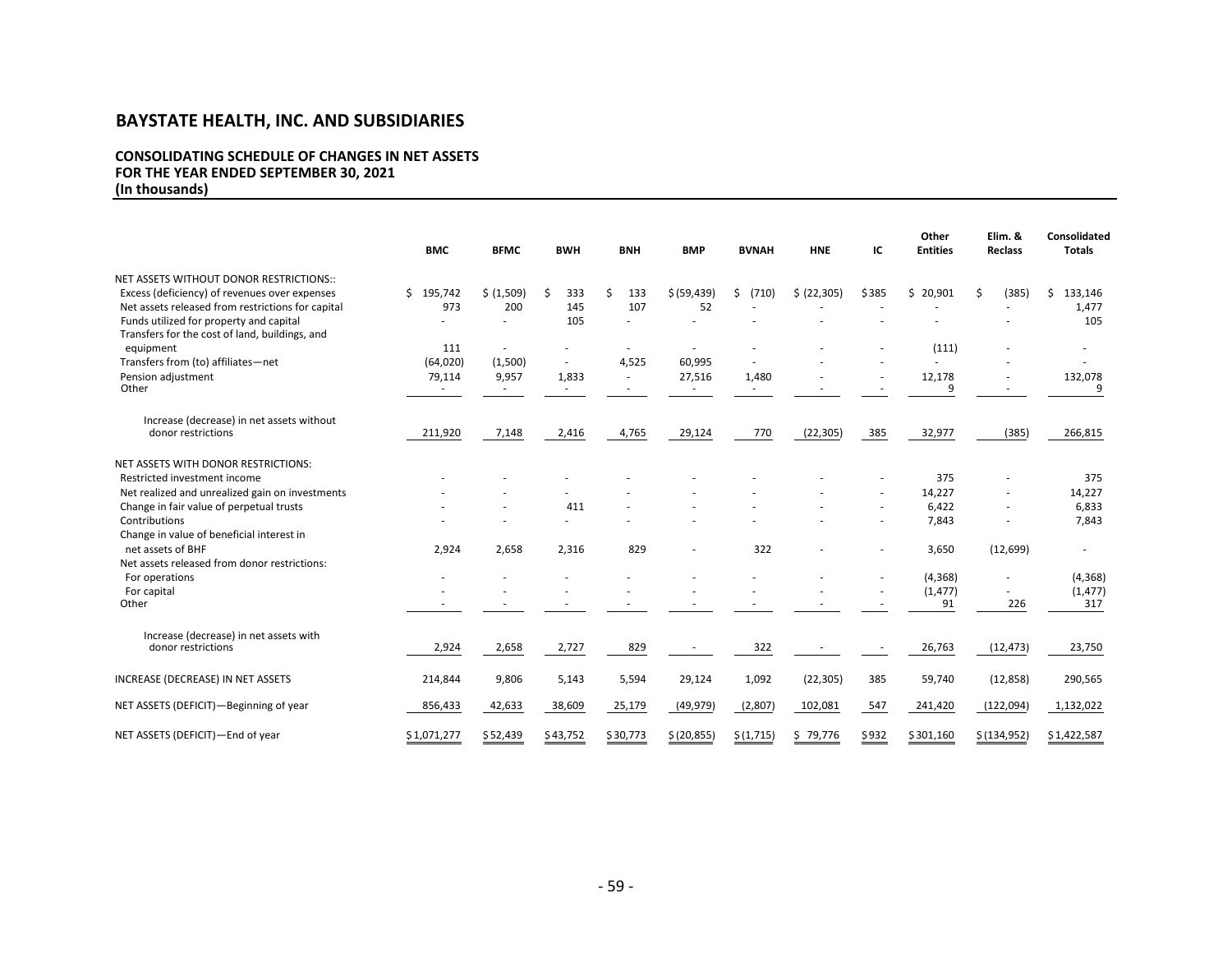# BAYSTATE HEALTH, INC. AND SUBSIDIARIES

## CONSOLIDATING SCHEDULE OF CHANGES IN NET ASSETS FOR THE YEAR ENDED SEPTEMBER 30, 2021 (In thousands)

| | BMC | BFMC | BWH | BNH | BMP | BVNAH | HNE | IC | Other Entities | Elim. & Reclass | Consolidated Totals |
|---|---|---|---|---|---|---|---|---|---|---|---|
| NET ASSETS WITHOUT DONOR RESTRICTIONS:: | | | | | | | | | | | |
| Excess (deficiency) of revenues over expenses | $ 195,742 | $ (1,509) | $ 333 | $ 133 | $ (59,439) | $ (710) | $ (22,305) | $ 385 | $ 20,901 | $ (385) | $ 133,146 |
| Net assets released from restrictions for capital | 973 | 200 | 145 | 107 | 52 | - | - | - | - | - | 1,477 |
| Funds utilized for property and capital | - | - | 105 | - | - | - | - | - | - | - | 105 |
| Transfers for the cost of land, buildings, and equipment | 111 | - | - | - | - | - | - | - | (111) | - | - |
| Transfers from (to) affiliates—net | (64,020) | (1,500) | - | 4,525 | 60,995 | - | - | - | - | - | - |
| Pension adjustment | 79,114 | 9,957 | 1,833 | - | 27,516 | 1,480 | - | - | 12,178 | - | 132,078 |
| Other | - | - | - | - | - | - | - | - | 9 | - | 9 |
| Increase (decrease) in net assets without donor restrictions | 211,920 | 7,148 | 2,416 | 4,765 | 29,124 | 770 | (22,305) | 385 | 32,977 | (385) | 266,815 |
| NET ASSETS WITH DONOR RESTRICTIONS: | | | | | | | | | | | |
| Restricted investment income | - | - | - | - | - | - | - | - | 375 | - | 375 |
| Net realized and unrealized gain on investments | - | - | - | - | - | - | - | - | 14,227 | - | 14,227 |
| Change in fair value of perpetual trusts | - | - | 411 | - | - | - | - | - | 6,422 | - | 6,833 |
| Contributions | - | - | - | - | - | - | - | - | 7,843 | - | 7,843 |
| Change in value of beneficial interest in net assets of BHF | 2,924 | 2,658 | 2,316 | 829 | - | 322 | - | - | 3,650 | (12,699) | - |
| Net assets released from donor restrictions: | | | | | | | | | | | |
| For operations | - | - | - | - | - | - | - | - | (4,368) | - | (4,368) |
| For capital | - | - | - | - | - | - | - | - | (1,477) | - | (1,477) |
| Other | - | - | - | - | - | - | - | - | 91 | 226 | 317 |
| Increase (decrease) in net assets with donor restrictions | 2,924 | 2,658 | 2,727 | 829 | - | 322 | - | - | 26,763 | (12,473) | 23,750 |
| INCREASE (DECREASE) IN NET ASSETS | 214,844 | 9,806 | 5,143 | 5,594 | 29,124 | 1,092 | (22,305) | 385 | 59,740 | (12,858) | 290,565 |
| NET ASSETS (DEFICIT)—Beginning of year | 856,433 | 42,633 | 38,609 | 25,179 | (49,979) | (2,807) | 102,081 | 547 | 241,420 | (122,094) | 1,132,022 |
| NET ASSETS (DEFICIT)—End of year | $ 1,071,277 | $ 52,439 | $ 43,752 | $ 30,773 | $ (20,855) | $ (1,715) | $ 79,776 | $ 932 | $ 301,160 | $ (134,952) | $ 1,422,587 |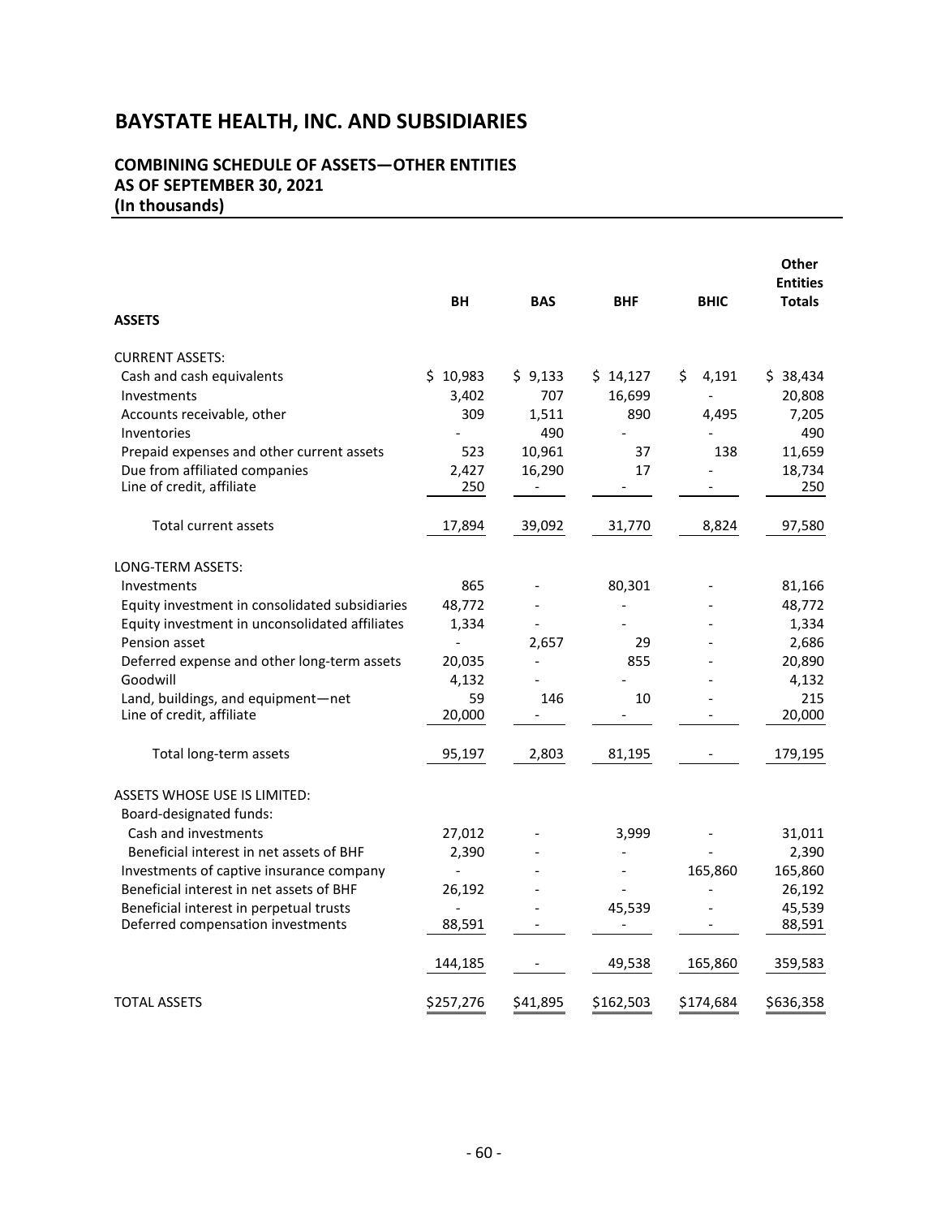# BAYSTATE HEALTH, INC. AND SUBSIDIARIES

## COMBINING SCHEDULE OF ASSETS—OTHER ENTITIES
## AS OF SEPTEMBER 30, 2021
## (In thousands)

| ASSETS | BH | BAS | BHF | BHIC | Other Entities Totals |
|---|---|---|---|---|---|
| CURRENT ASSETS: | | | | | |
| Cash and cash equivalents | $ 10,983 | $ 9,133 | $ 14,127 | $ 4,191 | $ 38,434 |
| Investments | 3,402 | 707 | 16,699 | - | 20,808 |
| Accounts receivable, other | 309 | 1,511 | 890 | 4,495 | 7,205 |
| Inventories | - | 490 | - | - | 490 |
| Prepaid expenses and other current assets | 523 | 10,961 | 37 | 138 | 11,659 |
| Due from affiliated companies | 2,427 | 16,290 | 17 | - | 18,734 |
| Line of credit, affiliate | 250 | - | - | - | 250 |
| Total current assets | 17,894 | 39,092 | 31,770 | 8,824 | 97,580 |
| LONG-TERM ASSETS: | | | | | |
| Investments | 865 | - | 80,301 | - | 81,166 |
| Equity investment in consolidated subsidiaries | 48,772 | - | - | - | 48,772 |
| Equity investment in unconsolidated affiliates | 1,334 | - | - | - | 1,334 |
| Pension asset | - | 2,657 | 29 | - | 2,686 |
| Deferred expense and other long-term assets | 20,035 | - | 855 | - | 20,890 |
| Goodwill | 4,132 | - | - | - | 4,132 |
| Land, buildings, and equipment—net | 59 | 146 | 10 | - | 215 |
| Line of credit, affiliate | 20,000 | - | - | - | 20,000 |
| Total long-term assets | 95,197 | 2,803 | 81,195 | - | 179,195 |
| ASSETS WHOSE USE IS LIMITED: | | | | | |
| Board-designated funds: | | | | | |
| Cash and investments | 27,012 | - | 3,999 | - | 31,011 |
| Beneficial interest in net assets of BHF | 2,390 | - | - | - | 2,390 |
| Investments of captive insurance company | - | - | - | 165,860 | 165,860 |
| Beneficial interest in net assets of BHF | 26,192 | - | - | - | 26,192 |
| Beneficial interest in perpetual trusts | - | - | 45,539 | - | 45,539 |
| Deferred compensation investments | 88,591 | - | - | - | 88,591 |
| | 144,185 | - | 49,538 | 165,860 | 359,583 |
| TOTAL ASSETS | $257,276 | $41,895 | $162,503 | $174,684 | $636,358 |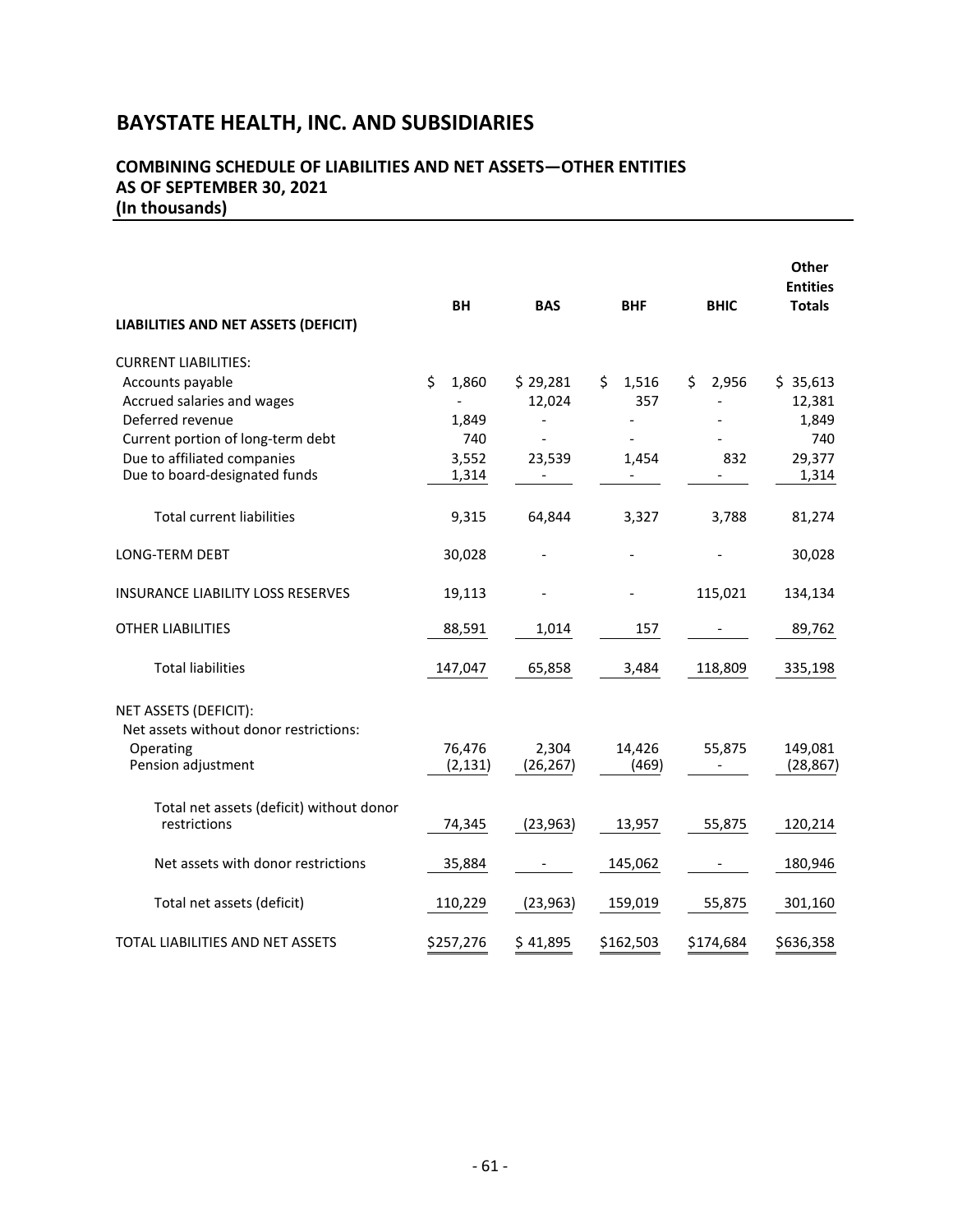# BAYSTATE HEALTH, INC. AND SUBSIDIARIES

## COMBINING SCHEDULE OF LIABILITIES AND NET ASSETS—OTHER ENTITIES
## AS OF SEPTEMBER 30, 2021
## (In thousands)

| LIABILITIES AND NET ASSETS (DEFICIT) | BH | BAS | BHF | BHIC | Other Entities Totals |
|---|---|---|---|---|---|
| CURRENT LIABILITIES: | | | | | |
| Accounts payable | $ 1,860 | $ 29,281 | $ 1,516 | $ 2,956 | $ 35,613 |
| Accrued salaries and wages | - | 12,024 | 357 | - | 12,381 |
| Deferred revenue | 1,849 | - | - | - | 1,849 |
| Current portion of long-term debt | 740 | - | - | - | 740 |
| Due to affiliated companies | 3,552 | 23,539 | 1,454 | 832 | 29,377 |
| Due to board-designated funds | 1,314 | - | - | - | 1,314 |
| Total current liabilities | 9,315 | 64,844 | 3,327 | 3,788 | 81,274 |
| LONG-TERM DEBT | 30,028 | - | - | - | 30,028 |
| INSURANCE LIABILITY LOSS RESERVES | 19,113 | - | - | 115,021 | 134,134 |
| OTHER LIABILITIES | 88,591 | 1,014 | 157 | - | 89,762 |
| Total liabilities | 147,047 | 65,858 | 3,484 | 118,809 | 335,198 |
| NET ASSETS (DEFICIT): | | | | | |
| Net assets without donor restrictions: | | | | | |
| Operating | 76,476 | 2,304 | 14,426 | 55,875 | 149,081 |
| Pension adjustment | (2,131) | (26,267) | (469) | - | (28,867) |
| Total net assets (deficit) without donor restrictions | 74,345 | (23,963) | 13,957 | 55,875 | 120,214 |
| Net assets with donor restrictions | 35,884 | - | 145,062 | - | 180,946 |
| Total net assets (deficit) | 110,229 | (23,963) | 159,019 | 55,875 | 301,160 |
| TOTAL LIABILITIES AND NET ASSETS | $257,276 | $ 41,895 | $162,503 | $174,684 | $636,358 |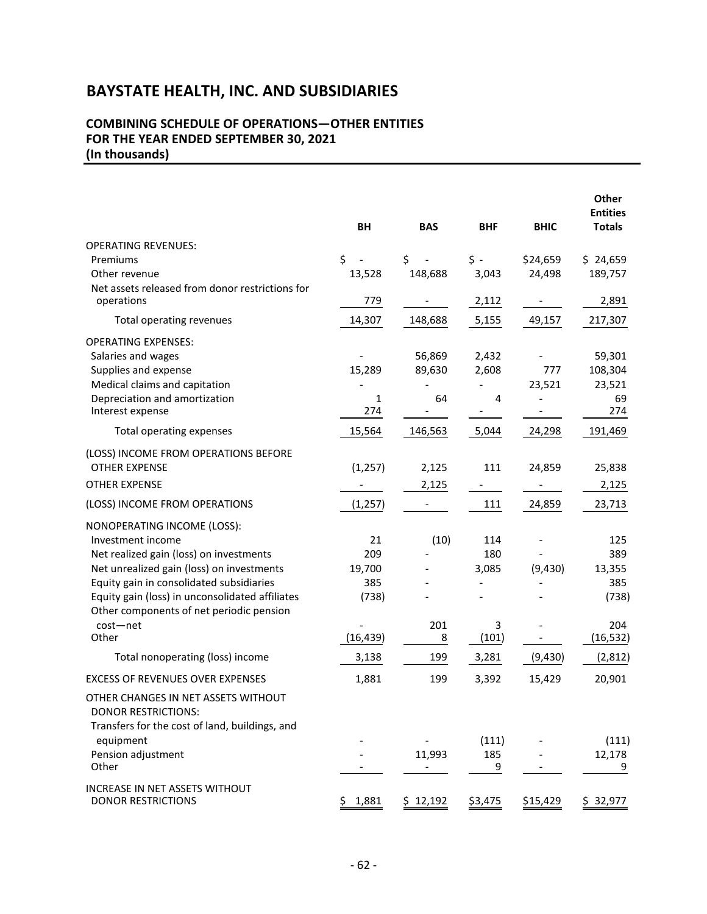# BAYSTATE HEALTH, INC. AND SUBSIDIARIES

## COMBINING SCHEDULE OF OPERATIONS—OTHER ENTITIES
## FOR THE YEAR ENDED SEPTEMBER 30, 2021
## (In thousands)

| | BH | BAS | BHF | BHIC | Other Entities Totals |
|---|---|---|---|---|---|
| OPERATING REVENUES: | | | | | |
| Premiums | $ - | $ - | $ - | $24,659 | $ 24,659 |
| Other revenue | 13,528 | 148,688 | 3,043 | 24,498 | 189,757 |
| Net assets released from donor restrictions for operations | 779 | - | 2,112 | - | 2,891 |
| Total operating revenues | 14,307 | 148,688 | 5,155 | 49,157 | 217,307 |
| OPERATING EXPENSES: | | | | | |
| Salaries and wages | - | 56,869 | 2,432 | - | 59,301 |
| Supplies and expense | 15,289 | 89,630 | 2,608 | 777 | 108,304 |
| Medical claims and capitation | - | - | - | 23,521 | 23,521 |
| Depreciation and amortization | 1 | 64 | 4 | - | 69 |
| Interest expense | 274 | - | - | - | 274 |
| Total operating expenses | 15,564 | 146,563 | 5,044 | 24,298 | 191,469 |
| (LOSS) INCOME FROM OPERATIONS BEFORE OTHER EXPENSE | (1,257) | 2,125 | 111 | 24,859 | 25,838 |
| OTHER EXPENSE | - | 2,125 | - | - | 2,125 |
| (LOSS) INCOME FROM OPERATIONS | (1,257) | - | 111 | 24,859 | 23,713 |
| NONOPERATING INCOME (LOSS): | | | | | |
| Investment income | 21 | (10) | 114 | - | 125 |
| Net realized gain (loss) on investments | 209 | - | 180 | - | 389 |
| Net unrealized gain (loss) on investments | 19,700 | - | 3,085 | (9,430) | 13,355 |
| Equity gain in consolidated subsidiaries | 385 | - | - | - | 385 |
| Equity gain (loss) in unconsolidated affiliates | (738) | - | - | - | (738) |
| Other components of net periodic pension cost—net | - | 201 | 3 | - | 204 |
| Other | (16,439) | 8 | (101) | - | (16,532) |
| Total nonoperating (loss) income | 3,138 | 199 | 3,281 | (9,430) | (2,812) |
| EXCESS OF REVENUES OVER EXPENSES | 1,881 | 199 | 3,392 | 15,429 | 20,901 |
| OTHER CHANGES IN NET ASSETS WITHOUT DONOR RESTRICTIONS: | | | | | |
| Transfers for the cost of land, buildings, and equipment | - | - | (111) | - | (111) |
| Pension adjustment | - | 11,993 | 185 | - | 12,178 |
| Other | - | - | 9 | - | 9 |
| INCREASE IN NET ASSETS WITHOUT DONOR RESTRICTIONS | $ 1,881 | $ 12,192 | $3,475 | $15,429 | $ 32,977 |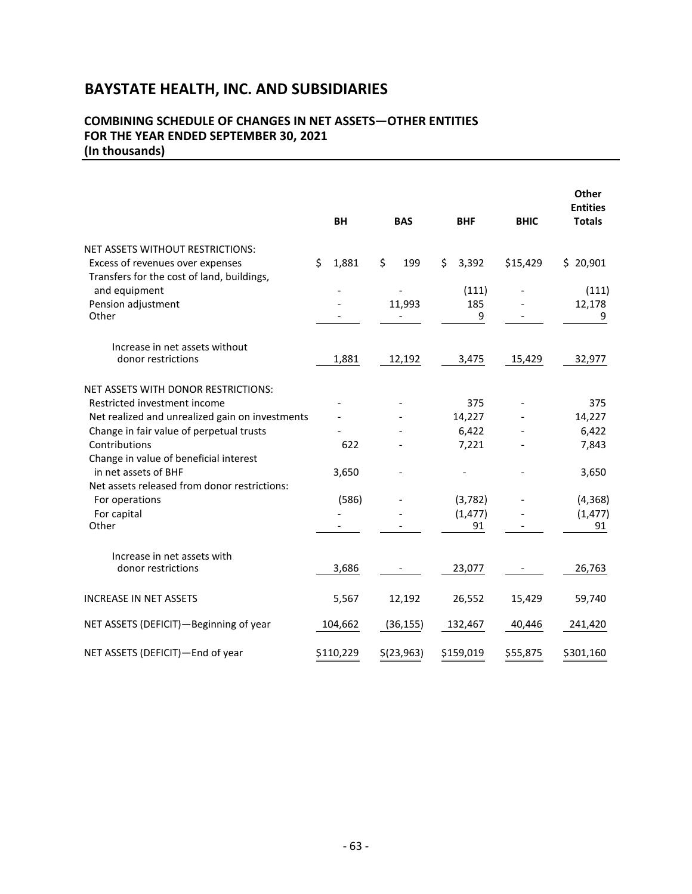# BAYSTATE HEALTH, INC. AND SUBSIDIARIES

## COMBINING SCHEDULE OF CHANGES IN NET ASSETS—OTHER ENTITIES FOR THE YEAR ENDED SEPTEMBER 30, 2021 (In thousands)

| | BH | BAS | BHF | BHIC | Other Entities Totals |
|---|---|---|---|---|---|
| NET ASSETS WITHOUT RESTRICTIONS: | | | | | |
| Excess of revenues over expenses | $ 1,881 | $ 199 | $ 3,392 | $15,429 | $ 20,901 |
| Transfers for the cost of land, buildings, and equipment | - | - | (111) | - | (111) |
| Pension adjustment | - | 11,993 | 185 | - | 12,178 |
| Other | - | - | 9 | - | 9 |
| Increase in net assets without donor restrictions | 1,881 | 12,192 | 3,475 | 15,429 | 32,977 |
| NET ASSETS WITH DONOR RESTRICTIONS: | | | | | |
| Restricted investment income | - | - | 375 | - | 375 |
| Net realized and unrealized gain on investments | - | - | 14,227 | - | 14,227 |
| Change in fair value of perpetual trusts | - | - | 6,422 | - | 6,422 |
| Contributions | 622 | - | 7,221 | - | 7,843 |
| Change in value of beneficial interest in net assets of BHF | 3,650 | - | - | - | 3,650 |
| Net assets released from donor restrictions: | | | | | |
| For operations | (586) | - | (3,782) | - | (4,368) |
| For capital | - | - | (1,477) | - | (1,477) |
| Other | - | - | 91 | - | 91 |
| Increase in net assets with donor restrictions | 3,686 | - | 23,077 | - | 26,763 |
| INCREASE IN NET ASSETS | 5,567 | 12,192 | 26,552 | 15,429 | 59,740 |
| NET ASSETS (DEFICIT)—Beginning of year | 104,662 | (36,155) | 132,467 | 40,446 | 241,420 |
| NET ASSETS (DEFICIT)—End of year | $110,229 | $(23,963) | $159,019 | $55,875 | $301,160 |